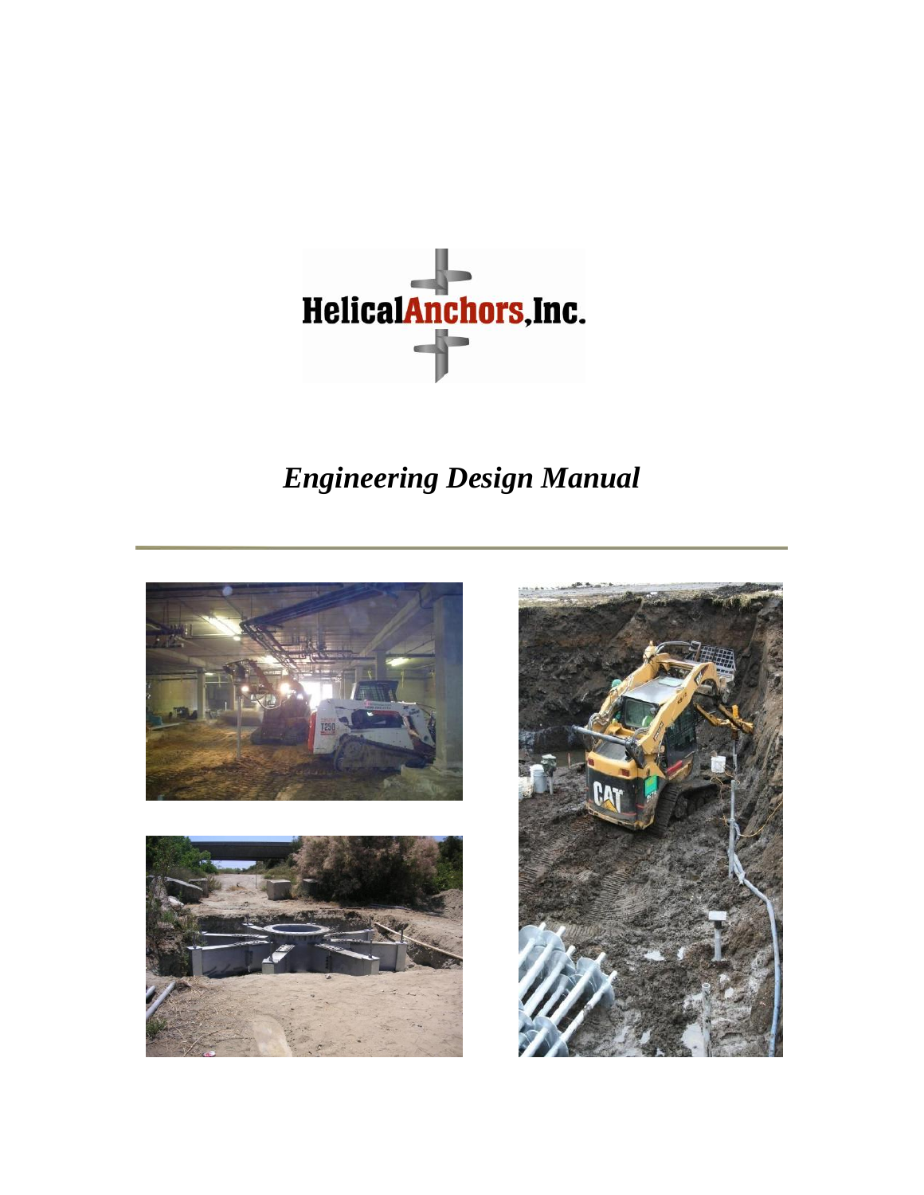HelicalAnchors,Inc.

# *Engineering Design Manual*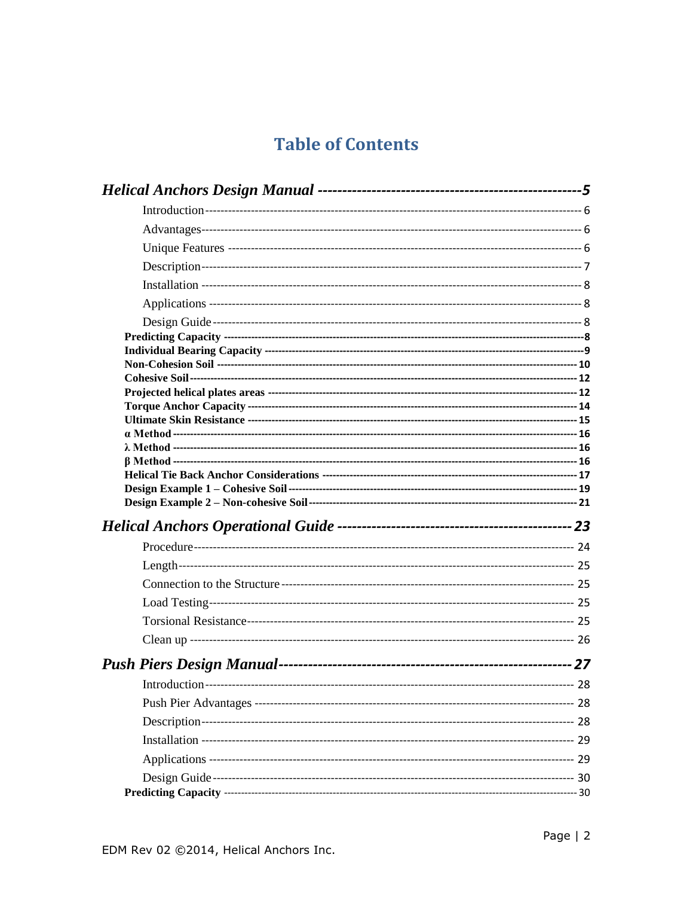# Table of Contents

***Helical Anchors Design Manual*** ---------------------------------------------------**5**

Introduction --------------------------------------------------------------------------------------------- 6

Advantages ---------------------------------------------------------------------------------------------- 6

Unique Features ------------------------------------------------------------------------------------------ 6

Description ---------------------------------------------------------------------------------------------- 7

Installation ---------------------------------------------------------------------------------------------- 8

Applications --------------------------------------------------------------------------------------------- 8

Design Guide --------------------------------------------------------------------------------------------- 8

**Predicting Capacity** ----------------------------------------------------------------------------------------8

**Individual Bearing Capacity** ---------------------------------------------------------------------------------9

**Non-Cohesion Soil** ------------------------------------------------------------------------------------------ 10

**Cohesive Soil** ----------------------------------------------------------------------------------------------- 12

**Projected helical plates areas** ------------------------------------------------------------------------------ 12

**Torque Anchor Capacity** -------------------------------------------------------------------------------------- 14

**Ultimate Skin Resistance** ------------------------------------------------------------------------------------ 15

**α Method** ----------------------------------------------------------------------------------------------------- 16

**λ Method** ----------------------------------------------------------------------------------------------------- 16

**β Method** ----------------------------------------------------------------------------------------------------- 16

**Helical Tie Back Anchor Considerations** ------------------------------------------------------------------ 17

**Design Example 1 – Cohesive Soil** -------------------------------------------------------------------------- 19

**Design Example 2 – Non-cohesive Soil** ---------------------------------------------------------------------- 21

***Helical Anchors Operational Guide*** --------------------------------------------**23**

Procedure ----------------------------------------------------------------------------------------------- 24

Length --------------------------------------------------------------------------------------------------- 25

Connection to the Structure ----------------------------------------------------------------------------- 25

Load Testing --------------------------------------------------------------------------------------------- 25

Torsional Resistance ------------------------------------------------------------------------------------- 25

Clean up ------------------------------------------------------------------------------------------------- 26

***Push Piers Design Manual*** --------------------------------------------------------**27**

Introduction --------------------------------------------------------------------------------------------- 28

Push Pier Advantages ------------------------------------------------------------------------------------ 28

Description ---------------------------------------------------------------------------------------------- 28

Installation ---------------------------------------------------------------------------------------------- 29

Applications --------------------------------------------------------------------------------------------- 29

Design Guide --------------------------------------------------------------------------------------------- 30

**Predicting Capacity** ------------------------------------------------------------------------------------------ 30

EDM Rev 02 ©2014, Helical Anchors Inc.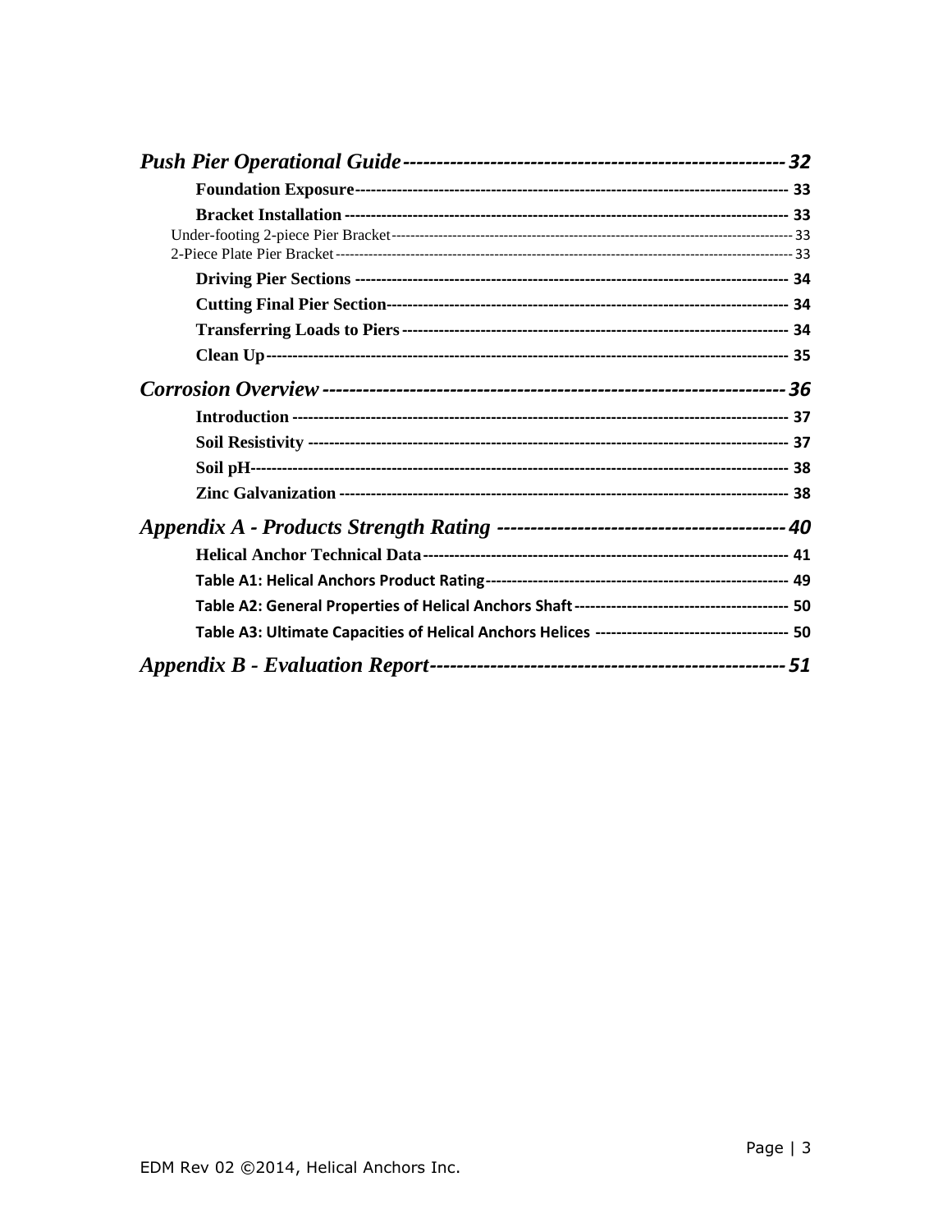*Push Pier Operational Guide* ---------------------------------------------------- 32

**Foundation Exposure** -------------------------------------------------------------------------------- 33

**Bracket Installation** ------------------------------------------------------------------------------------ 33

Under-footing 2-piece Pier Bracket ------------------------------------------------------------------------------------ 33

2-Piece Plate Pier Bracket ------------------------------------------------------------------------------------------------- 33

**Driving Pier Sections** ------------------------------------------------------------------------------------ 34

**Cutting Final Pier Section** --------------------------------------------------------------------------- 34

**Transferring Loads to Piers** ------------------------------------------------------------------------ 34

**Clean Up** ------------------------------------------------------------------------------------------------- 35

*Corrosion Overview* ----------------------------------------------------------------- 36

**Introduction** ------------------------------------------------------------------------------------------- 37

**Soil Resistivity** ---------------------------------------------------------------------------------------- 37

**Soil pH** --------------------------------------------------------------------------------------------------- 38

**Zinc Galvanization** ----------------------------------------------------------------------------------- 38

*Appendix A - Products Strength Rating* ------------------------------------------ 40

**Helical Anchor Technical Data** -------------------------------------------------------------------- 41

**Table A1: Helical Anchors Product Rating** ------------------------------------------------------- 49

**Table A2: General Properties of Helical Anchors Shaft** --------------------------------------- 50

**Table A3: Ultimate Capacities of Helical Anchors Helices** ------------------------------------ 50

*Appendix B - Evaluation Report* ------------------------------------------------- 51

EDM Rev 02 ©2014, Helical Anchors Inc.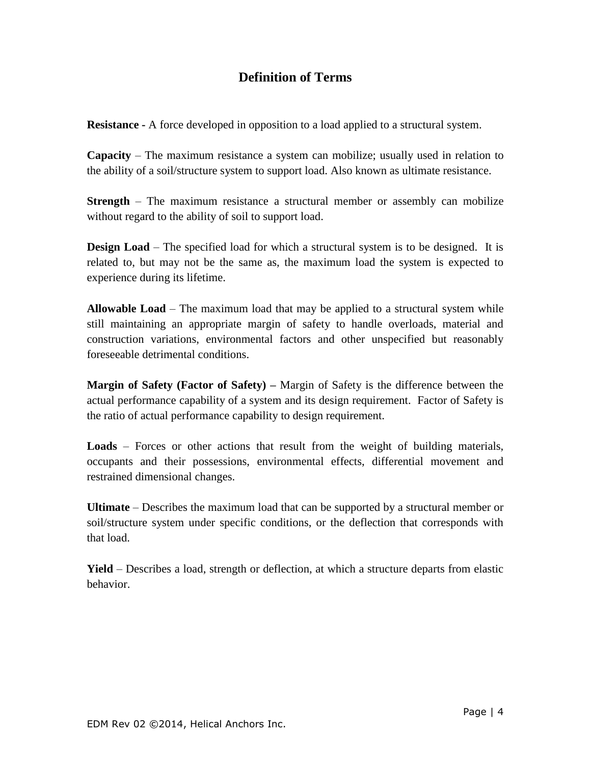# Definition of Terms

**Resistance -** A force developed in opposition to a load applied to a structural system.

**Capacity** – The maximum resistance a system can mobilize; usually used in relation to the ability of a soil/structure system to support load. Also known as ultimate resistance.

**Strength** – The maximum resistance a structural member or assembly can mobilize without regard to the ability of soil to support load.

**Design Load** – The specified load for which a structural system is to be designed. It is related to, but may not be the same as, the maximum load the system is expected to experience during its lifetime.

**Allowable Load** – The maximum load that may be applied to a structural system while still maintaining an appropriate margin of safety to handle overloads, material and construction variations, environmental factors and other unspecified but reasonably foreseeable detrimental conditions.

**Margin of Safety (Factor of Safety) –** Margin of Safety is the difference between the actual performance capability of a system and its design requirement. Factor of Safety is the ratio of actual performance capability to design requirement.

**Loads** – Forces or other actions that result from the weight of building materials, occupants and their possessions, environmental effects, differential movement and restrained dimensional changes.

**Ultimate** – Describes the maximum load that can be supported by a structural member or soil/structure system under specific conditions, or the deflection that corresponds with that load.

**Yield** – Describes a load, strength or deflection, at which a structure departs from elastic behavior.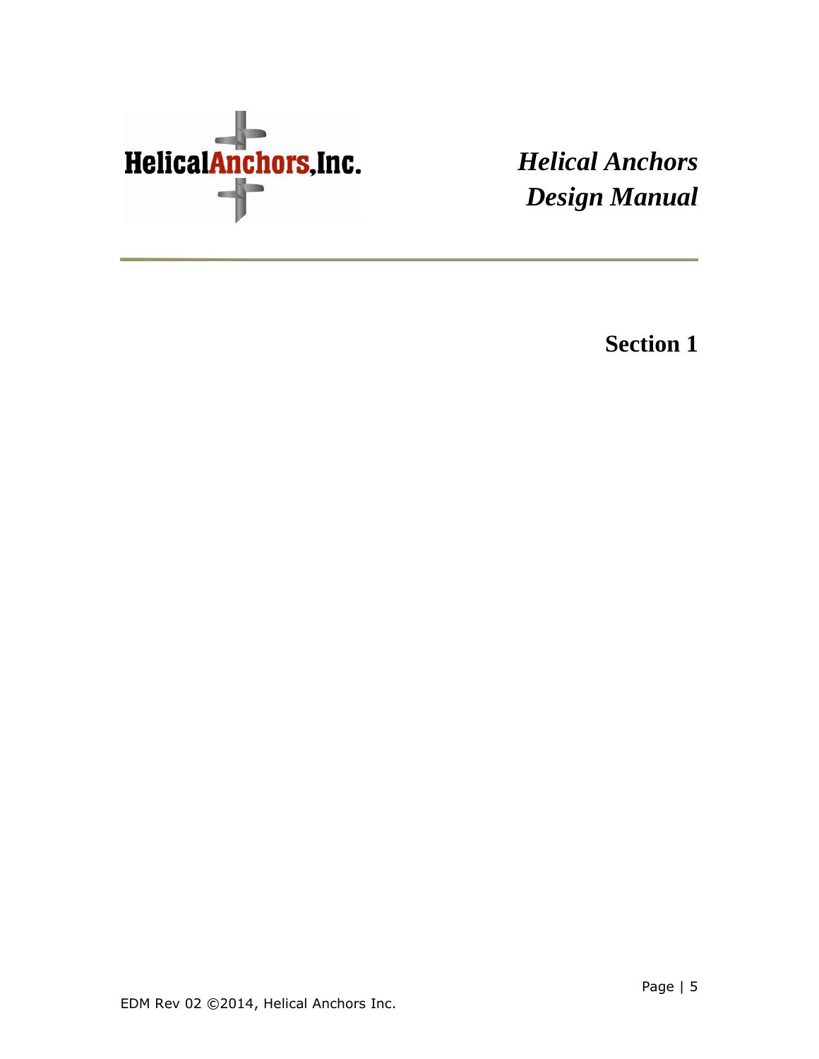*Helical Anchors Design Manual*

# Section 1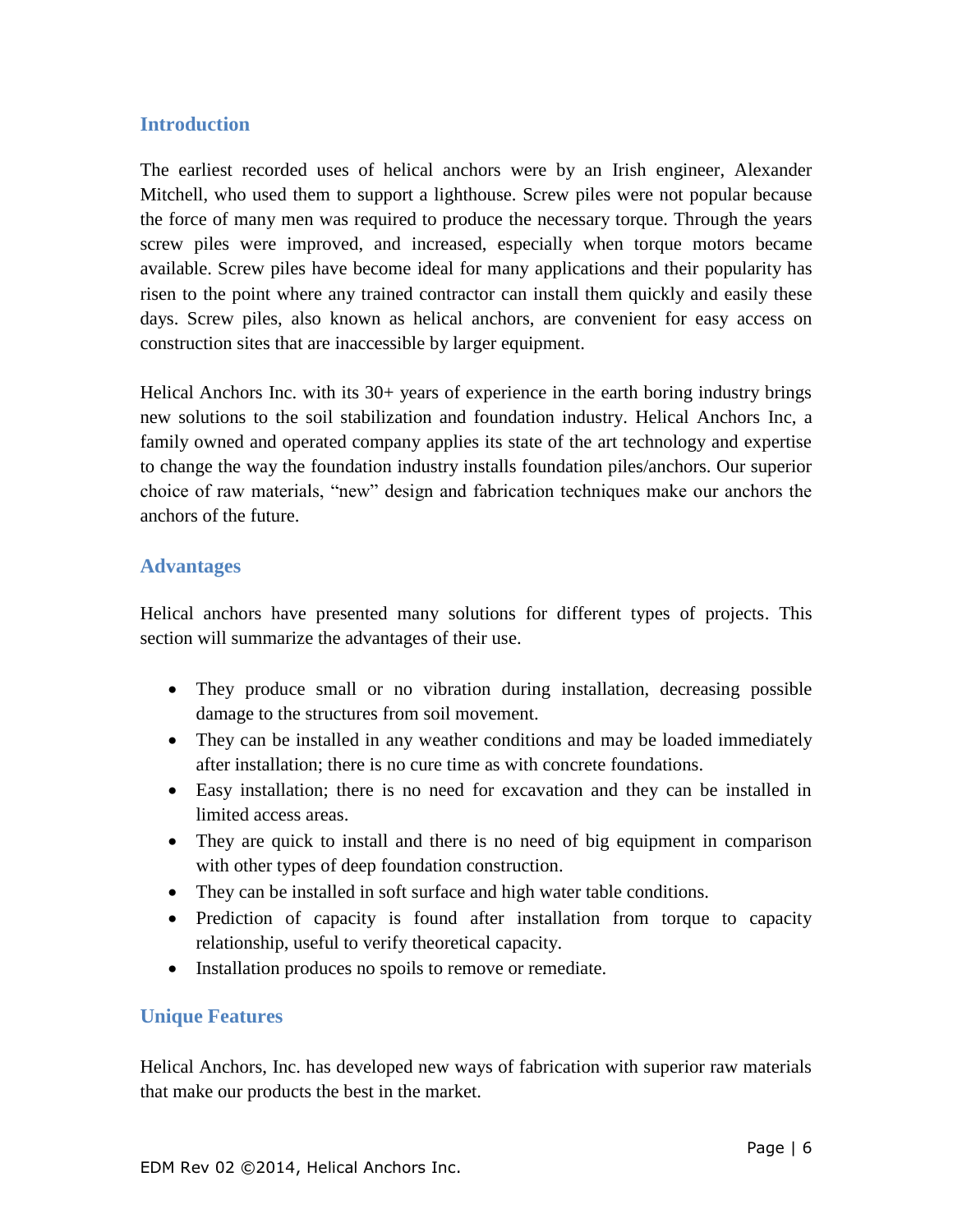## Introduction

The earliest recorded uses of helical anchors were by an Irish engineer, Alexander Mitchell, who used them to support a lighthouse. Screw piles were not popular because the force of many men was required to produce the necessary torque. Through the years screw piles were improved, and increased, especially when torque motors became available. Screw piles have become ideal for many applications and their popularity has risen to the point where any trained contractor can install them quickly and easily these days. Screw piles, also known as helical anchors, are convenient for easy access on construction sites that are inaccessible by larger equipment.

Helical Anchors Inc. with its 30+ years of experience in the earth boring industry brings new solutions to the soil stabilization and foundation industry. Helical Anchors Inc, a family owned and operated company applies its state of the art technology and expertise to change the way the foundation industry installs foundation piles/anchors. Our superior choice of raw materials, "new" design and fabrication techniques make our anchors the anchors of the future.

## Advantages

Helical anchors have presented many solutions for different types of projects. This section will summarize the advantages of their use.

- They produce small or no vibration during installation, decreasing possible damage to the structures from soil movement.
- They can be installed in any weather conditions and may be loaded immediately after installation; there is no cure time as with concrete foundations.
- Easy installation; there is no need for excavation and they can be installed in limited access areas.
- They are quick to install and there is no need of big equipment in comparison with other types of deep foundation construction.
- They can be installed in soft surface and high water table conditions.
- Prediction of capacity is found after installation from torque to capacity relationship, useful to verify theoretical capacity.
- Installation produces no spoils to remove or remediate.

## Unique Features

Helical Anchors, Inc. has developed new ways of fabrication with superior raw materials that make our products the best in the market.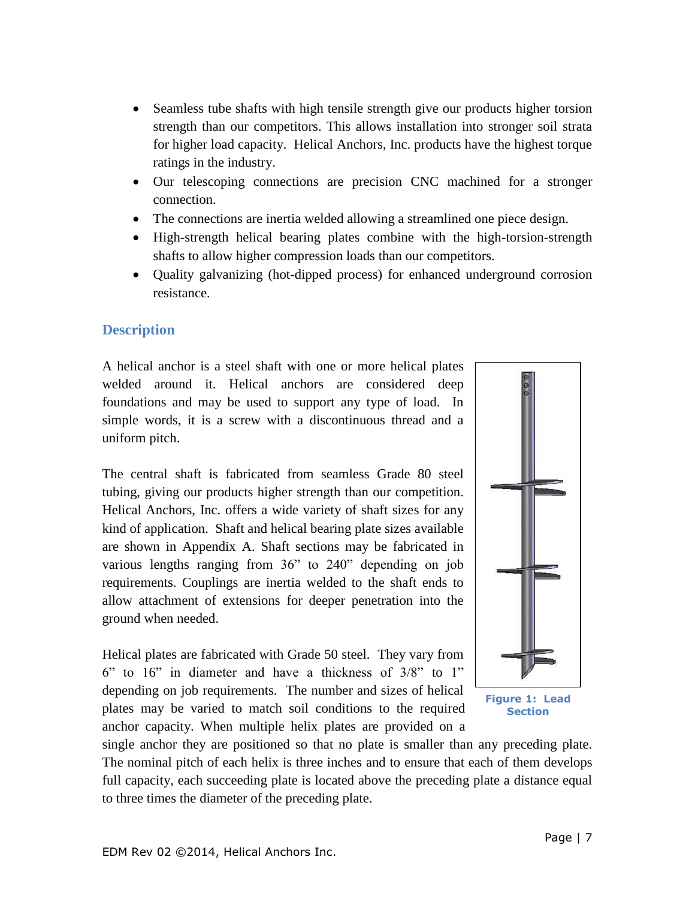- Seamless tube shafts with high tensile strength give our products higher torsion strength than our competitors. This allows installation into stronger soil strata for higher load capacity. Helical Anchors, Inc. products have the highest torque ratings in the industry.
- Our telescoping connections are precision CNC machined for a stronger connection.
- The connections are inertia welded allowing a streamlined one piece design.
- High-strength helical bearing plates combine with the high-torsion-strength shafts to allow higher compression loads than our competitors.
- Quality galvanizing (hot-dipped process) for enhanced underground corrosion resistance.

## Description

A helical anchor is a steel shaft with one or more helical plates welded around it. Helical anchors are considered deep foundations and may be used to support any type of load. In simple words, it is a screw with a discontinuous thread and a uniform pitch.

The central shaft is fabricated from seamless Grade 80 steel tubing, giving our products higher strength than our competition. Helical Anchors, Inc. offers a wide variety of shaft sizes for any kind of application. Shaft and helical bearing plate sizes available are shown in Appendix A. Shaft sections may be fabricated in various lengths ranging from 36" to 240" depending on job requirements. Couplings are inertia welded to the shaft ends to allow attachment of extensions for deeper penetration into the ground when needed.

Figure 1: Lead Section

Helical plates are fabricated with Grade 50 steel. They vary from 6" to 16" in diameter and have a thickness of 3/8" to 1" depending on job requirements. The number and sizes of helical plates may be varied to match soil conditions to the required anchor capacity. When multiple helix plates are provided on a single anchor they are positioned so that no plate is smaller than any preceding plate. The nominal pitch of each helix is three inches and to ensure that each of them develops full capacity, each succeeding plate is located above the preceding plate a distance equal to three times the diameter of the preceding plate.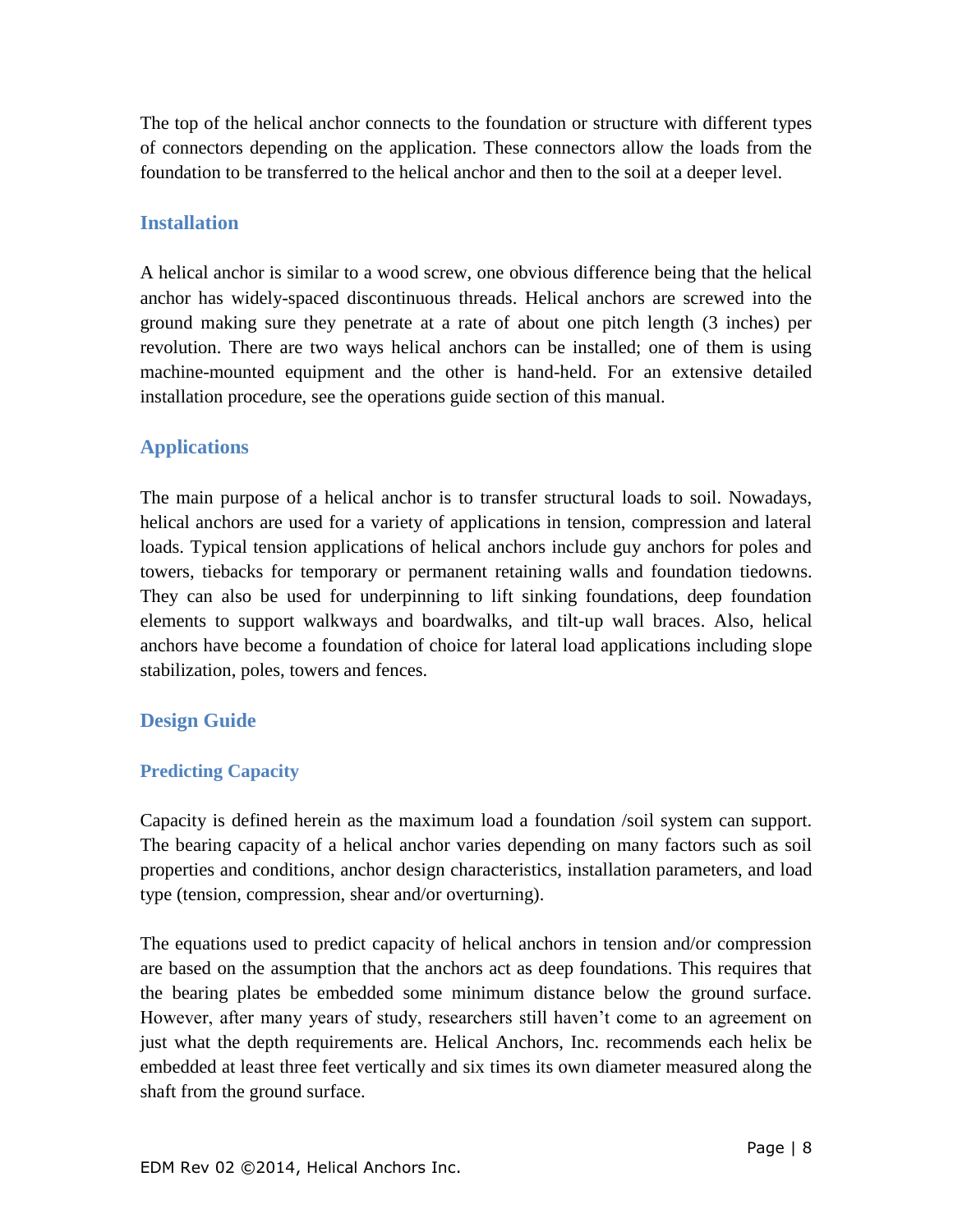The top of the helical anchor connects to the foundation or structure with different types of connectors depending on the application. These connectors allow the loads from the foundation to be transferred to the helical anchor and then to the soil at a deeper level.

## Installation

A helical anchor is similar to a wood screw, one obvious difference being that the helical anchor has widely-spaced discontinuous threads. Helical anchors are screwed into the ground making sure they penetrate at a rate of about one pitch length (3 inches) per revolution. There are two ways helical anchors can be installed; one of them is using machine-mounted equipment and the other is hand-held. For an extensive detailed installation procedure, see the operations guide section of this manual.

## Applications

The main purpose of a helical anchor is to transfer structural loads to soil. Nowadays, helical anchors are used for a variety of applications in tension, compression and lateral loads. Typical tension applications of helical anchors include guy anchors for poles and towers, tiebacks for temporary or permanent retaining walls and foundation tiedowns. They can also be used for underpinning to lift sinking foundations, deep foundation elements to support walkways and boardwalks, and tilt-up wall braces. Also, helical anchors have become a foundation of choice for lateral load applications including slope stabilization, poles, towers and fences.

## Design Guide

### Predicting Capacity

Capacity is defined herein as the maximum load a foundation /soil system can support. The bearing capacity of a helical anchor varies depending on many factors such as soil properties and conditions, anchor design characteristics, installation parameters, and load type (tension, compression, shear and/or overturning).

The equations used to predict capacity of helical anchors in tension and/or compression are based on the assumption that the anchors act as deep foundations. This requires that the bearing plates be embedded some minimum distance below the ground surface. However, after many years of study, researchers still haven't come to an agreement on just what the depth requirements are. Helical Anchors, Inc. recommends each helix be embedded at least three feet vertically and six times its own diameter measured along the shaft from the ground surface.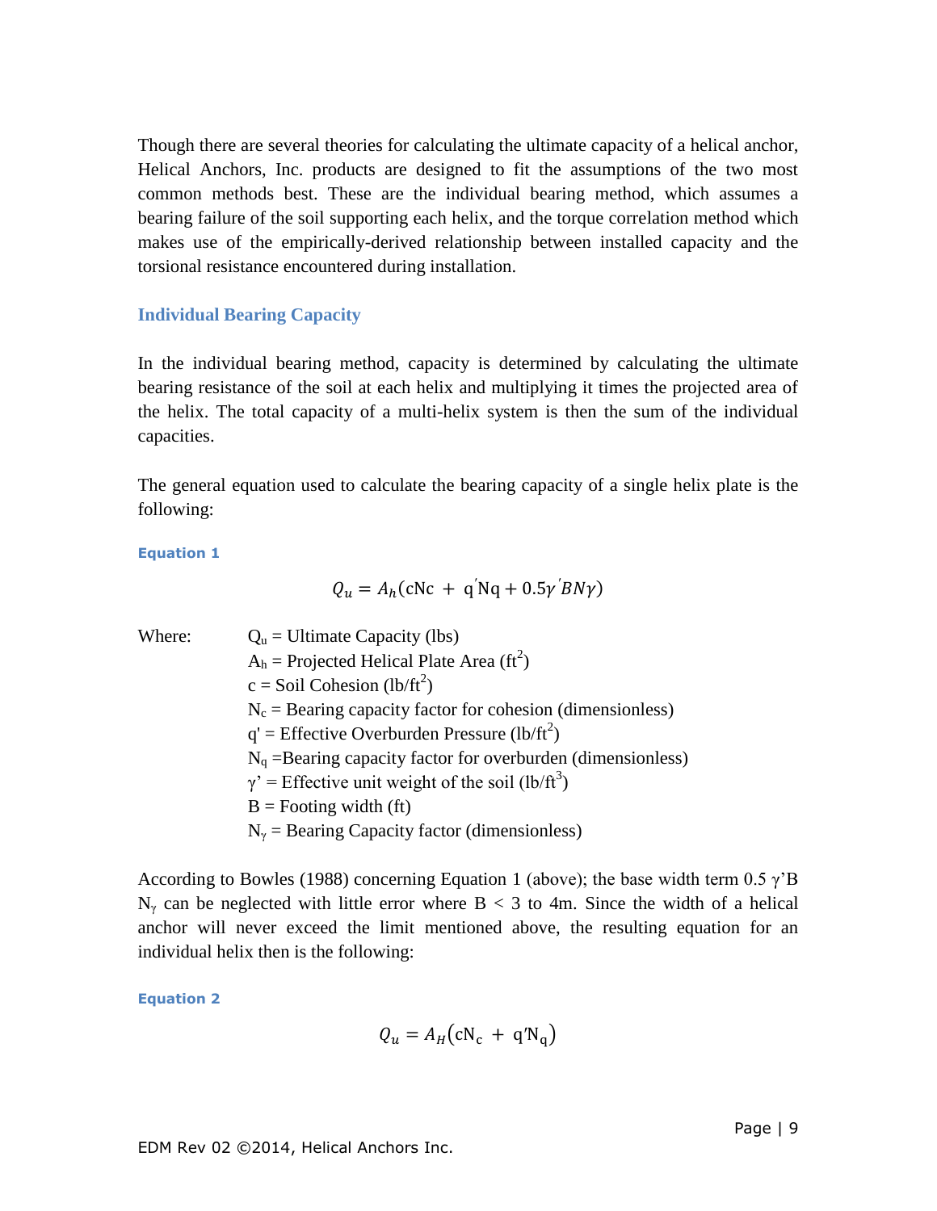Though there are several theories for calculating the ultimate capacity of a helical anchor, Helical Anchors, Inc. products are designed to fit the assumptions of the two most common methods best. These are the individual bearing method, which assumes a bearing failure of the soil supporting each helix, and the torque correlation method which makes use of the empirically-derived relationship between installed capacity and the torsional resistance encountered during installation.

## Individual Bearing Capacity

In the individual bearing method, capacity is determined by calculating the ultimate bearing resistance of the soil at each helix and multiplying it times the projected area of the helix. The total capacity of a multi-helix system is then the sum of the individual capacities.

The general equation used to calculate the bearing capacity of a single helix plate is the following:

**Equation 1**

$$Q_u = A_h(\mathrm{c}\mathrm{Nc} + \mathrm{q}'\mathrm{Nq} + 0.5\gamma' BN\gamma)$$

Where:

- $Q_u$ = Ultimate Capacity (lbs)
- $A_h$ = Projected Helical Plate Area ($ft^2$)
- c = Soil Cohesion ($lb/ft^2$)
- $N_c$ = Bearing capacity factor for cohesion (dimensionless)
- q' = Effective Overburden Pressure ($lb/ft^2$)
- $N_q$ =Bearing capacity factor for overburden (dimensionless)
- $\gamma'$ = Effective unit weight of the soil ($lb/ft^3$)
- B = Footing width (ft)
- $N_\gamma$ = Bearing Capacity factor (dimensionless)

According to Bowles (1988) concerning Equation 1 (above); the base width term $0.5\ \gamma' B\ N_\gamma$ can be neglected with little error where B < 3 to 4m. Since the width of a helical anchor will never exceed the limit mentioned above, the resulting equation for an individual helix then is the following:

**Equation 2**

$$Q_u = A_H(\mathrm{c}\mathrm{N}_\mathrm{c} + \mathrm{q}'\mathrm{N}_\mathrm{q})$$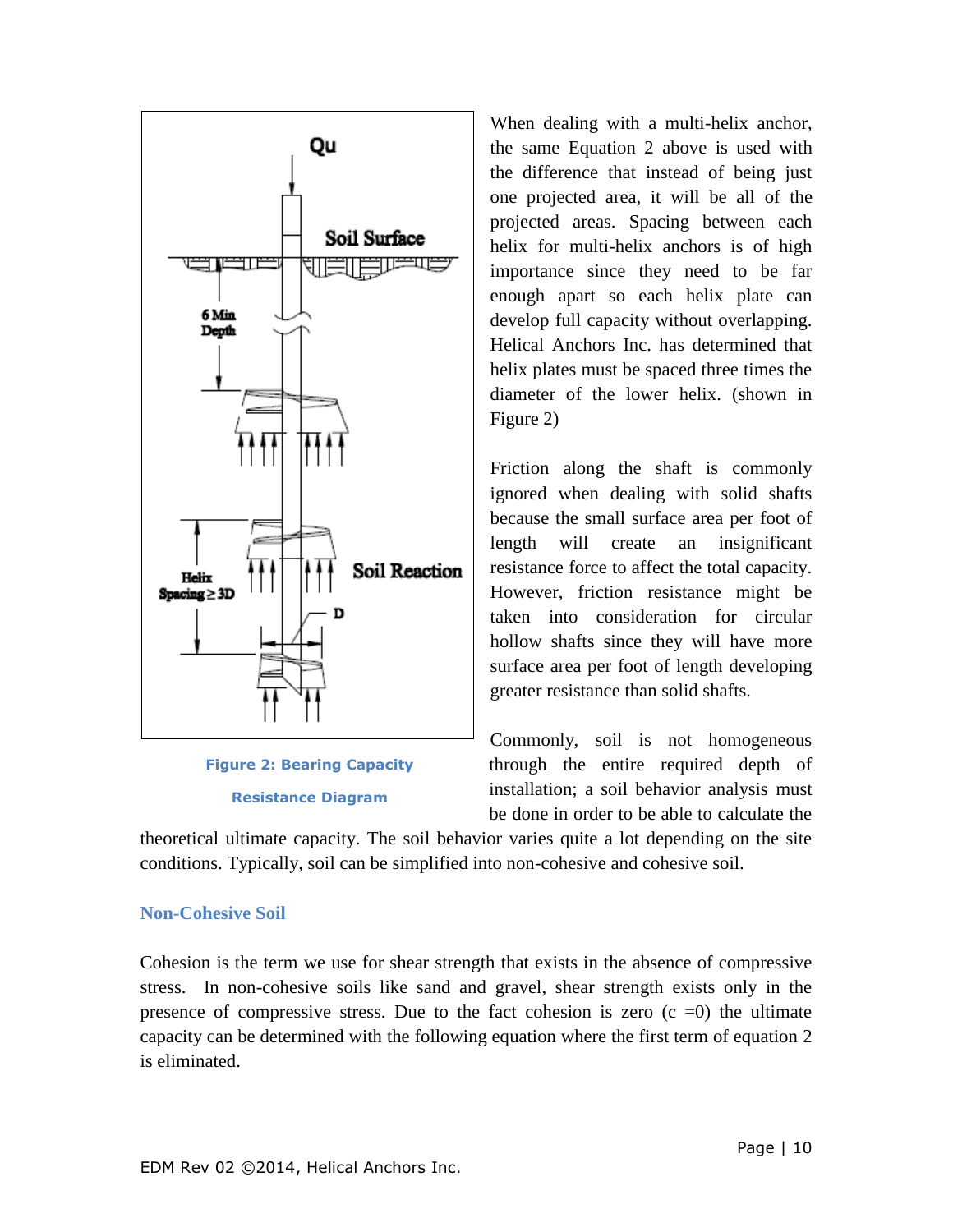When dealing with a multi-helix anchor, the same Equation 2 above is used with the difference that instead of being just one projected area, it will be all of the projected areas. Spacing between each helix for multi-helix anchors is of high importance since they need to be far enough apart so each helix plate can develop full capacity without overlapping. Helical Anchors Inc. has determined that helix plates must be spaced three times the diameter of the lower helix. (shown in Figure 2)

Figure 2: Bearing Capacity Resistance Diagram

Friction along the shaft is commonly ignored when dealing with solid shafts because the small surface area per foot of length will create an insignificant resistance force to affect the total capacity. However, friction resistance might be taken into consideration for circular hollow shafts since they will have more surface area per foot of length developing greater resistance than solid shafts.

Commonly, soil is not homogeneous through the entire required depth of installation; a soil behavior analysis must be done in order to be able to calculate the theoretical ultimate capacity. The soil behavior varies quite a lot depending on the site conditions. Typically, soil can be simplified into non-cohesive and cohesive soil.

## Non-Cohesive Soil

Cohesion is the term we use for shear strength that exists in the absence of compressive stress. In non-cohesive soils like sand and gravel, shear strength exists only in the presence of compressive stress. Due to the fact cohesion is zero ($c = 0$) the ultimate capacity can be determined with the following equation where the first term of equation 2 is eliminated.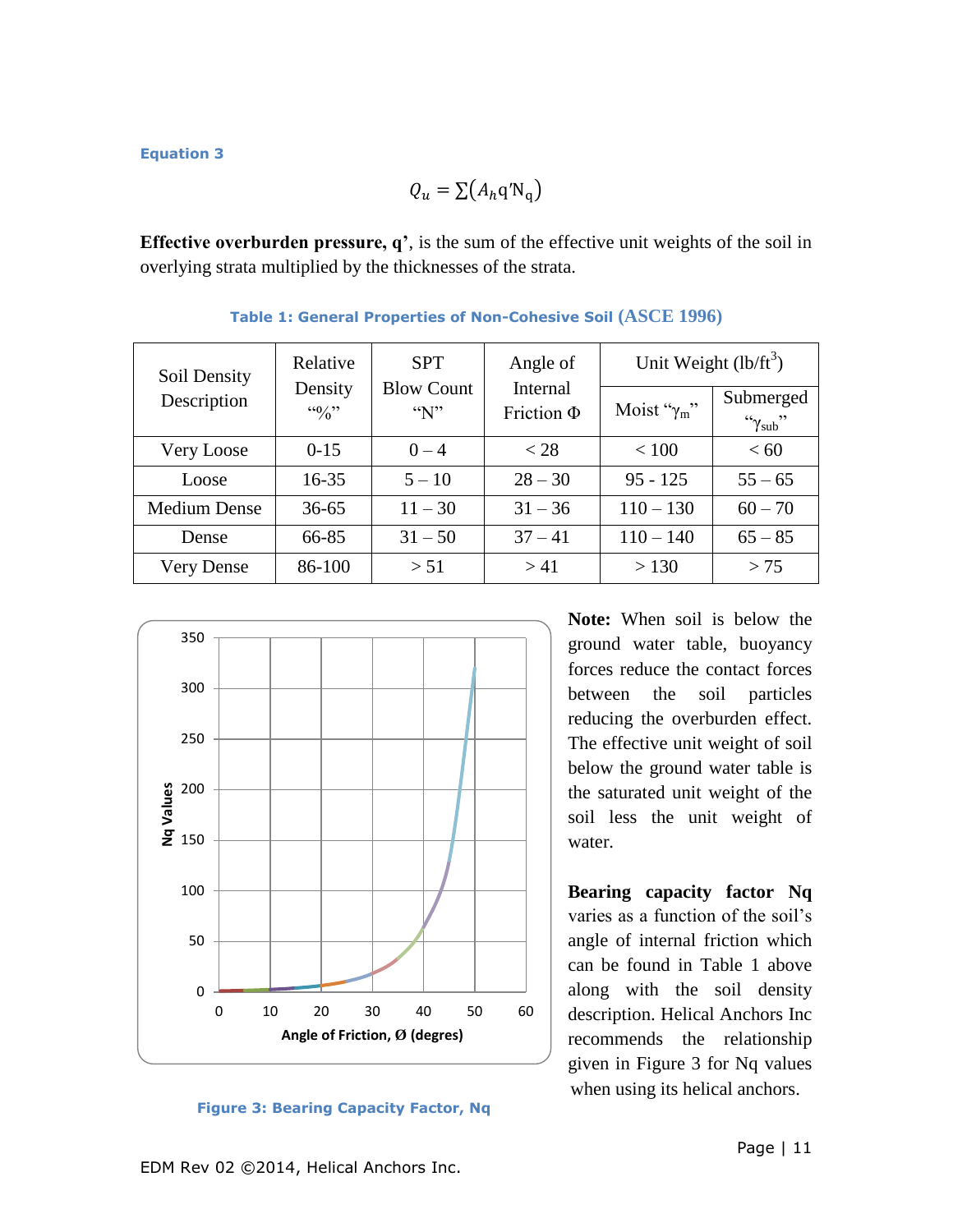**Equation 3**

$$Q_u = \sum(A_h q' N_q)$$

**Effective overburden pressure, q'**, is the sum of the effective unit weights of the soil in overlying strata multiplied by the thicknesses of the strata.

**Table 1: General Properties of Non-Cohesive Soil (ASCE 1996)**

| Soil Density Description | Relative Density "%" | SPT Blow Count "N" | Angle of Internal Friction Φ | Unit Weight (lb/ft$^3$) | |
|---|---|---|---|---|---|
| | | | | Moist "$\gamma_m$" | Submerged "$\gamma_{sub}$" |
| Very Loose | 0-15 | 0 – 4 | < 28 | < 100 | < 60 |
| Loose | 16-35 | 5 – 10 | 28 – 30 | 95 - 125 | 55 – 65 |
| Medium Dense | 36-65 | 11 – 30 | 31 – 36 | 110 – 130 | 60 – 70 |
| Dense | 66-85 | 31 – 50 | 37 – 41 | 110 – 140 | 65 – 85 |
| Very Dense | 86-100 | > 51 | > 41 | > 130 | > 75 |

Nq Values

350
300
250
200
150
100
50
0

0 10 20 30 40 50 60

Angle of Friction, Ø (degres)

**Figure 3: Bearing Capacity Factor, Nq**

**Note:** When soil is below the ground water table, buoyancy forces reduce the contact forces between the soil particles reducing the overburden effect. The effective unit weight of soil below the ground water table is the saturated unit weight of the soil less the unit weight of water.

**Bearing capacity factor Nq** varies as a function of the soil's angle of internal friction which can be found in Table 1 above along with the soil density description. Helical Anchors Inc recommends the relationship given in Figure 3 for Nq values when using its helical anchors.

EDM Rev 02 ©2014, Helical Anchors Inc.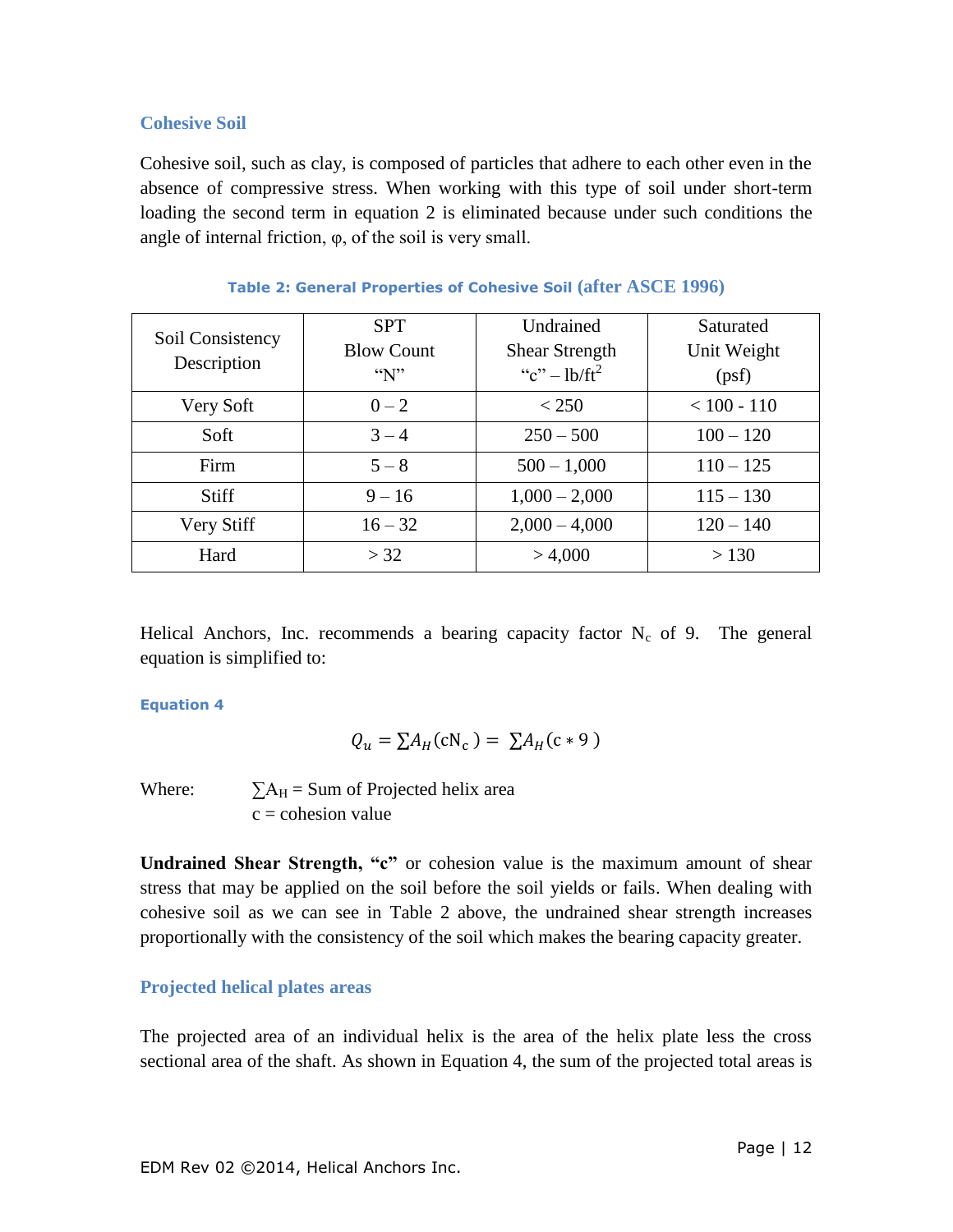### Cohesive Soil

Cohesive soil, such as clay, is composed of particles that adhere to each other even in the absence of compressive stress. When working with this type of soil under short-term loading the second term in equation 2 is eliminated because under such conditions the angle of internal friction, φ, of the soil is very small.

**Table 2: General Properties of Cohesive Soil (after ASCE 1996)**

| Soil Consistency Description | SPT Blow Count "N" | Undrained Shear Strength "c" – $lb/ft^2$ | Saturated Unit Weight (psf) |
|---|---|---|---|
| Very Soft | 0 – 2 | < 250 | < 100 - 110 |
| Soft | 3 – 4 | 250 – 500 | 100 – 120 |
| Firm | 5 – 8 | 500 – 1,000 | 110 – 125 |
| Stiff | 9 – 16 | 1,000 – 2,000 | 115 – 130 |
| Very Stiff | 16 – 32 | 2,000 – 4,000 | 120 – 140 |
| Hard | > 32 | > 4,000 | > 130 |

Helical Anchors, Inc. recommends a bearing capacity factor $N_c$ of 9. The general equation is simplified to:

**Equation 4**

$$Q_u = \sum A_H(cN_c) = \sum A_H(c * 9)$$

Where: $\sum A_H$ = Sum of Projected helix area
c = cohesion value

**Undrained Shear Strength, "c"** or cohesion value is the maximum amount of shear stress that may be applied on the soil before the soil yields or fails. When dealing with cohesive soil as we can see in Table 2 above, the undrained shear strength increases proportionally with the consistency of the soil which makes the bearing capacity greater.

### Projected helical plates areas

The projected area of an individual helix is the area of the helix plate less the cross sectional area of the shaft. As shown in Equation 4, the sum of the projected total areas is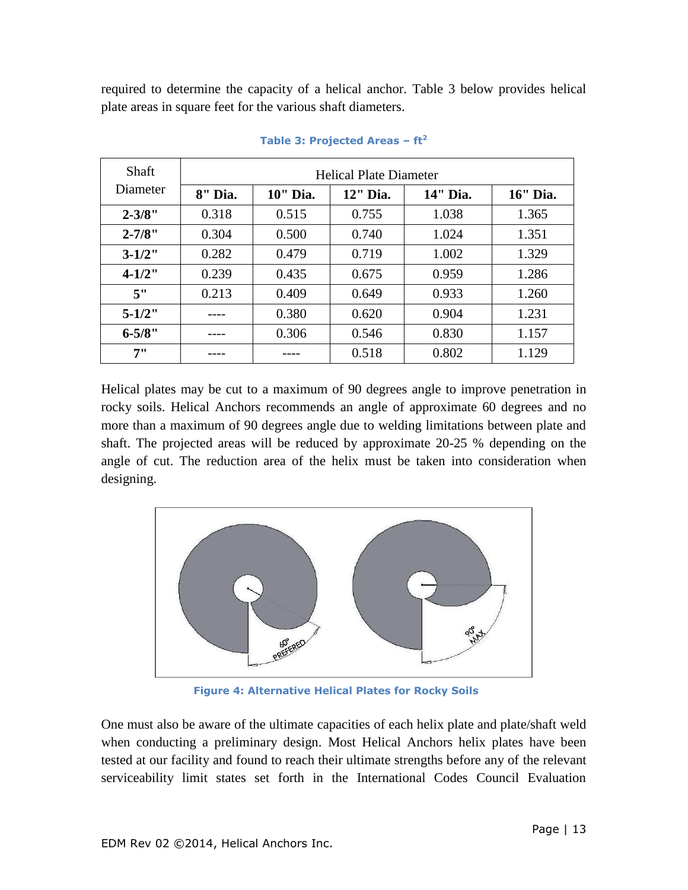required to determine the capacity of a helical anchor. Table 3 below provides helical plate areas in square feet for the various shaft diameters.

**Table 3: Projected Areas – ft²**

| Shaft Diameter | Helical Plate Diameter | | | | |
|---|---|---|---|---|---|
| | **8" Dia.** | **10" Dia.** | **12" Dia.** | **14" Dia.** | **16" Dia.** |
| **2-3/8"** | 0.318 | 0.515 | 0.755 | 1.038 | 1.365 |
| **2-7/8"** | 0.304 | 0.500 | 0.740 | 1.024 | 1.351 |
| **3-1/2"** | 0.282 | 0.479 | 0.719 | 1.002 | 1.329 |
| **4-1/2"** | 0.239 | 0.435 | 0.675 | 0.959 | 1.286 |
| **5"** | 0.213 | 0.409 | 0.649 | 0.933 | 1.260 |
| **5-1/2"** | ---- | 0.380 | 0.620 | 0.904 | 1.231 |
| **6-5/8"** | ---- | 0.306 | 0.546 | 0.830 | 1.157 |
| **7"** | ---- | ---- | 0.518 | 0.802 | 1.129 |

Helical plates may be cut to a maximum of 90 degrees angle to improve penetration in rocky soils. Helical Anchors recommends an angle of approximate 60 degrees and no more than a maximum of 90 degrees angle due to welding limitations between plate and shaft. The projected areas will be reduced by approximate 20-25 % depending on the angle of cut. The reduction area of the helix must be taken into consideration when designing.

60° PREFERED

90° MAX

**Figure 4: Alternative Helical Plates for Rocky Soils**

One must also be aware of the ultimate capacities of each helix plate and plate/shaft weld when conducting a preliminary design. Most Helical Anchors helix plates have been tested at our facility and found to reach their ultimate strengths before any of the relevant serviceability limit states set forth in the International Codes Council Evaluation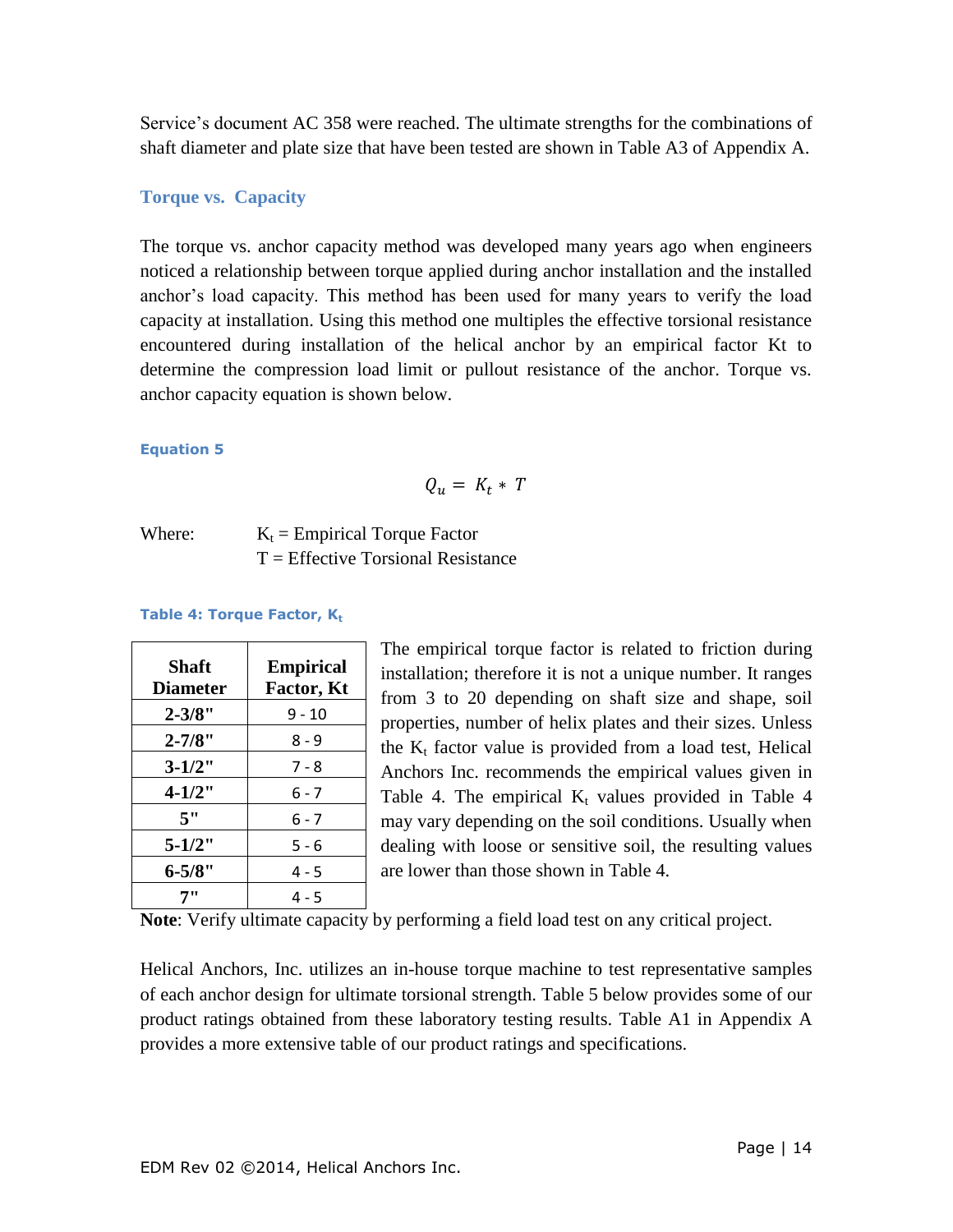Service's document AC 358 were reached. The ultimate strengths for the combinations of shaft diameter and plate size that have been tested are shown in Table A3 of Appendix A.

### Torque vs. Capacity

The torque vs. anchor capacity method was developed many years ago when engineers noticed a relationship between torque applied during anchor installation and the installed anchor's load capacity. This method has been used for many years to verify the load capacity at installation. Using this method one multiples the effective torsional resistance encountered during installation of the helical anchor by an empirical factor Kt to determine the compression load limit or pullout resistance of the anchor. Torque vs. anchor capacity equation is shown below.

**Equation 5**

$$Q_u = K_t * T$$

Where: $K_t$ = Empirical Torque Factor
T = Effective Torsional Resistance

**Table 4: Torque Factor, $K_t$**

| Shaft Diameter | Empirical Factor, Kt |
|---|---|
| **2-3/8"** | 9 - 10 |
| **2-7/8"** | 8 - 9 |
| **3-1/2"** | 7 - 8 |
| **4-1/2"** | 6 - 7 |
| **5"** | 6 - 7 |
| **5-1/2"** | 5 - 6 |
| **6-5/8"** | 4 - 5 |
| **7"** | 4 - 5 |

The empirical torque factor is related to friction during installation; therefore it is not a unique number. It ranges from 3 to 20 depending on shaft size and shape, soil properties, number of helix plates and their sizes. Unless the $K_t$ factor value is provided from a load test, Helical Anchors Inc. recommends the empirical values given in Table 4. The empirical $K_t$ values provided in Table 4 may vary depending on the soil conditions. Usually when dealing with loose or sensitive soil, the resulting values are lower than those shown in Table 4.

**Note**: Verify ultimate capacity by performing a field load test on any critical project.

Helical Anchors, Inc. utilizes an in-house torque machine to test representative samples of each anchor design for ultimate torsional strength. Table 5 below provides some of our product ratings obtained from these laboratory testing results. Table A1 in Appendix A provides a more extensive table of our product ratings and specifications.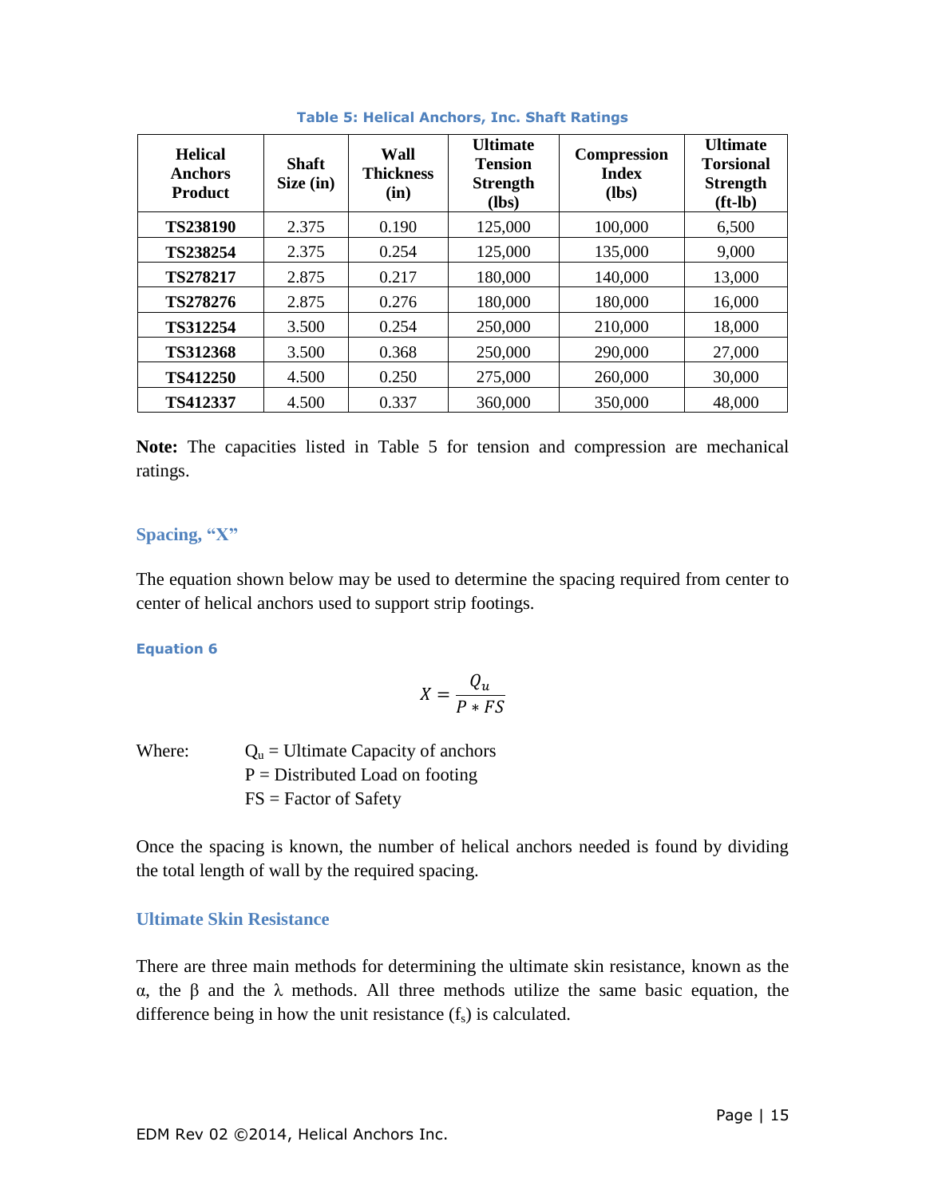**Table 5: Helical Anchors, Inc. Shaft Ratings**

| Helical Anchors Product | Shaft Size (in) | Wall Thickness (in) | Ultimate Tension Strength (lbs) | Compression Index (lbs) | Ultimate Torsional Strength (ft-lb) |
|---|---|---|---|---|---|
| **TS238190** | 2.375 | 0.190 | 125,000 | 100,000 | 6,500 |
| **TS238254** | 2.375 | 0.254 | 125,000 | 135,000 | 9,000 |
| **TS278217** | 2.875 | 0.217 | 180,000 | 140,000 | 13,000 |
| **TS278276** | 2.875 | 0.276 | 180,000 | 180,000 | 16,000 |
| **TS312254** | 3.500 | 0.254 | 250,000 | 210,000 | 18,000 |
| **TS312368** | 3.500 | 0.368 | 250,000 | 290,000 | 27,000 |
| **TS412250** | 4.500 | 0.250 | 275,000 | 260,000 | 30,000 |
| **TS412337** | 4.500 | 0.337 | 360,000 | 350,000 | 48,000 |

**Note:** The capacities listed in Table 5 for tension and compression are mechanical ratings.

## Spacing, "X"

The equation shown below may be used to determine the spacing required from center to center of helical anchors used to support strip footings.

**Equation 6**

$$X = \frac{Q_u}{P * FS}$$

Where: $Q_u$ = Ultimate Capacity of anchors
P = Distributed Load on footing
FS = Factor of Safety

Once the spacing is known, the number of helical anchors needed is found by dividing the total length of wall by the required spacing.

## Ultimate Skin Resistance

There are three main methods for determining the ultimate skin resistance, known as the $\alpha$, the $\beta$ and the $\lambda$ methods. All three methods utilize the same basic equation, the difference being in how the unit resistance ($f_s$) is calculated.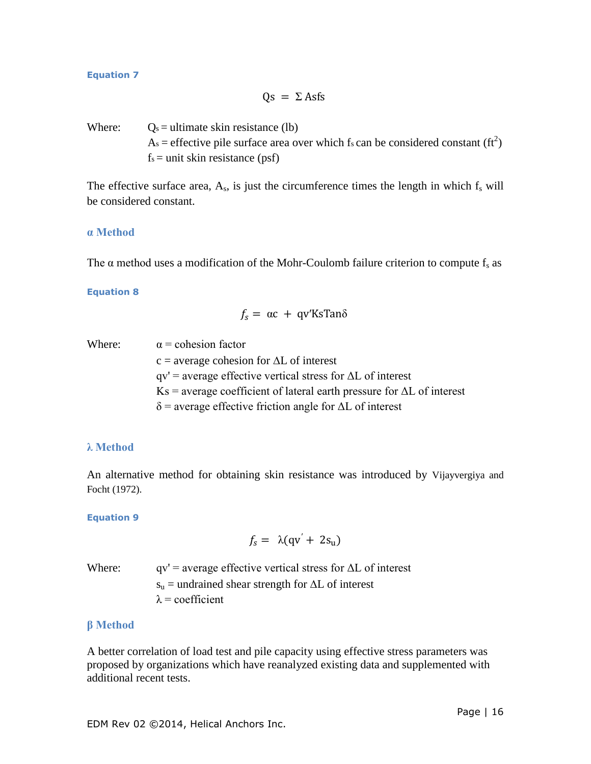**Equation 7**

$$Qs = \Sigma Asfs$$

Where: $Q_s$ = ultimate skin resistance (lb)
$A_s$ = effective pile surface area over which $f_s$ can be considered constant ($ft^2$)
$f_s$ = unit skin resistance (psf)

The effective surface area, $A_s$, is just the circumference times the length in which $f_s$ will be considered constant.

## α Method

The α method uses a modification of the Mohr-Coulomb failure criterion to compute $f_s$ as

**Equation 8**

$$f_s = \alpha c + qv'Ks\mathrm{Tan}\delta$$

Where: α = cohesion factor
c = average cohesion for ΔL of interest
qv' = average effective vertical stress for ΔL of interest
Ks = average coefficient of lateral earth pressure for ΔL of interest
δ = average effective friction angle for ΔL of interest

## λ Method

An alternative method for obtaining skin resistance was introduced by Vijayvergiya and Focht (1972).

**Equation 9**

$$f_s = \lambda(qv' + 2s_u)$$

Where: qv' = average effective vertical stress for ΔL of interest
$s_u$ = undrained shear strength for ΔL of interest
λ = coefficient

## β Method

A better correlation of load test and pile capacity using effective stress parameters was proposed by organizations which have reanalyzed existing data and supplemented with additional recent tests.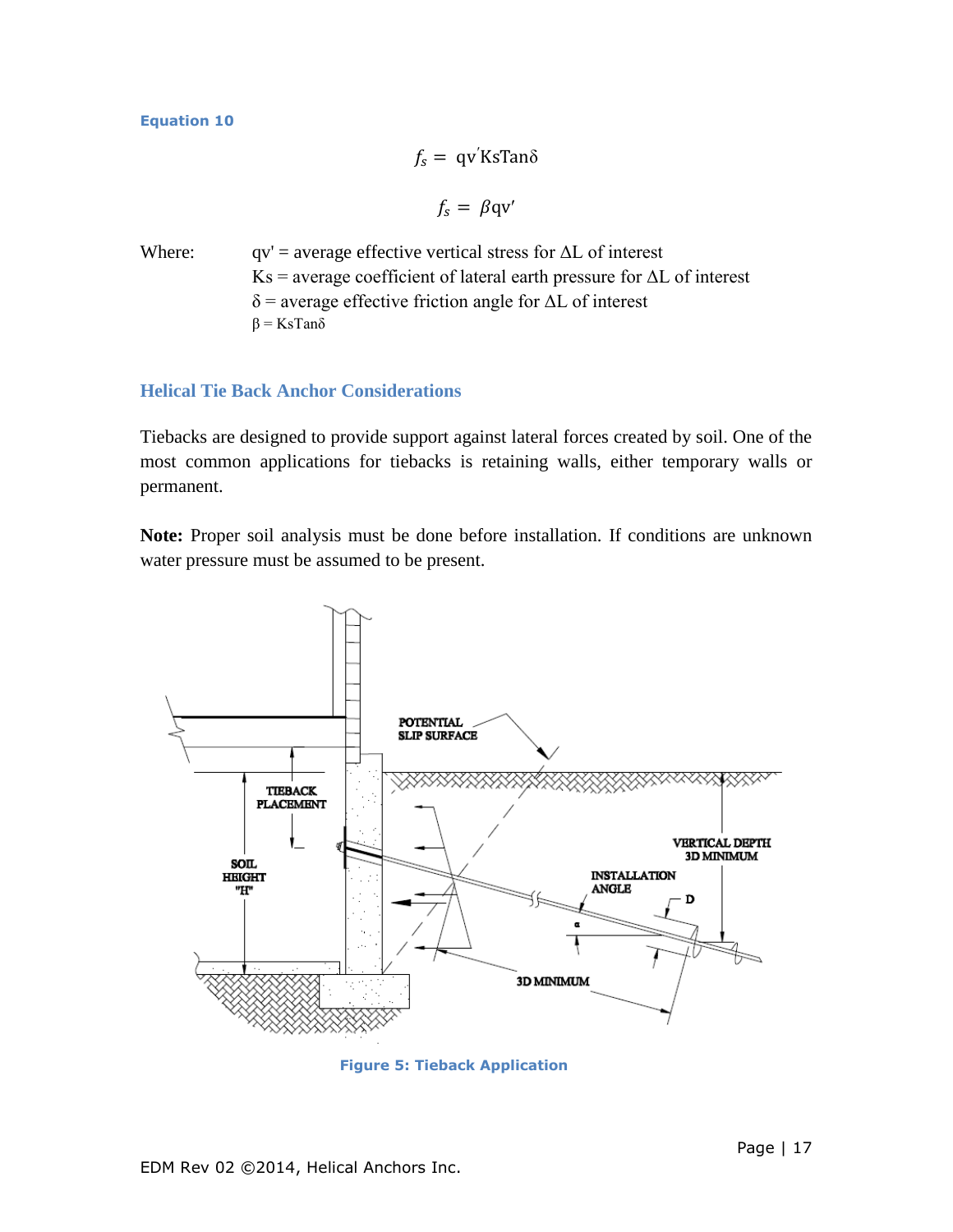**Equation 10**

$$f_s = qv'KsTan\delta$$

$$f_s = \beta qv'$$

Where:
- qv' = average effective vertical stress for ΔL of interest
- Ks = average coefficient of lateral earth pressure for ΔL of interest
- δ = average effective friction angle for ΔL of interest
- β = KsTanδ

## Helical Tie Back Anchor Considerations

Tiebacks are designed to provide support against lateral forces created by soil. One of the most common applications for tiebacks is retaining walls, either temporary walls or permanent.

**Note:** Proper soil analysis must be done before installation. If conditions are unknown water pressure must be assumed to be present.

POTENTIAL SLIP SURFACE

TIEBACK PLACEMENT

SOIL HEIGHT "H"

VERTICAL DEPTH 3D MINIMUM

INSTALLATION ANGLE

D

α

3D MINIMUM

Figure 5: Tieback Application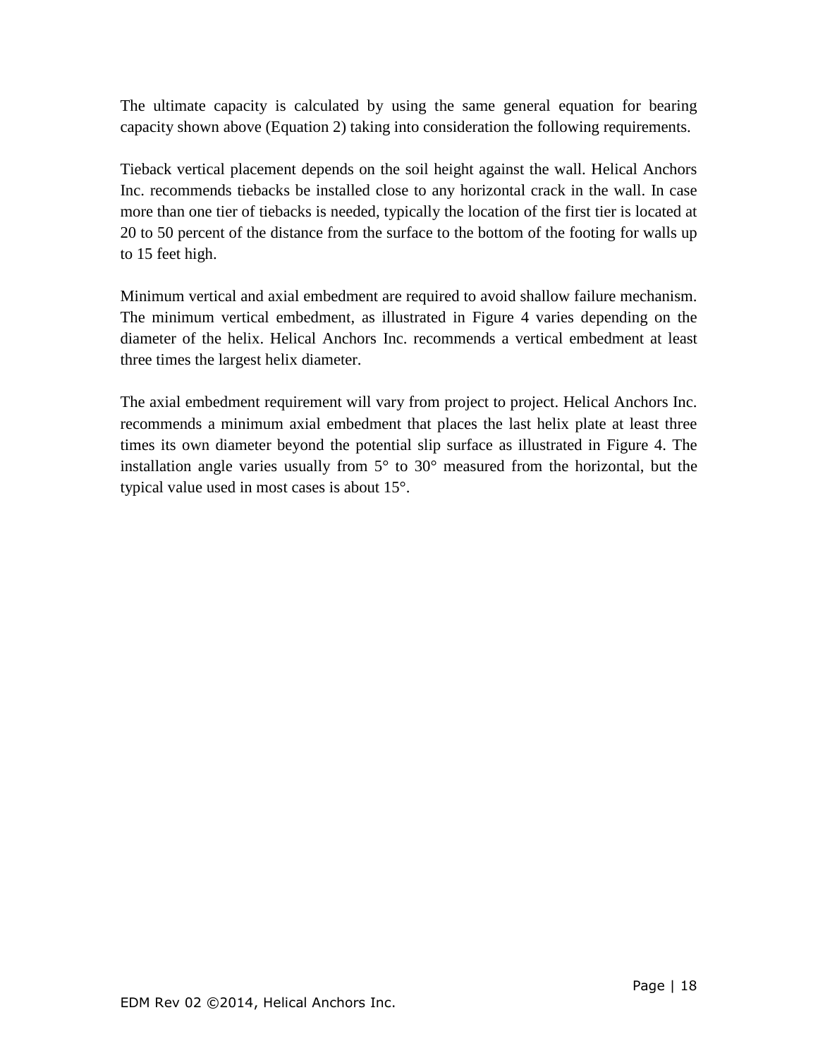The ultimate capacity is calculated by using the same general equation for bearing capacity shown above (Equation 2) taking into consideration the following requirements.

Tieback vertical placement depends on the soil height against the wall. Helical Anchors Inc. recommends tiebacks be installed close to any horizontal crack in the wall. In case more than one tier of tiebacks is needed, typically the location of the first tier is located at 20 to 50 percent of the distance from the surface to the bottom of the footing for walls up to 15 feet high.

Minimum vertical and axial embedment are required to avoid shallow failure mechanism. The minimum vertical embedment, as illustrated in Figure 4 varies depending on the diameter of the helix. Helical Anchors Inc. recommends a vertical embedment at least three times the largest helix diameter.

The axial embedment requirement will vary from project to project. Helical Anchors Inc. recommends a minimum axial embedment that places the last helix plate at least three times its own diameter beyond the potential slip surface as illustrated in Figure 4. The installation angle varies usually from 5° to 30° measured from the horizontal, but the typical value used in most cases is about 15°.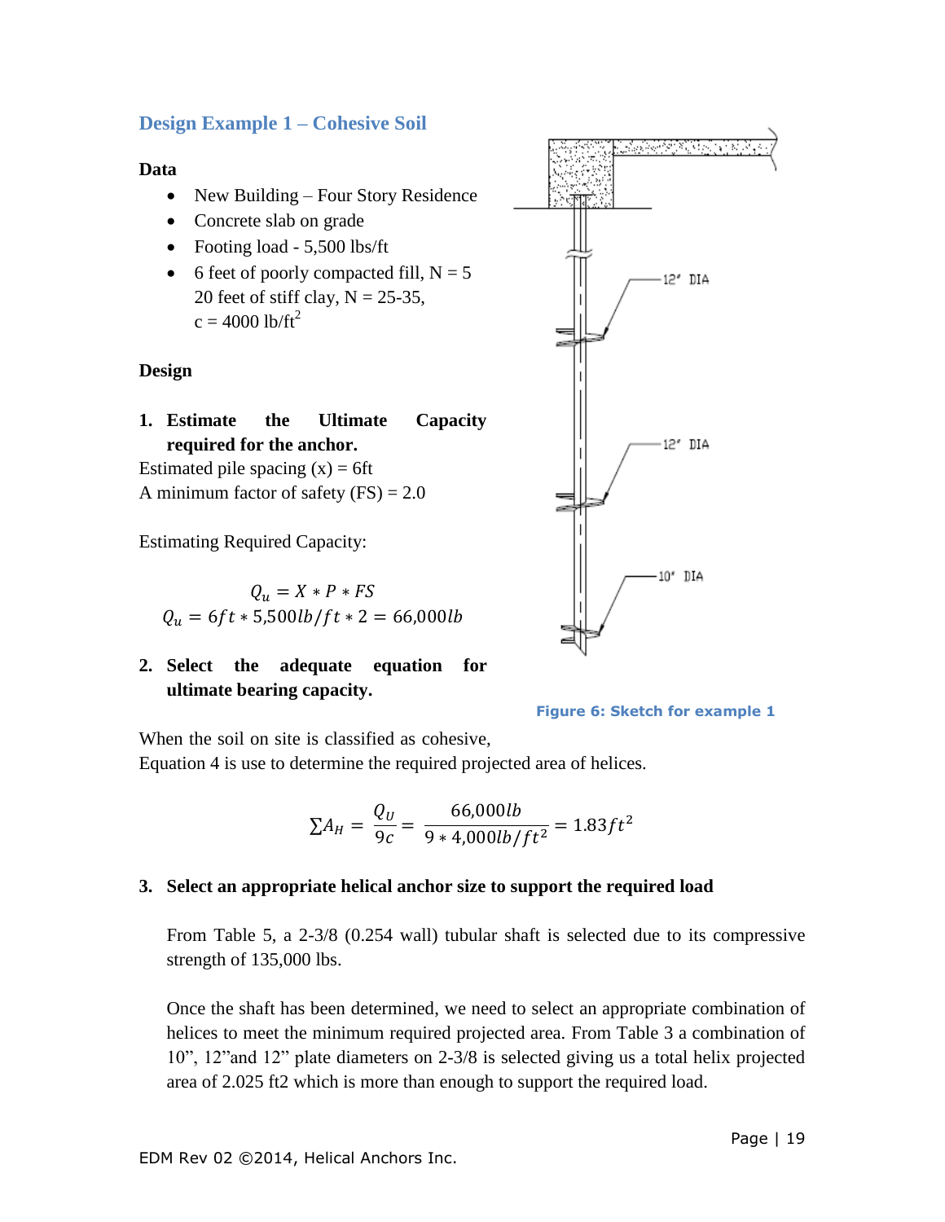## Design Example 1 – Cohesive Soil

**Data**

- New Building – Four Story Residence
- Concrete slab on grade
- Footing load - 5,500 lbs/ft
- 6 feet of poorly compacted fill, N = 5
  20 feet of stiff clay, N = 25-35,
  c = 4000 lb/ft$^2$

**Design**

1. **Estimate the Ultimate Capacity required for the anchor.**

Estimated pile spacing (x) = 6ft
A minimum factor of safety (FS) = 2.0

Estimating Required Capacity:

$$Q_u = X * P * FS$$

$$Q_u = 6ft * 5{,}500lb/ft * 2 = 66{,}000lb$$

2. **Select the adequate equation for ultimate bearing capacity.**

12" DIA
12" DIA
10" DIA

Figure 6: Sketch for example 1

When the soil on site is classified as cohesive,
Equation 4 is use to determine the required projected area of helices.

$$\sum A_H = \frac{Q_U}{9c} = \frac{66{,}000lb}{9 * 4{,}000lb/ft^2} = 1.83ft^2$$

3. **Select an appropriate helical anchor size to support the required load**

From Table 5, a 2-3/8 (0.254 wall) tubular shaft is selected due to its compressive strength of 135,000 lbs.

Once the shaft has been determined, we need to select an appropriate combination of helices to meet the minimum required projected area. From Table 3 a combination of 10", 12"and 12" plate diameters on 2-3/8 is selected giving us a total helix projected area of 2.025 ft2 which is more than enough to support the required load.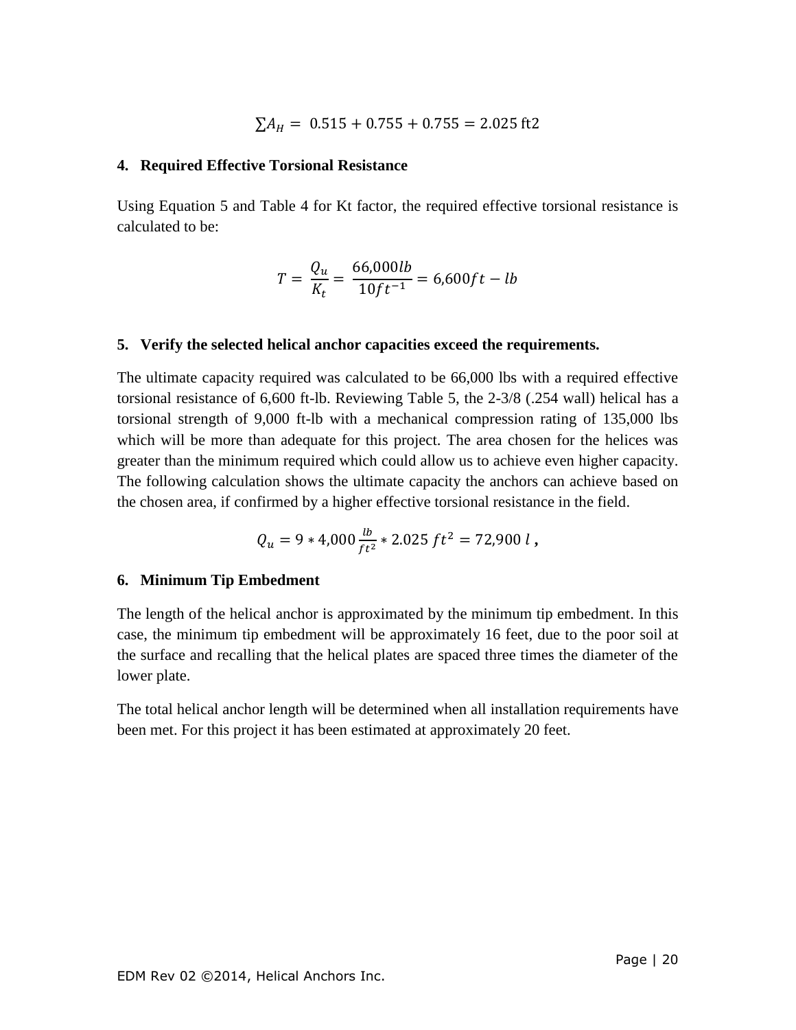$$\sum A_H = 0.515 + 0.755 + 0.755 = 2.025 \text{ ft2}$$

**4. Required Effective Torsional Resistance**

Using Equation 5 and Table 4 for Kt factor, the required effective torsional resistance is calculated to be:

$$T = \frac{Q_u}{K_t} = \frac{66{,}000lb}{10ft^{-1}} = 6{,}600ft - lb$$

**5. Verify the selected helical anchor capacities exceed the requirements.**

The ultimate capacity required was calculated to be 66,000 lbs with a required effective torsional resistance of 6,600 ft-lb. Reviewing Table 5, the 2-3/8 (.254 wall) helical has a torsional strength of 9,000 ft-lb with a mechanical compression rating of 135,000 lbs which will be more than adequate for this project. The area chosen for the helices was greater than the minimum required which could allow us to achieve even higher capacity. The following calculation shows the ultimate capacity the anchors can achieve based on the chosen area, if confirmed by a higher effective torsional resistance in the field.

$$Q_u = 9 * 4{,}000 \frac{lb}{ft^2} * 2.025\ ft^2 = 72{,}900\ l\ ,$$

**6. Minimum Tip Embedment**

The length of the helical anchor is approximated by the minimum tip embedment. In this case, the minimum tip embedment will be approximately 16 feet, due to the poor soil at the surface and recalling that the helical plates are spaced three times the diameter of the lower plate.

The total helical anchor length will be determined when all installation requirements have been met. For this project it has been estimated at approximately 20 feet.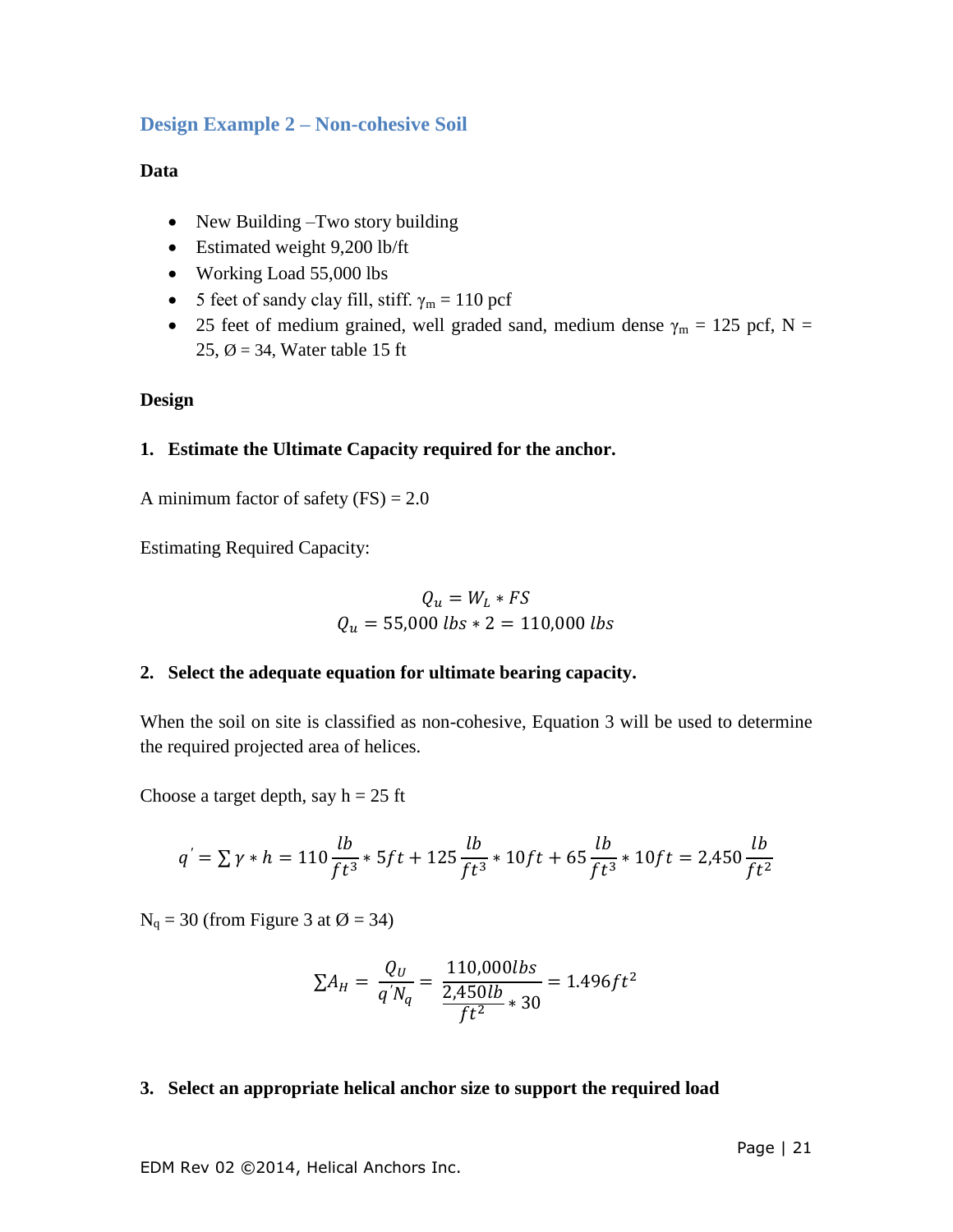## Design Example 2 – Non-cohesive Soil

**Data**

- New Building –Two story building
- Estimated weight 9,200 lb/ft
- Working Load 55,000 lbs
- 5 feet of sandy clay fill, stiff. $\gamma_m$ = 110 pcf
- 25 feet of medium grained, well graded sand, medium dense $\gamma_m$ = 125 pcf, N = 25, Ø = 34, Water table 15 ft

**Design**

**1. Estimate the Ultimate Capacity required for the anchor.**

A minimum factor of safety (FS) = 2.0

Estimating Required Capacity:

$$Q_u = W_L * FS$$
$$Q_u = 55{,}000\ lbs * 2 = 110{,}000\ lbs$$

**2. Select the adequate equation for ultimate bearing capacity.**

When the soil on site is classified as non-cohesive, Equation 3 will be used to determine the required projected area of helices.

Choose a target depth, say h = 25 ft

$$q^{'} = \sum \gamma * h = 110\frac{lb}{ft^3} * 5ft + 125\frac{lb}{ft^3} * 10ft + 65\frac{lb}{ft^3} * 10ft = 2{,}450\frac{lb}{ft^2}$$

$N_q$ = 30 (from Figure 3 at Ø = 34)

$$\sum A_H = \frac{Q_U}{q^{'}N_q} = \frac{110{,}000lbs}{\frac{2{,}450lb}{ft^2} * 30} = 1.496ft^2$$

**3. Select an appropriate helical anchor size to support the required load**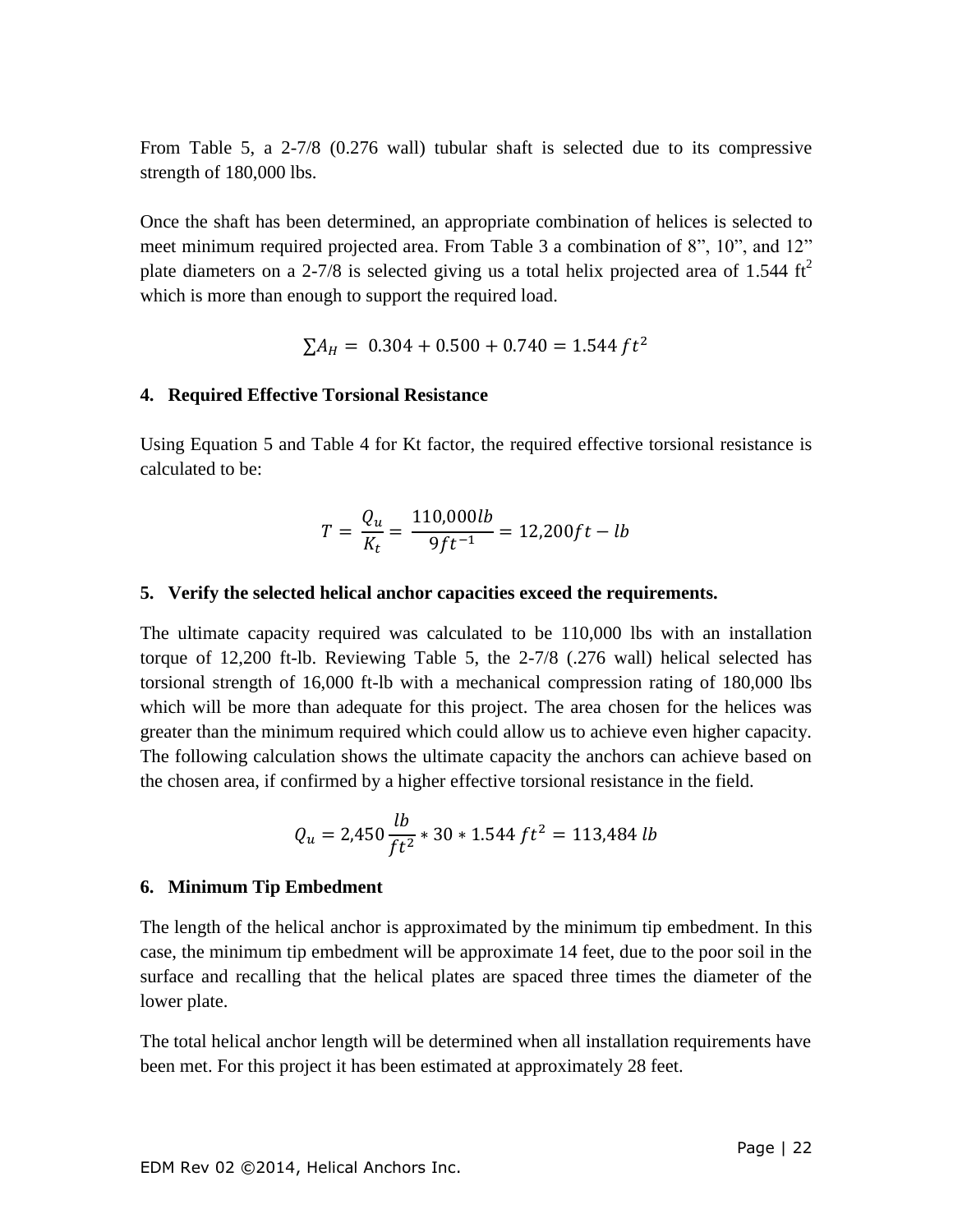From Table 5, a 2-7/8 (0.276 wall) tubular shaft is selected due to its compressive strength of 180,000 lbs.

Once the shaft has been determined, an appropriate combination of helices is selected to meet minimum required projected area. From Table 3 a combination of 8", 10", and 12" plate diameters on a 2-7/8 is selected giving us a total helix projected area of 1.544 $ft^2$ which is more than enough to support the required load.

$$\sum A_H = 0.304 + 0.500 + 0.740 = 1.544\,ft^2$$

**4. Required Effective Torsional Resistance**

Using Equation 5 and Table 4 for Kt factor, the required effective torsional resistance is calculated to be:

$$T = \frac{Q_u}{K_t} = \frac{110{,}000 lb}{9 ft^{-1}} = 12{,}200 ft - lb$$

**5. Verify the selected helical anchor capacities exceed the requirements.**

The ultimate capacity required was calculated to be 110,000 lbs with an installation torque of 12,200 ft-lb. Reviewing Table 5, the 2-7/8 (.276 wall) helical selected has torsional strength of 16,000 ft-lb with a mechanical compression rating of 180,000 lbs which will be more than adequate for this project. The area chosen for the helices was greater than the minimum required which could allow us to achieve even higher capacity. The following calculation shows the ultimate capacity the anchors can achieve based on the chosen area, if confirmed by a higher effective torsional resistance in the field.

$$Q_u = 2{,}450\,\frac{lb}{ft^2} * 30 * 1.544\,ft^2 = 113{,}484\,lb$$

**6. Minimum Tip Embedment**

The length of the helical anchor is approximated by the minimum tip embedment. In this case, the minimum tip embedment will be approximate 14 feet, due to the poor soil in the surface and recalling that the helical plates are spaced three times the diameter of the lower plate.

The total helical anchor length will be determined when all installation requirements have been met. For this project it has been estimated at approximately 28 feet.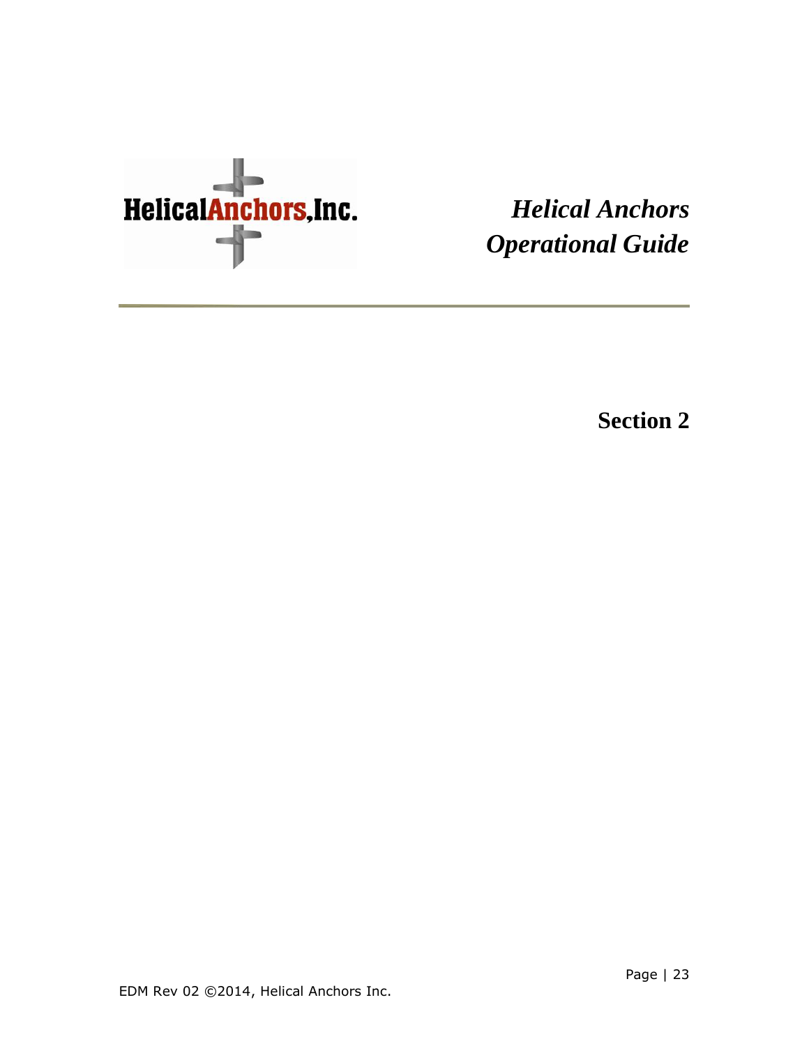*Helical Anchors*
*Operational Guide*

# Section 2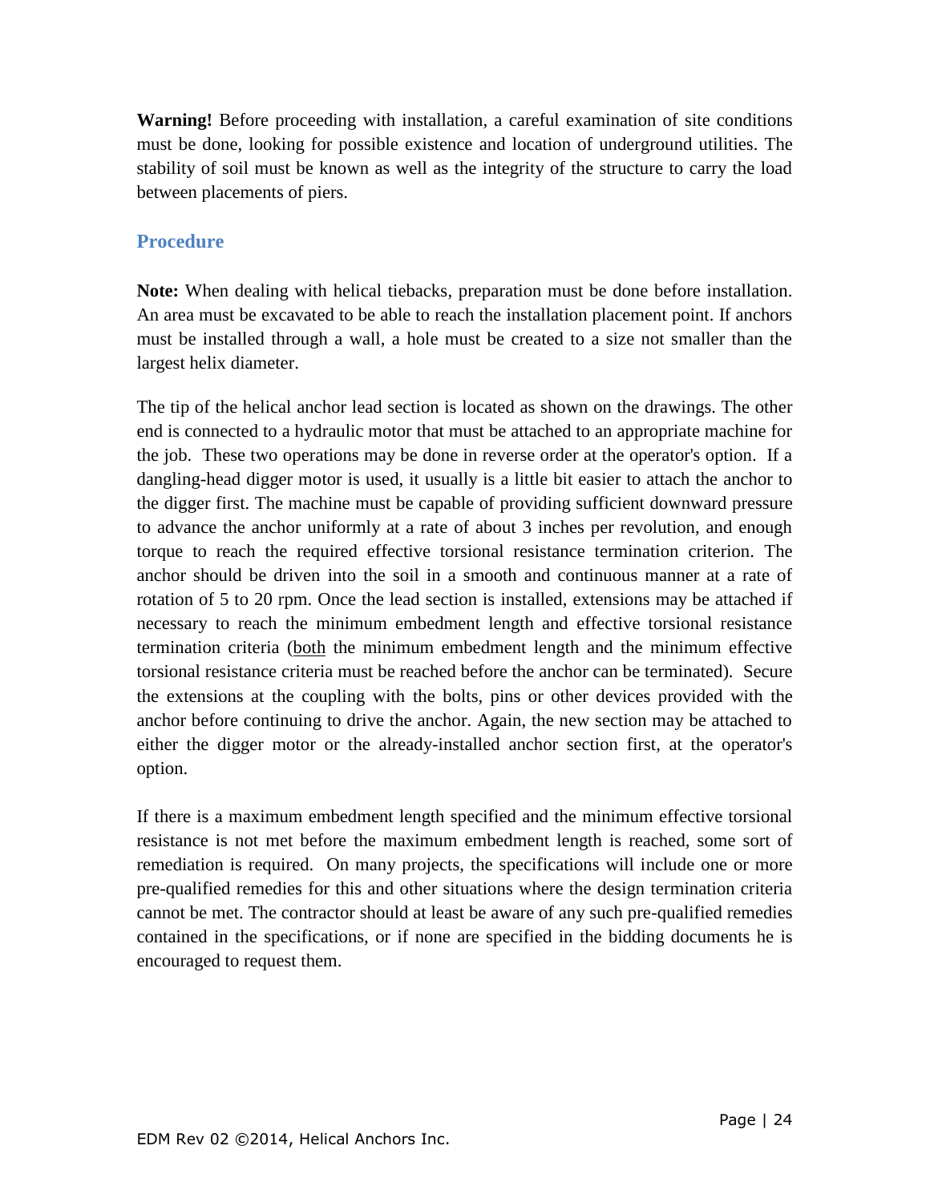**Warning!** Before proceeding with installation, a careful examination of site conditions must be done, looking for possible existence and location of underground utilities. The stability of soil must be known as well as the integrity of the structure to carry the load between placements of piers.

## Procedure

**Note:** When dealing with helical tiebacks, preparation must be done before installation. An area must be excavated to be able to reach the installation placement point. If anchors must be installed through a wall, a hole must be created to a size not smaller than the largest helix diameter.

The tip of the helical anchor lead section is located as shown on the drawings. The other end is connected to a hydraulic motor that must be attached to an appropriate machine for the job. These two operations may be done in reverse order at the operator's option. If a dangling-head digger motor is used, it usually is a little bit easier to attach the anchor to the digger first. The machine must be capable of providing sufficient downward pressure to advance the anchor uniformly at a rate of about 3 inches per revolution, and enough torque to reach the required effective torsional resistance termination criterion. The anchor should be driven into the soil in a smooth and continuous manner at a rate of rotation of 5 to 20 rpm. Once the lead section is installed, extensions may be attached if necessary to reach the minimum embedment length and effective torsional resistance termination criteria (<u>both</u> the minimum embedment length and the minimum effective torsional resistance criteria must be reached before the anchor can be terminated). Secure the extensions at the coupling with the bolts, pins or other devices provided with the anchor before continuing to drive the anchor. Again, the new section may be attached to either the digger motor or the already-installed anchor section first, at the operator's option.

If there is a maximum embedment length specified and the minimum effective torsional resistance is not met before the maximum embedment length is reached, some sort of remediation is required. On many projects, the specifications will include one or more pre-qualified remedies for this and other situations where the design termination criteria cannot be met. The contractor should at least be aware of any such pre-qualified remedies contained in the specifications, or if none are specified in the bidding documents he is encouraged to request them.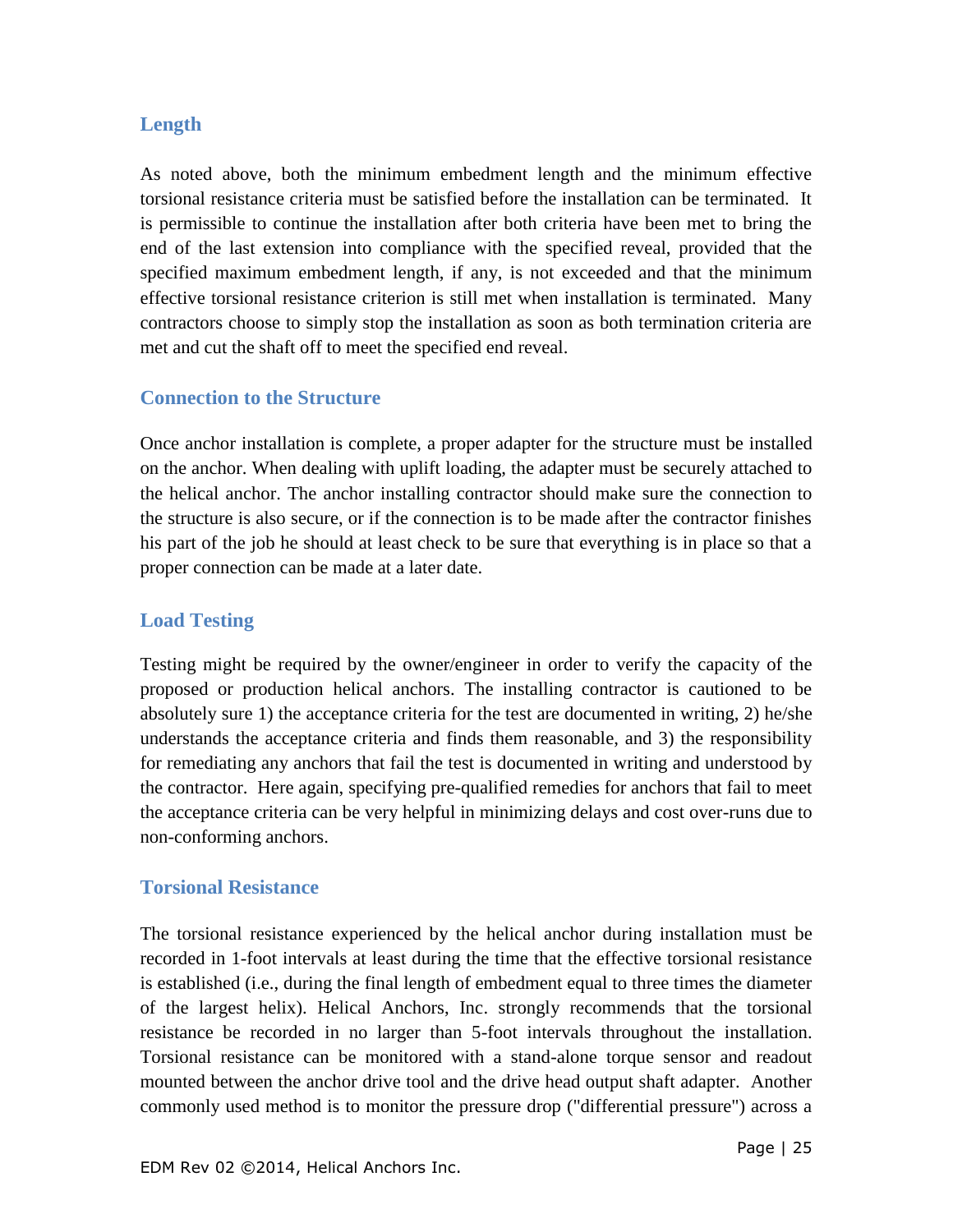## Length

As noted above, both the minimum embedment length and the minimum effective torsional resistance criteria must be satisfied before the installation can be terminated. It is permissible to continue the installation after both criteria have been met to bring the end of the last extension into compliance with the specified reveal, provided that the specified maximum embedment length, if any, is not exceeded and that the minimum effective torsional resistance criterion is still met when installation is terminated. Many contractors choose to simply stop the installation as soon as both termination criteria are met and cut the shaft off to meet the specified end reveal.

## Connection to the Structure

Once anchor installation is complete, a proper adapter for the structure must be installed on the anchor. When dealing with uplift loading, the adapter must be securely attached to the helical anchor. The anchor installing contractor should make sure the connection to the structure is also secure, or if the connection is to be made after the contractor finishes his part of the job he should at least check to be sure that everything is in place so that a proper connection can be made at a later date.

## Load Testing

Testing might be required by the owner/engineer in order to verify the capacity of the proposed or production helical anchors. The installing contractor is cautioned to be absolutely sure 1) the acceptance criteria for the test are documented in writing, 2) he/she understands the acceptance criteria and finds them reasonable, and 3) the responsibility for remediating any anchors that fail the test is documented in writing and understood by the contractor. Here again, specifying pre-qualified remedies for anchors that fail to meet the acceptance criteria can be very helpful in minimizing delays and cost over-runs due to non-conforming anchors.

## Torsional Resistance

The torsional resistance experienced by the helical anchor during installation must be recorded in 1-foot intervals at least during the time that the effective torsional resistance is established (i.e., during the final length of embedment equal to three times the diameter of the largest helix). Helical Anchors, Inc. strongly recommends that the torsional resistance be recorded in no larger than 5-foot intervals throughout the installation. Torsional resistance can be monitored with a stand-alone torque sensor and readout mounted between the anchor drive tool and the drive head output shaft adapter. Another commonly used method is to monitor the pressure drop ("differential pressure") across a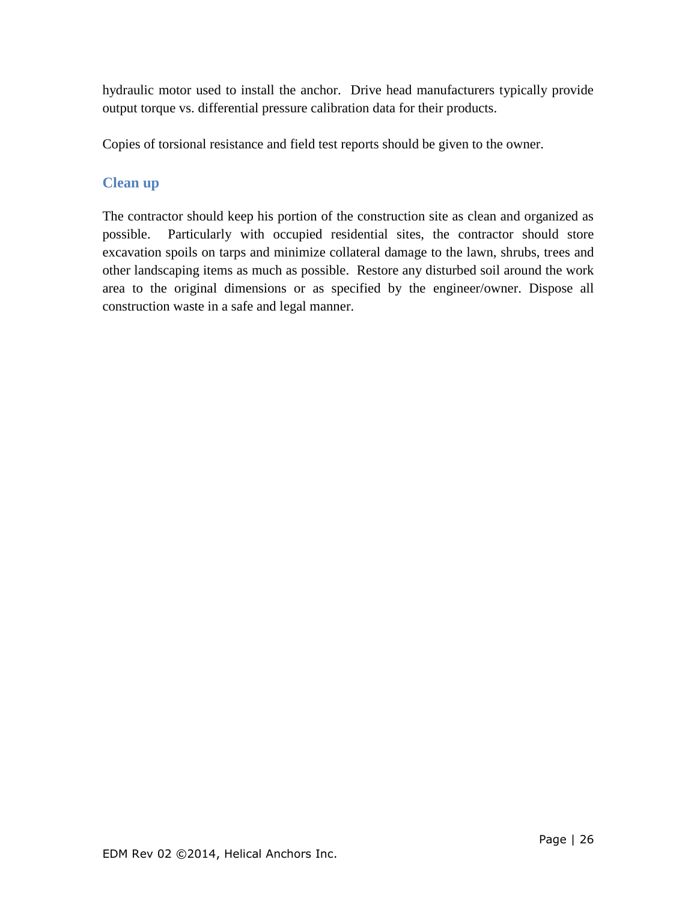hydraulic motor used to install the anchor. Drive head manufacturers typically provide output torque vs. differential pressure calibration data for their products.

Copies of torsional resistance and field test reports should be given to the owner.

## Clean up

The contractor should keep his portion of the construction site as clean and organized as possible. Particularly with occupied residential sites, the contractor should store excavation spoils on tarps and minimize collateral damage to the lawn, shrubs, trees and other landscaping items as much as possible. Restore any disturbed soil around the work area to the original dimensions or as specified by the engineer/owner. Dispose all construction waste in a safe and legal manner.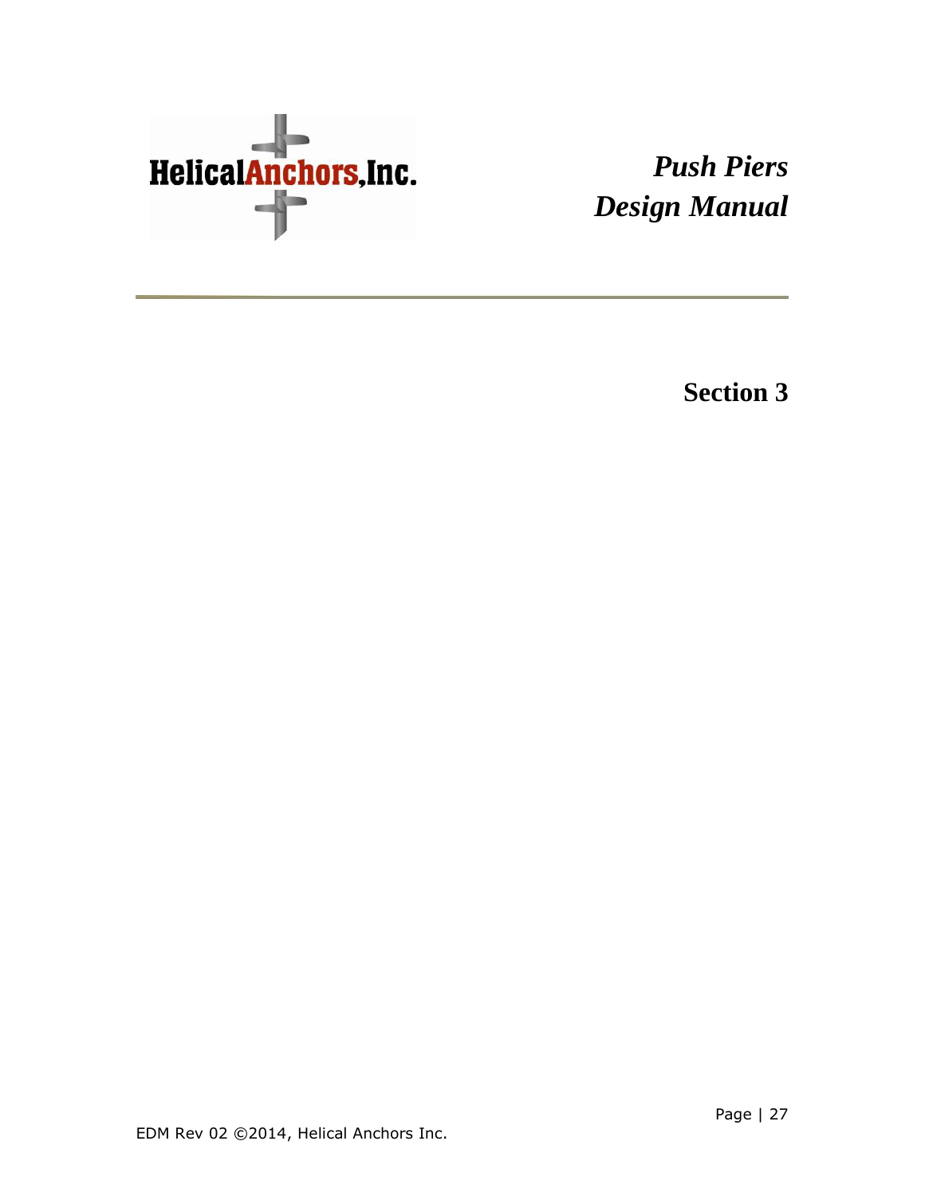# *Push Piers Design Manual*

## Section 3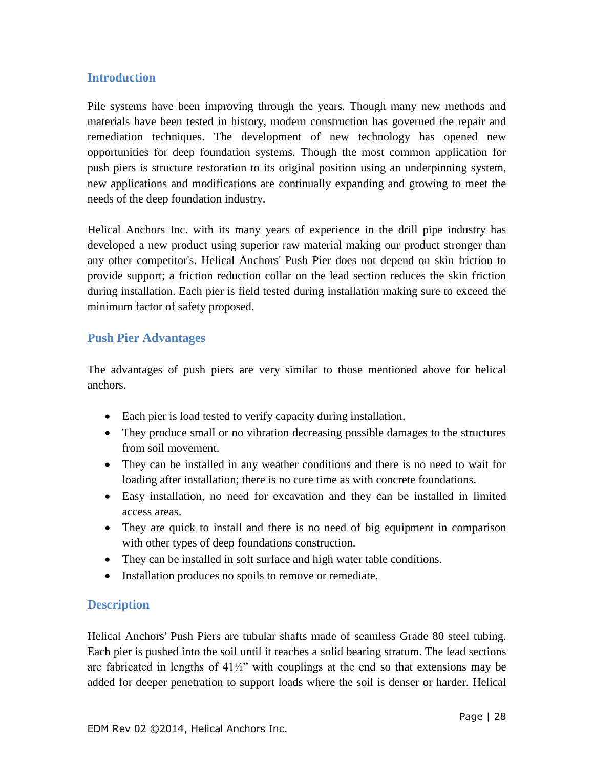## Introduction

Pile systems have been improving through the years. Though many new methods and materials have been tested in history, modern construction has governed the repair and remediation techniques. The development of new technology has opened new opportunities for deep foundation systems. Though the most common application for push piers is structure restoration to its original position using an underpinning system, new applications and modifications are continually expanding and growing to meet the needs of the deep foundation industry.

Helical Anchors Inc. with its many years of experience in the drill pipe industry has developed a new product using superior raw material making our product stronger than any other competitor's. Helical Anchors' Push Pier does not depend on skin friction to provide support; a friction reduction collar on the lead section reduces the skin friction during installation. Each pier is field tested during installation making sure to exceed the minimum factor of safety proposed.

## Push Pier Advantages

The advantages of push piers are very similar to those mentioned above for helical anchors.

- Each pier is load tested to verify capacity during installation.
- They produce small or no vibration decreasing possible damages to the structures from soil movement.
- They can be installed in any weather conditions and there is no need to wait for loading after installation; there is no cure time as with concrete foundations.
- Easy installation, no need for excavation and they can be installed in limited access areas.
- They are quick to install and there is no need of big equipment in comparison with other types of deep foundations construction.
- They can be installed in soft surface and high water table conditions.
- Installation produces no spoils to remove or remediate.

## Description

Helical Anchors' Push Piers are tubular shafts made of seamless Grade 80 steel tubing. Each pier is pushed into the soil until it reaches a solid bearing stratum. The lead sections are fabricated in lengths of 41½" with couplings at the end so that extensions may be added for deeper penetration to support loads where the soil is denser or harder. Helical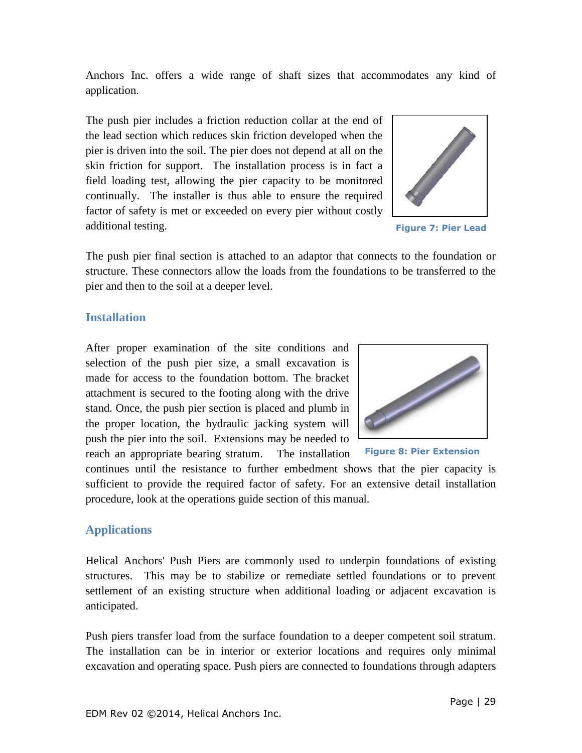Anchors Inc. offers a wide range of shaft sizes that accommodates any kind of application.

The push pier includes a friction reduction collar at the end of the lead section which reduces skin friction developed when the pier is driven into the soil. The pier does not depend at all on the skin friction for support. The installation process is in fact a field loading test, allowing the pier capacity to be monitored continually. The installer is thus able to ensure the required factor of safety is met or exceeded on every pier without costly additional testing.

**Figure 7: Pier Lead**

The push pier final section is attached to an adaptor that connects to the foundation or structure. These connectors allow the loads from the foundations to be transferred to the pier and then to the soil at a deeper level.

## Installation

After proper examination of the site conditions and selection of the push pier size, a small excavation is made for access to the foundation bottom. The bracket attachment is secured to the footing along with the drive stand. Once, the push pier section is placed and plumb in the proper location, the hydraulic jacking system will push the pier into the soil. Extensions may be needed to reach an appropriate bearing stratum. The installation continues until the resistance to further embedment shows that the pier capacity is sufficient to provide the required factor of safety. For an extensive detail installation procedure, look at the operations guide section of this manual.

**Figure 8: Pier Extension**

## Applications

Helical Anchors' Push Piers are commonly used to underpin foundations of existing structures. This may be to stabilize or remediate settled foundations or to prevent settlement of an existing structure when additional loading or adjacent excavation is anticipated.

Push piers transfer load from the surface foundation to a deeper competent soil stratum. The installation can be in interior or exterior locations and requires only minimal excavation and operating space. Push piers are connected to foundations through adapters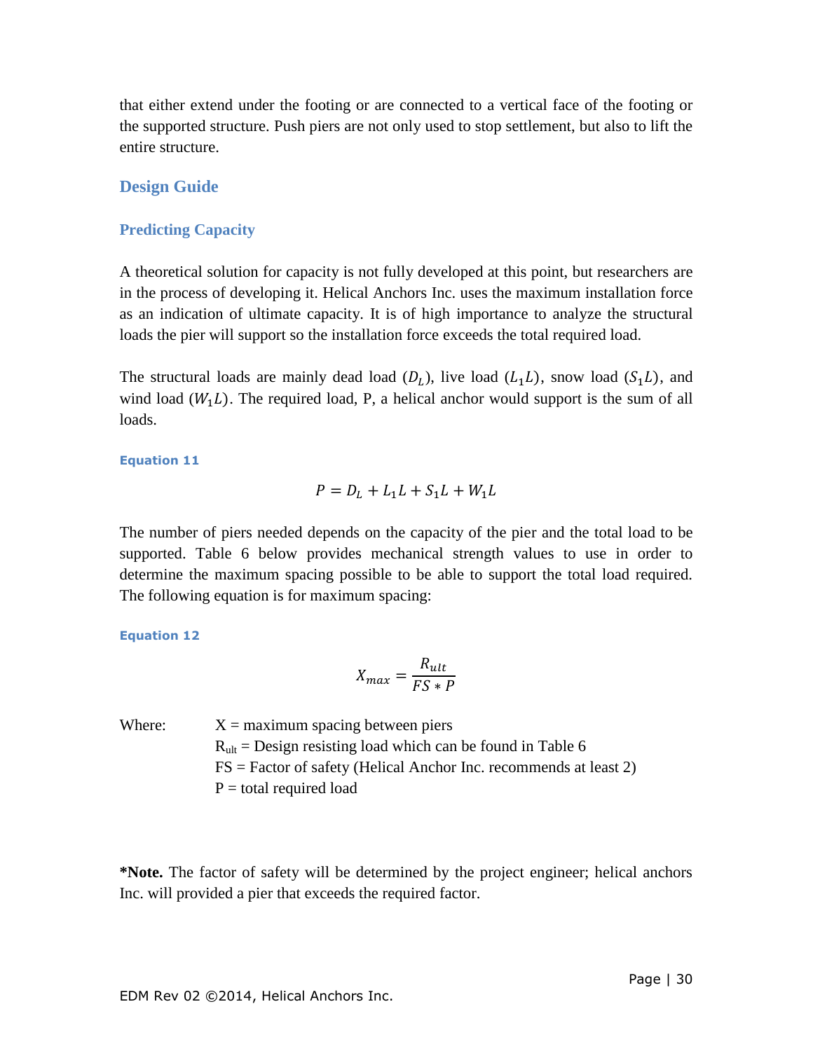that either extend under the footing or are connected to a vertical face of the footing or the supported structure. Push piers are not only used to stop settlement, but also to lift the entire structure.

## Design Guide

### Predicting Capacity

A theoretical solution for capacity is not fully developed at this point, but researchers are in the process of developing it. Helical Anchors Inc. uses the maximum installation force as an indication of ultimate capacity. It is of high importance to analyze the structural loads the pier will support so the installation force exceeds the total required load.

The structural loads are mainly dead load ($D_L$), live load ($L_1L$), snow load ($S_1L$), and wind load ($W_1L$). The required load, P, a helical anchor would support is the sum of all loads.

**Equation 11**

$$P = D_L + L_1L + S_1L + W_1L$$

The number of piers needed depends on the capacity of the pier and the total load to be supported. Table 6 below provides mechanical strength values to use in order to determine the maximum spacing possible to be able to support the total load required. The following equation is for maximum spacing:

**Equation 12**

$$X_{max} = \frac{R_{ult}}{FS * P}$$

Where:

- X = maximum spacing between piers
- $R_{ult}$ = Design resisting load which can be found in Table 6
- FS = Factor of safety (Helical Anchor Inc. recommends at least 2)
- P = total required load

***Note.** The factor of safety will be determined by the project engineer; helical anchors Inc. will provided a pier that exceeds the required factor.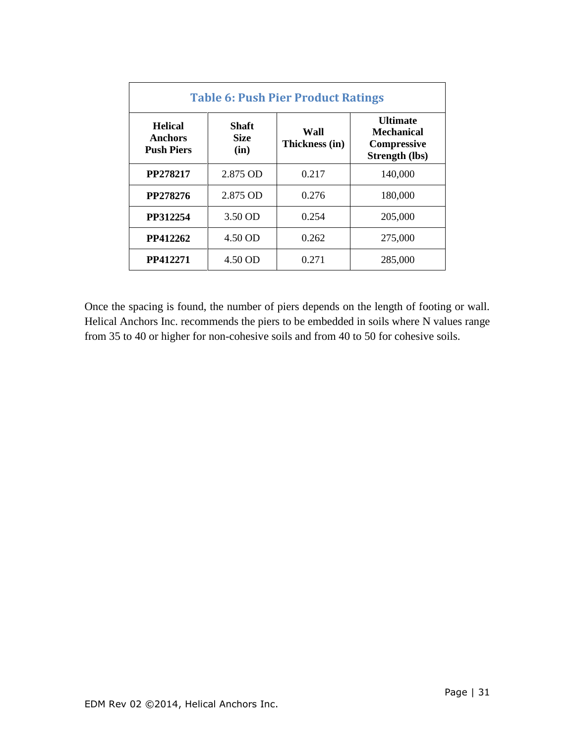**Table 6: Push Pier Product Ratings**

| Helical Anchors Push Piers | Shaft Size (in) | Wall Thickness (in) | Ultimate Mechanical Compressive Strength (lbs) |
|---|---|---|---|
| **PP278217** | 2.875 OD | 0.217 | 140,000 |
| **PP278276** | 2.875 OD | 0.276 | 180,000 |
| **PP312254** | 3.50 OD | 0.254 | 205,000 |
| **PP412262** | 4.50 OD | 0.262 | 275,000 |
| **PP412271** | 4.50 OD | 0.271 | 285,000 |

Once the spacing is found, the number of piers depends on the length of footing or wall. Helical Anchors Inc. recommends the piers to be embedded in soils where N values range from 35 to 40 or higher for non-cohesive soils and from 40 to 50 for cohesive soils.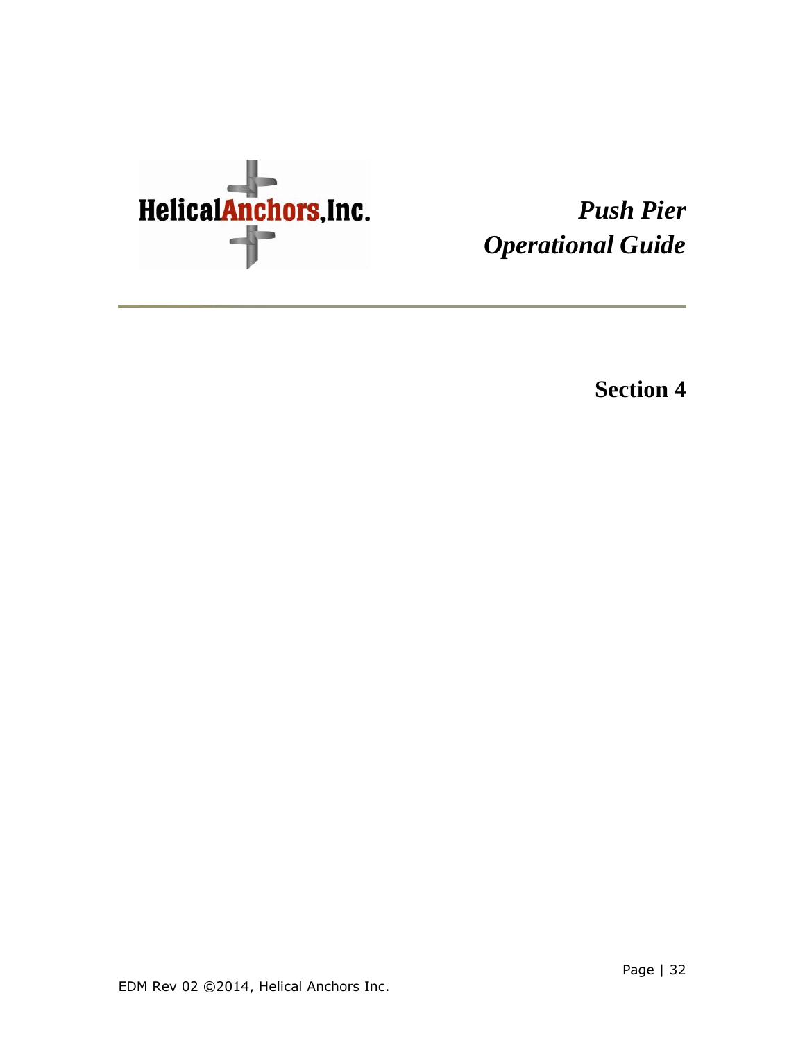HelicalAnchors,Inc.

# *Push Pier Operational Guide*

## Section 4

EDM Rev 02 ©2014, Helical Anchors Inc.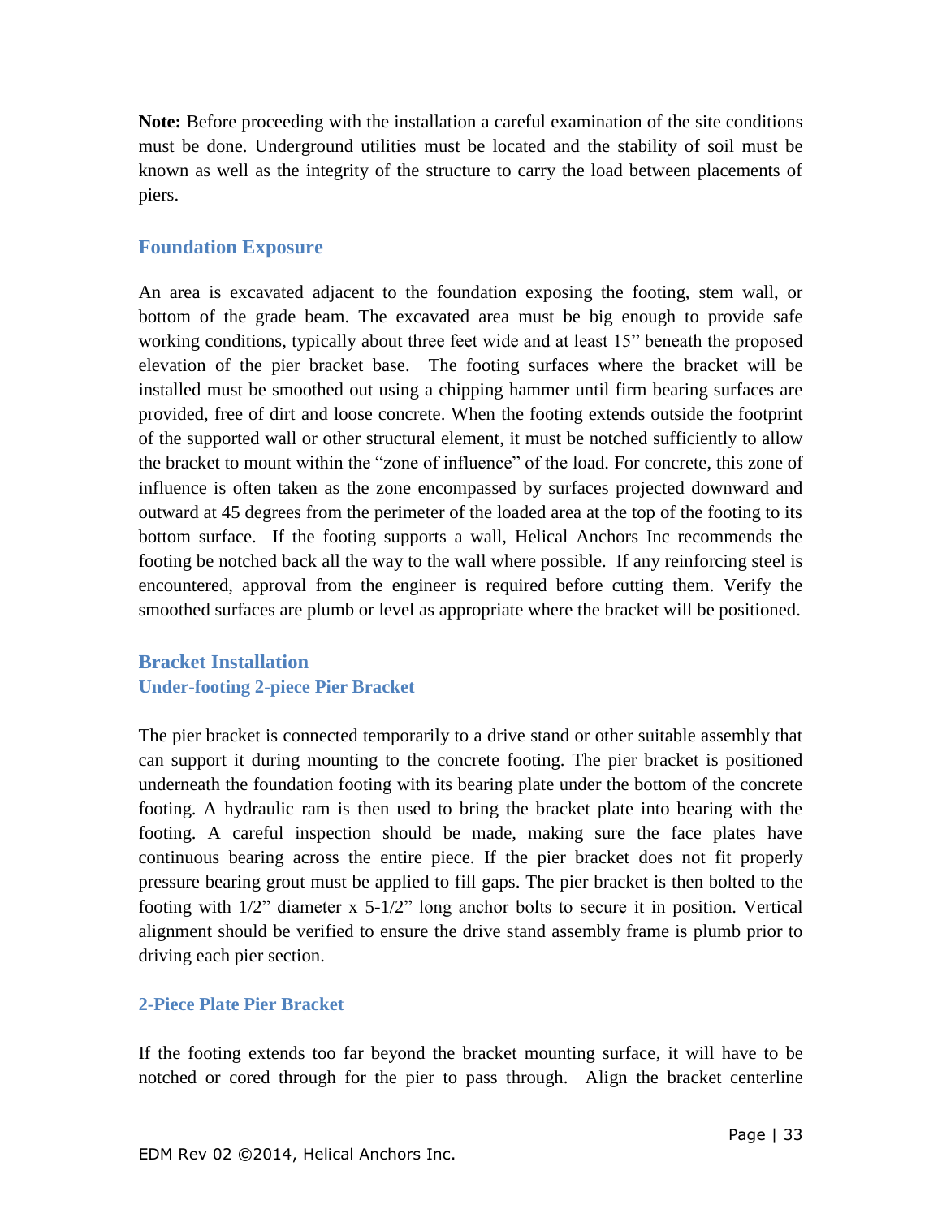**Note:** Before proceeding with the installation a careful examination of the site conditions must be done. Underground utilities must be located and the stability of soil must be known as well as the integrity of the structure to carry the load between placements of piers.

## Foundation Exposure

An area is excavated adjacent to the foundation exposing the footing, stem wall, or bottom of the grade beam. The excavated area must be big enough to provide safe working conditions, typically about three feet wide and at least 15" beneath the proposed elevation of the pier bracket base. The footing surfaces where the bracket will be installed must be smoothed out using a chipping hammer until firm bearing surfaces are provided, free of dirt and loose concrete. When the footing extends outside the footprint of the supported wall or other structural element, it must be notched sufficiently to allow the bracket to mount within the "zone of influence" of the load. For concrete, this zone of influence is often taken as the zone encompassed by surfaces projected downward and outward at 45 degrees from the perimeter of the loaded area at the top of the footing to its bottom surface. If the footing supports a wall, Helical Anchors Inc recommends the footing be notched back all the way to the wall where possible. If any reinforcing steel is encountered, approval from the engineer is required before cutting them. Verify the smoothed surfaces are plumb or level as appropriate where the bracket will be positioned.

## Bracket Installation

### Under-footing 2-piece Pier Bracket

The pier bracket is connected temporarily to a drive stand or other suitable assembly that can support it during mounting to the concrete footing. The pier bracket is positioned underneath the foundation footing with its bearing plate under the bottom of the concrete footing. A hydraulic ram is then used to bring the bracket plate into bearing with the footing. A careful inspection should be made, making sure the face plates have continuous bearing across the entire piece. If the pier bracket does not fit properly pressure bearing grout must be applied to fill gaps. The pier bracket is then bolted to the footing with 1/2" diameter x 5-1/2" long anchor bolts to secure it in position. Vertical alignment should be verified to ensure the drive stand assembly frame is plumb prior to driving each pier section.

### 2-Piece Plate Pier Bracket

If the footing extends too far beyond the bracket mounting surface, it will have to be notched or cored through for the pier to pass through. Align the bracket centerline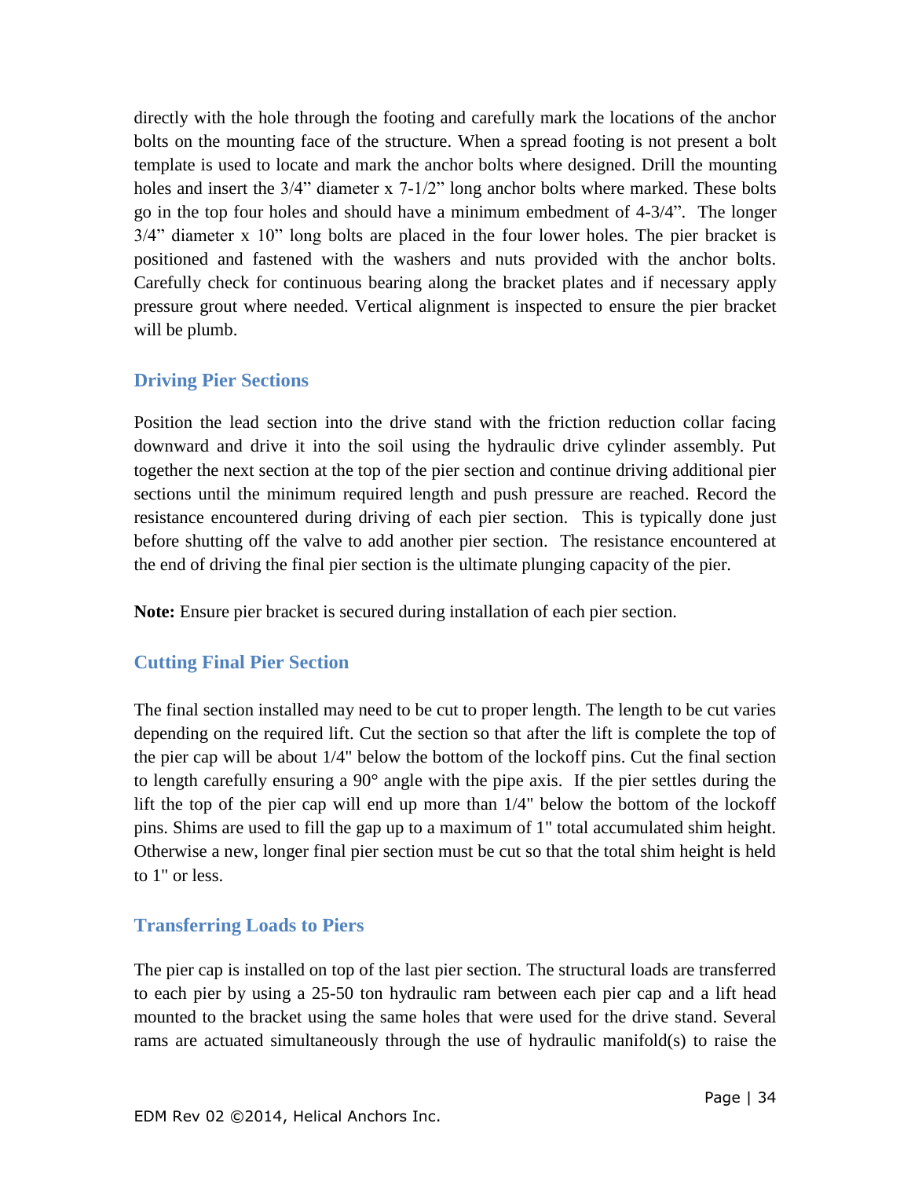directly with the hole through the footing and carefully mark the locations of the anchor bolts on the mounting face of the structure. When a spread footing is not present a bolt template is used to locate and mark the anchor bolts where designed. Drill the mounting holes and insert the 3/4” diameter x 7-1/2” long anchor bolts where marked. These bolts go in the top four holes and should have a minimum embedment of 4-3/4”. The longer 3/4” diameter x 10” long bolts are placed in the four lower holes. The pier bracket is positioned and fastened with the washers and nuts provided with the anchor bolts. Carefully check for continuous bearing along the bracket plates and if necessary apply pressure grout where needed. Vertical alignment is inspected to ensure the pier bracket will be plumb.

## Driving Pier Sections

Position the lead section into the drive stand with the friction reduction collar facing downward and drive it into the soil using the hydraulic drive cylinder assembly. Put together the next section at the top of the pier section and continue driving additional pier sections until the minimum required length and push pressure are reached. Record the resistance encountered during driving of each pier section. This is typically done just before shutting off the valve to add another pier section. The resistance encountered at the end of driving the final pier section is the ultimate plunging capacity of the pier.

**Note:** Ensure pier bracket is secured during installation of each pier section.

## Cutting Final Pier Section

The final section installed may need to be cut to proper length. The length to be cut varies depending on the required lift. Cut the section so that after the lift is complete the top of the pier cap will be about 1/4" below the bottom of the lockoff pins. Cut the final section to length carefully ensuring a 90° angle with the pipe axis. If the pier settles during the lift the top of the pier cap will end up more than 1/4" below the bottom of the lockoff pins. Shims are used to fill the gap up to a maximum of 1" total accumulated shim height. Otherwise a new, longer final pier section must be cut so that the total shim height is held to 1" or less.

## Transferring Loads to Piers

The pier cap is installed on top of the last pier section. The structural loads are transferred to each pier by using a 25-50 ton hydraulic ram between each pier cap and a lift head mounted to the bracket using the same holes that were used for the drive stand. Several rams are actuated simultaneously through the use of hydraulic manifold(s) to raise the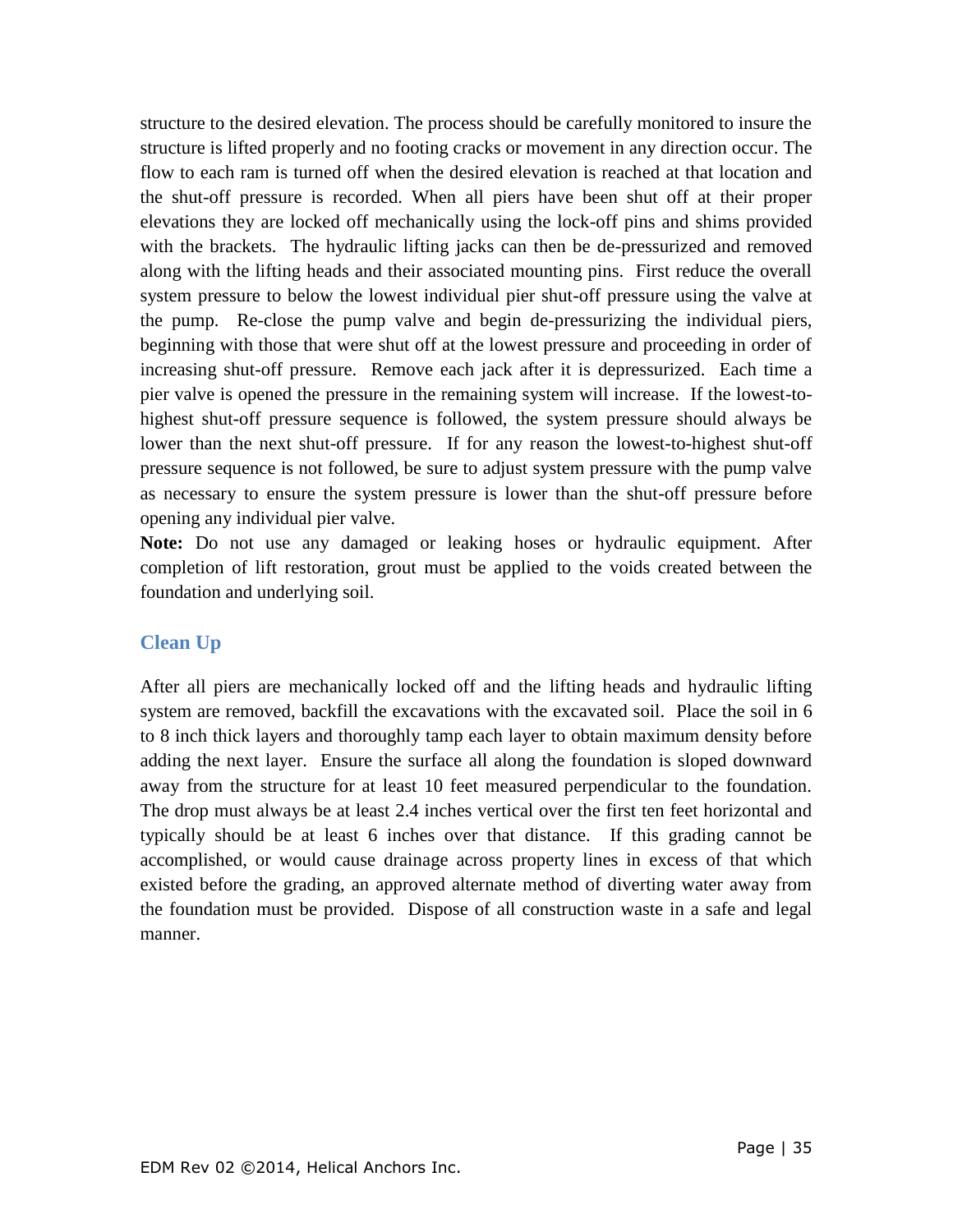structure to the desired elevation. The process should be carefully monitored to insure the structure is lifted properly and no footing cracks or movement in any direction occur. The flow to each ram is turned off when the desired elevation is reached at that location and the shut-off pressure is recorded. When all piers have been shut off at their proper elevations they are locked off mechanically using the lock-off pins and shims provided with the brackets. The hydraulic lifting jacks can then be de-pressurized and removed along with the lifting heads and their associated mounting pins. First reduce the overall system pressure to below the lowest individual pier shut-off pressure using the valve at the pump. Re-close the pump valve and begin de-pressurizing the individual piers, beginning with those that were shut off at the lowest pressure and proceeding in order of increasing shut-off pressure. Remove each jack after it is depressurized. Each time a pier valve is opened the pressure in the remaining system will increase. If the lowest-to-highest shut-off pressure sequence is followed, the system pressure should always be lower than the next shut-off pressure. If for any reason the lowest-to-highest shut-off pressure sequence is not followed, be sure to adjust system pressure with the pump valve as necessary to ensure the system pressure is lower than the shut-off pressure before opening any individual pier valve.

**Note:** Do not use any damaged or leaking hoses or hydraulic equipment. After completion of lift restoration, grout must be applied to the voids created between the foundation and underlying soil.

## Clean Up

After all piers are mechanically locked off and the lifting heads and hydraulic lifting system are removed, backfill the excavations with the excavated soil. Place the soil in 6 to 8 inch thick layers and thoroughly tamp each layer to obtain maximum density before adding the next layer. Ensure the surface all along the foundation is sloped downward away from the structure for at least 10 feet measured perpendicular to the foundation. The drop must always be at least 2.4 inches vertical over the first ten feet horizontal and typically should be at least 6 inches over that distance. If this grading cannot be accomplished, or would cause drainage across property lines in excess of that which existed before the grading, an approved alternate method of diverting water away from the foundation must be provided. Dispose of all construction waste in a safe and legal manner.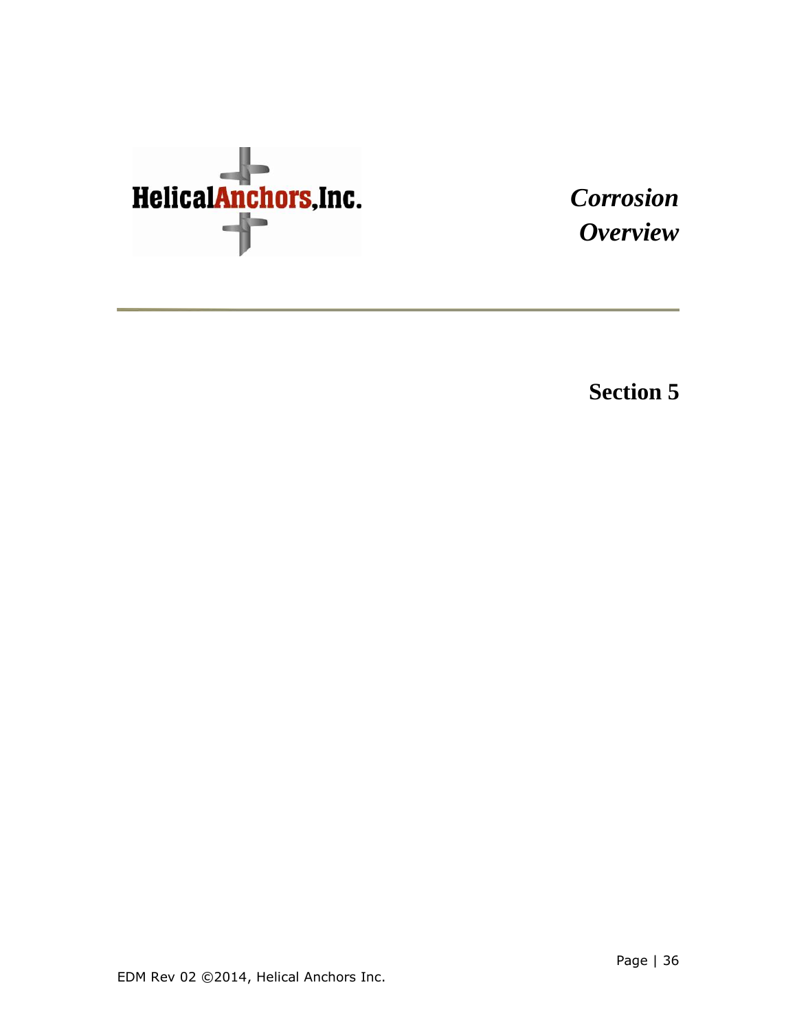HelicalAnchors,Inc.

# *Corrosion Overview*

## Section 5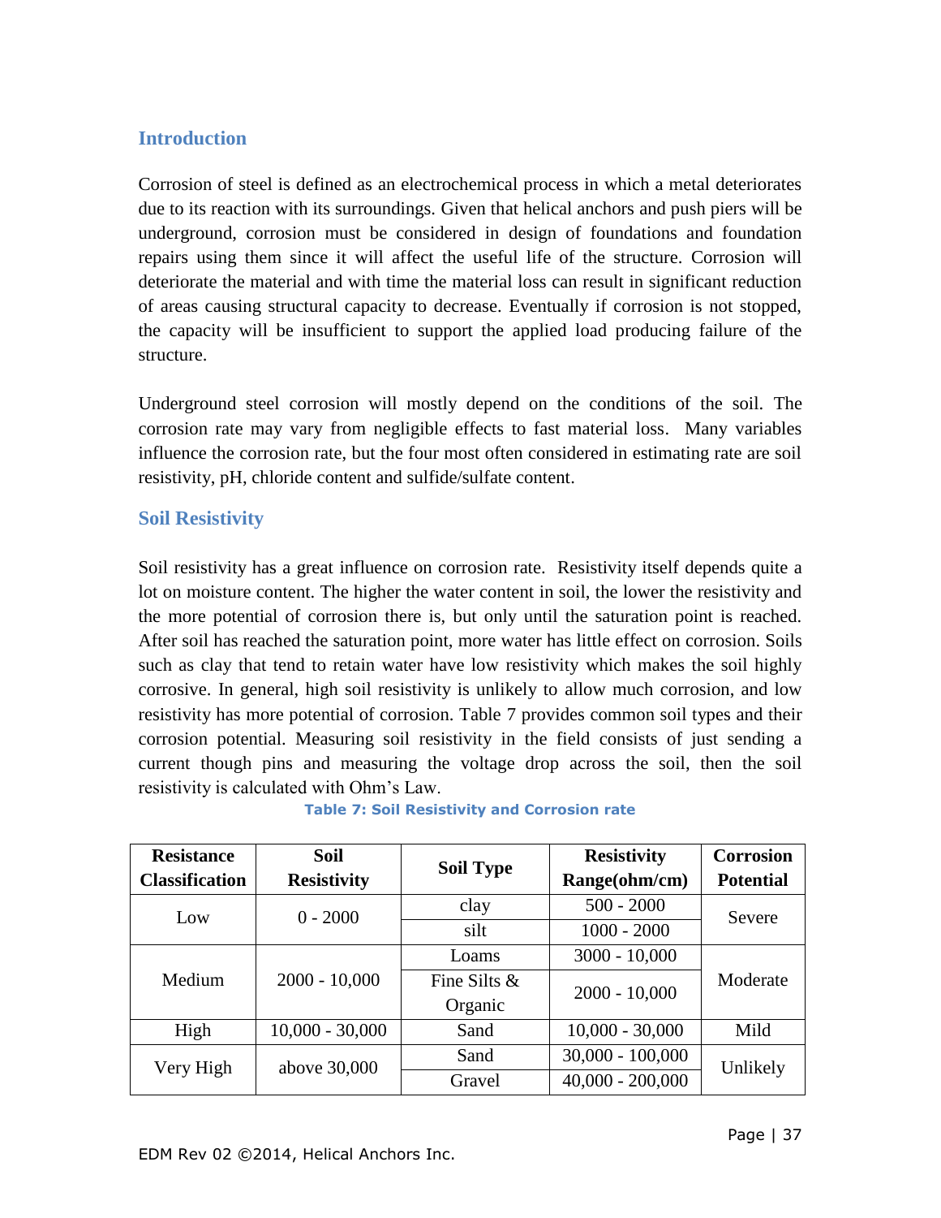## Introduction

Corrosion of steel is defined as an electrochemical process in which a metal deteriorates due to its reaction with its surroundings. Given that helical anchors and push piers will be underground, corrosion must be considered in design of foundations and foundation repairs using them since it will affect the useful life of the structure. Corrosion will deteriorate the material and with time the material loss can result in significant reduction of areas causing structural capacity to decrease. Eventually if corrosion is not stopped, the capacity will be insufficient to support the applied load producing failure of the structure.

Underground steel corrosion will mostly depend on the conditions of the soil. The corrosion rate may vary from negligible effects to fast material loss. Many variables influence the corrosion rate, but the four most often considered in estimating rate are soil resistivity, pH, chloride content and sulfide/sulfate content.

## Soil Resistivity

Soil resistivity has a great influence on corrosion rate. Resistivity itself depends quite a lot on moisture content. The higher the water content in soil, the lower the resistivity and the more potential of corrosion there is, but only until the saturation point is reached. After soil has reached the saturation point, more water has little effect on corrosion. Soils such as clay that tend to retain water have low resistivity which makes the soil highly corrosive. In general, high soil resistivity is unlikely to allow much corrosion, and low resistivity has more potential of corrosion. Table 7 provides common soil types and their corrosion potential. Measuring soil resistivity in the field consists of just sending a current though pins and measuring the voltage drop across the soil, then the soil resistivity is calculated with Ohm's Law.

**Table 7: Soil Resistivity and Corrosion rate**

| Resistance Classification | Soil Resistivity | Soil Type | Resistivity Range(ohm/cm) | Corrosion Potential |
|---|---|---|---|---|
| Low | 0 - 2000 | clay | 500 - 2000 | Severe |
| | | silt | 1000 - 2000 | |
| Medium | 2000 - 10,000 | Loams | 3000 - 10,000 | Moderate |
| | | Fine Silts & Organic | 2000 - 10,000 | |
| High | 10,000 - 30,000 | Sand | 10,000 - 30,000 | Mild |
| Very High | above 30,000 | Sand | 30,000 - 100,000 | Unlikely |
| | | Gravel | 40,000 - 200,000 | |

EDM Rev 02 ©2014, Helical Anchors Inc.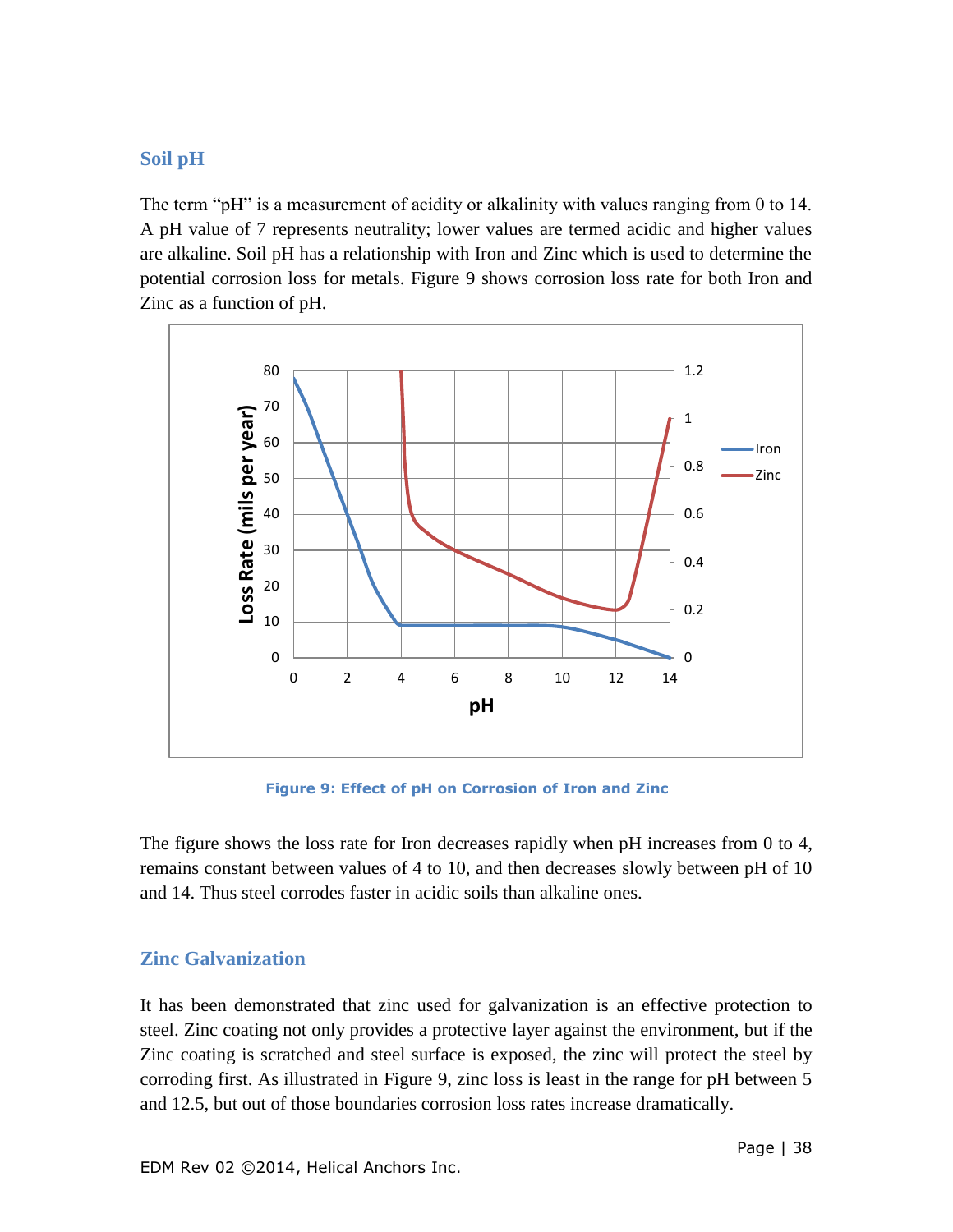## Soil pH

The term “pH” is a measurement of acidity or alkalinity with values ranging from 0 to 14. A pH value of 7 represents neutrality; lower values are termed acidic and higher values are alkaline. Soil pH has a relationship with Iron and Zinc which is used to determine the potential corrosion loss for metals. Figure 9 shows corrosion loss rate for both Iron and Zinc as a function of pH.

Loss Rate (mils per year)

80
70
60
50
40
30
20
10
0

1.2
1
0.8
0.6
0.4
0.2
0

0 2 4 6 8 10 12 14

pH

Iron
Zinc

**Figure 9: Effect of pH on Corrosion of Iron and Zinc**

The figure shows the loss rate for Iron decreases rapidly when pH increases from 0 to 4, remains constant between values of 4 to 10, and then decreases slowly between pH of 10 and 14. Thus steel corrodes faster in acidic soils than alkaline ones.

## Zinc Galvanization

It has been demonstrated that zinc used for galvanization is an effective protection to steel. Zinc coating not only provides a protective layer against the environment, but if the Zinc coating is scratched and steel surface is exposed, the zinc will protect the steel by corroding first. As illustrated in Figure 9, zinc loss is least in the range for pH between 5 and 12.5, but out of those boundaries corrosion loss rates increase dramatically.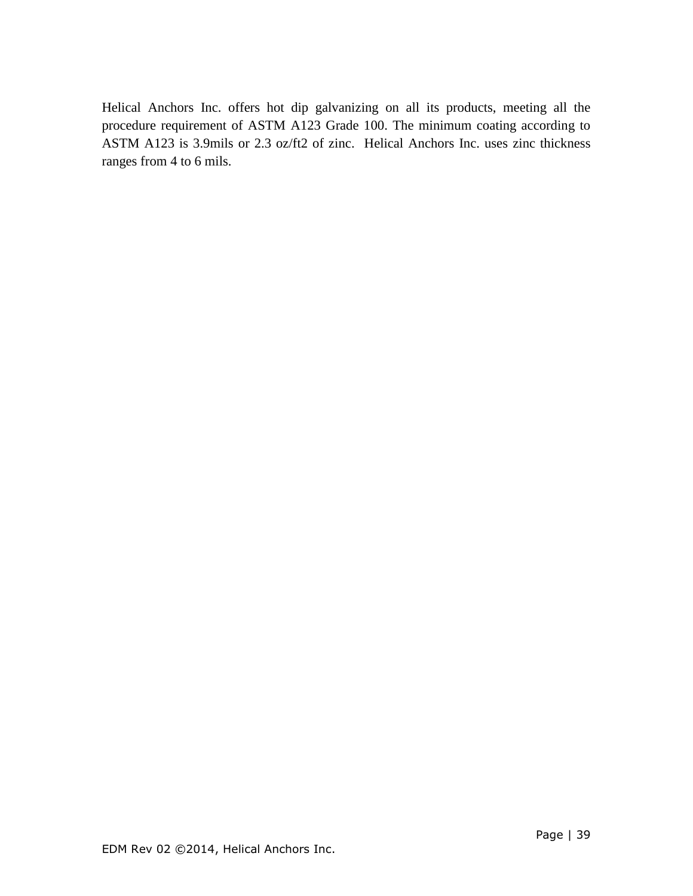Helical Anchors Inc. offers hot dip galvanizing on all its products, meeting all the procedure requirement of ASTM A123 Grade 100. The minimum coating according to ASTM A123 is 3.9mils or 2.3 oz/ft2 of zinc.  Helical Anchors Inc. uses zinc thickness ranges from 4 to 6 mils.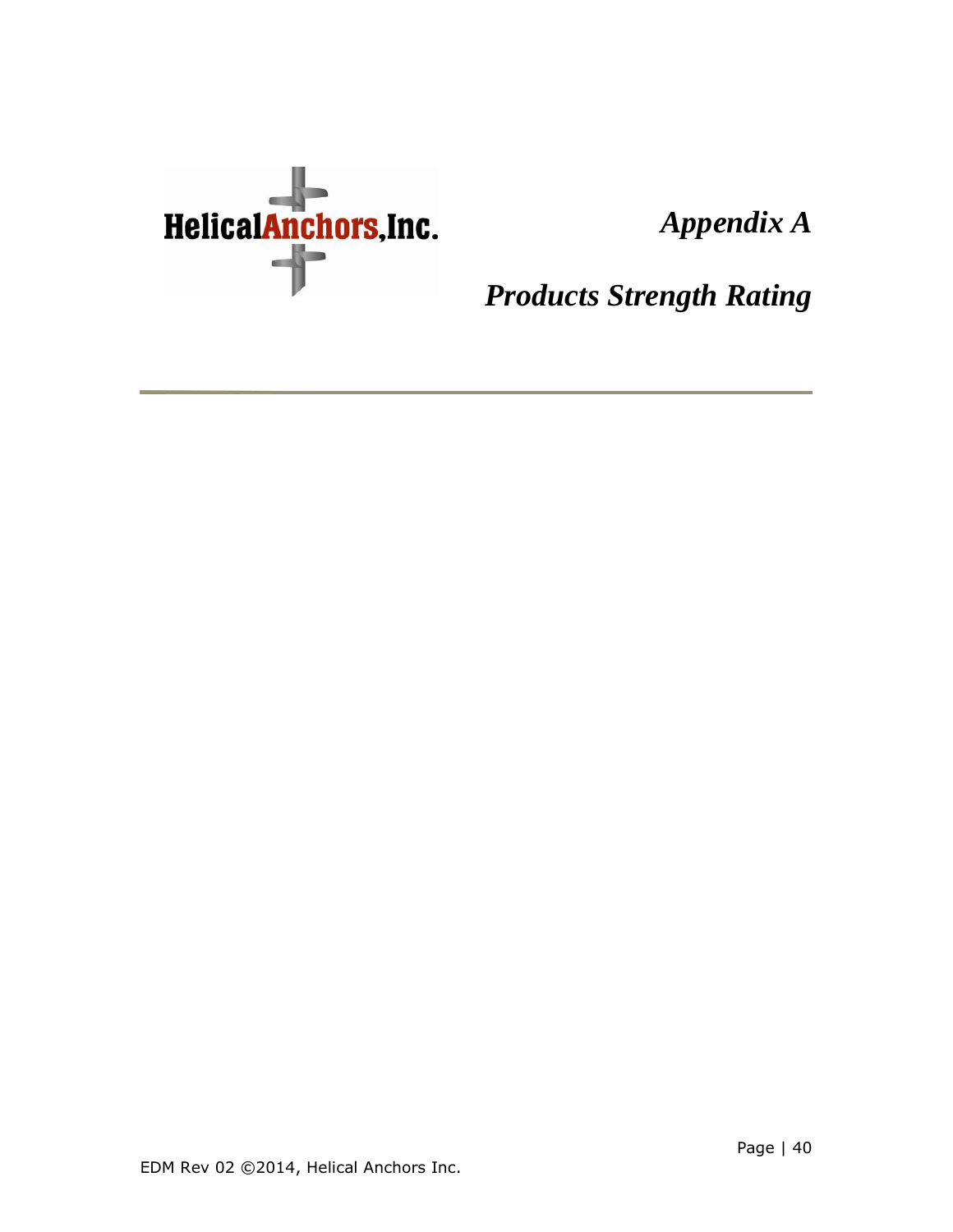# *Appendix A*

# *Products Strength Rating*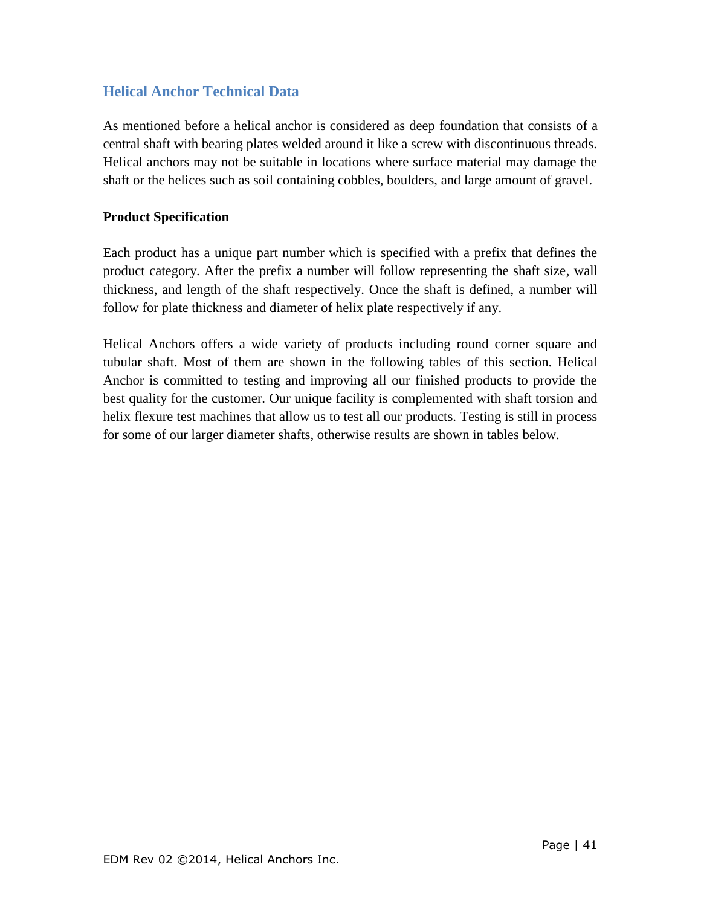## Helical Anchor Technical Data

As mentioned before a helical anchor is considered as deep foundation that consists of a central shaft with bearing plates welded around it like a screw with discontinuous threads. Helical anchors may not be suitable in locations where surface material may damage the shaft or the helices such as soil containing cobbles, boulders, and large amount of gravel.

**Product Specification**

Each product has a unique part number which is specified with a prefix that defines the product category. After the prefix a number will follow representing the shaft size, wall thickness, and length of the shaft respectively. Once the shaft is defined, a number will follow for plate thickness and diameter of helix plate respectively if any.

Helical Anchors offers a wide variety of products including round corner square and tubular shaft. Most of them are shown in the following tables of this section. Helical Anchor is committed to testing and improving all our finished products to provide the best quality for the customer. Our unique facility is complemented with shaft torsion and helix flexure test machines that allow us to test all our products. Testing is still in process for some of our larger diameter shafts, otherwise results are shown in tables below.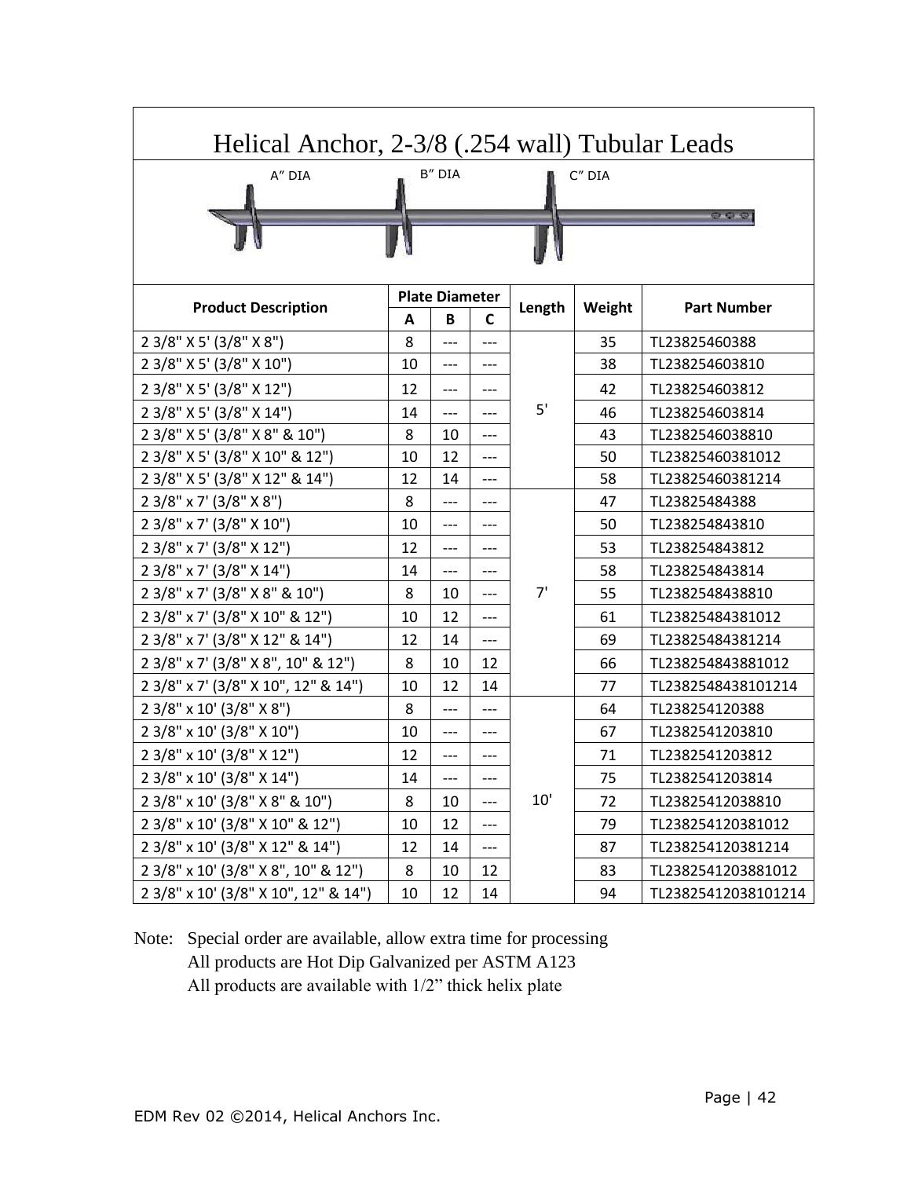# Helical Anchor, 2-3/8 (.254 wall) Tubular Leads

A" DIA B" DIA C" DIA

| Product Description | Plate Diameter | | | Length | Weight | Part Number |
|---|---|---|---|---|---|---|
| | A | B | C | | | |
| 2 3/8" X 5' (3/8" X 8") | 8 | --- | --- | 5' | 35 | TL23825460388 |
| 2 3/8" X 5' (3/8" X 10") | 10 | --- | --- | | 38 | TL238254603810 |
| 2 3/8" X 5' (3/8" X 12") | 12 | --- | --- | | 42 | TL238254603812 |
| 2 3/8" X 5' (3/8" X 14") | 14 | --- | --- | | 46 | TL238254603814 |
| 2 3/8" X 5' (3/8" X 8" & 10") | 8 | 10 | --- | | 43 | TL2382546038810 |
| 2 3/8" X 5' (3/8" X 10" & 12") | 10 | 12 | --- | | 50 | TL23825460381012 |
| 2 3/8" X 5' (3/8" X 12" & 14") | 12 | 14 | --- | | 58 | TL23825460381214 |
| 2 3/8" x 7' (3/8" X 8") | 8 | --- | --- | 7' | 47 | TL23825484388 |
| 2 3/8" x 7' (3/8" X 10") | 10 | --- | --- | | 50 | TL238254843810 |
| 2 3/8" x 7' (3/8" X 12") | 12 | --- | --- | | 53 | TL238254843812 |
| 2 3/8" x 7' (3/8" X 14") | 14 | --- | --- | | 58 | TL238254843814 |
| 2 3/8" x 7' (3/8" X 8" & 10") | 8 | 10 | --- | | 55 | TL2382548438810 |
| 2 3/8" x 7' (3/8" X 10" & 12") | 10 | 12 | --- | | 61 | TL23825484381012 |
| 2 3/8" x 7' (3/8" X 12" & 14") | 12 | 14 | --- | | 69 | TL23825484381214 |
| 2 3/8" x 7' (3/8" X 8", 10" & 12") | 8 | 10 | 12 | | 66 | TL238254843881012 |
| 2 3/8" x 7' (3/8" X 10", 12" & 14") | 10 | 12 | 14 | | 77 | TL2382548438101214 |
| 2 3/8" x 10' (3/8" X 8") | 8 | --- | --- | 10' | 64 | TL238254120388 |
| 2 3/8" x 10' (3/8" X 10") | 10 | --- | --- | | 67 | TL2382541203810 |
| 2 3/8" x 10' (3/8" X 12") | 12 | --- | --- | | 71 | TL2382541203812 |
| 2 3/8" x 10' (3/8" X 14") | 14 | --- | --- | | 75 | TL2382541203814 |
| 2 3/8" x 10' (3/8" X 8" & 10") | 8 | 10 | --- | | 72 | TL23825412038810 |
| 2 3/8" x 10' (3/8" X 10" & 12") | 10 | 12 | --- | | 79 | TL238254120381012 |
| 2 3/8" x 10' (3/8" X 12" & 14") | 12 | 14 | --- | | 87 | TL238254120381214 |
| 2 3/8" x 10' (3/8" X 8", 10" & 12") | 8 | 10 | 12 | | 83 | TL2382541203881012 |
| 2 3/8" x 10' (3/8" X 10", 12" & 14") | 10 | 12 | 14 | | 94 | TL23825412038101214 |

Note: Special order are available, allow extra time for processing
All products are Hot Dip Galvanized per ASTM A123
All products are available with 1/2" thick helix plate

EDM Rev 02 ©2014, Helical Anchors Inc.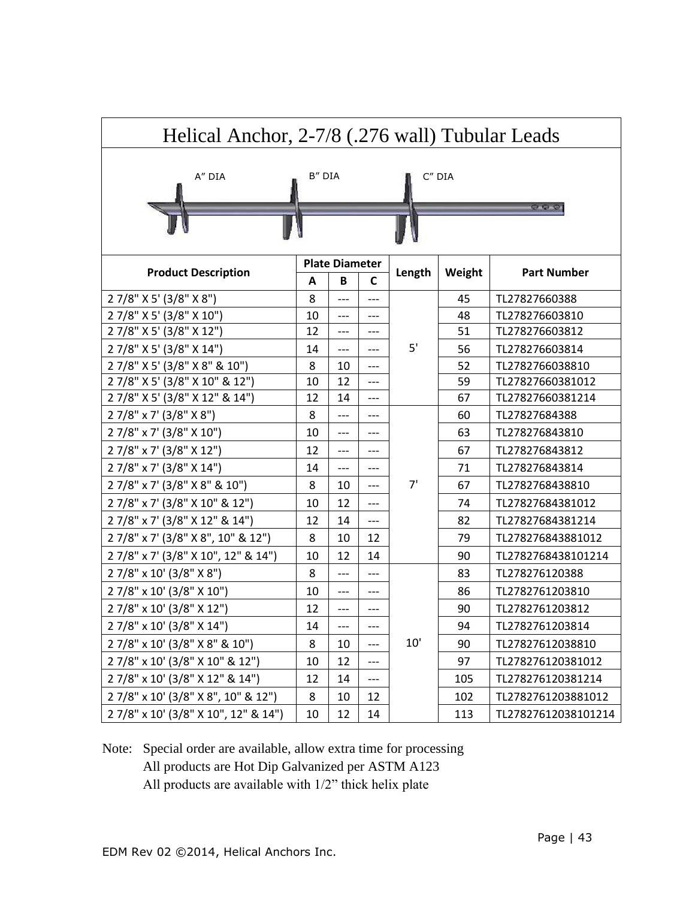# Helical Anchor, 2-7/8 (.276 wall) Tubular Leads

A" DIA

B" DIA

C" DIA

| Product Description | Plate Diameter | | | Length | Weight | Part Number |
|---|---|---|---|---|---|---|
| | A | B | C | | | |
| 2 7/8" X 5' (3/8" X 8") | 8 | --- | --- | 5' | 45 | TL27827660388 |
| 2 7/8" X 5' (3/8" X 10") | 10 | --- | --- | | 48 | TL278276603810 |
| 2 7/8" X 5' (3/8" X 12") | 12 | --- | --- | | 51 | TL278276603812 |
| 2 7/8" X 5' (3/8" X 14") | 14 | --- | --- | | 56 | TL278276603814 |
| 2 7/8" X 5' (3/8" X 8" & 10") | 8 | 10 | --- | | 52 | TL2782766038810 |
| 2 7/8" X 5' (3/8" X 10" & 12") | 10 | 12 | --- | | 59 | TL27827660381012 |
| 2 7/8" X 5' (3/8" X 12" & 14") | 12 | 14 | --- | | 67 | TL27827660381214 |
| 2 7/8" x 7' (3/8" X 8") | 8 | --- | --- | 7' | 60 | TL27827684388 |
| 2 7/8" x 7' (3/8" X 10") | 10 | --- | --- | | 63 | TL278276843810 |
| 2 7/8" x 7' (3/8" X 12") | 12 | --- | --- | | 67 | TL278276843812 |
| 2 7/8" x 7' (3/8" X 14") | 14 | --- | --- | | 71 | TL278276843814 |
| 2 7/8" x 7' (3/8" X 8" & 10") | 8 | 10 | --- | | 67 | TL2782768438810 |
| 2 7/8" x 7' (3/8" X 10" & 12") | 10 | 12 | --- | | 74 | TL27827684381012 |
| 2 7/8" x 7' (3/8" X 12" & 14") | 12 | 14 | --- | | 82 | TL27827684381214 |
| 2 7/8" x 7' (3/8" X 8", 10" & 12") | 8 | 10 | 12 | | 79 | TL278276843881012 |
| 2 7/8" x 7' (3/8" X 10", 12" & 14") | 10 | 12 | 14 | | 90 | TL2782768438101214 |
| 2 7/8" x 10' (3/8" X 8") | 8 | --- | --- | 10' | 83 | TL278276120388 |
| 2 7/8" x 10' (3/8" X 10") | 10 | --- | --- | | 86 | TL2782761203810 |
| 2 7/8" x 10' (3/8" X 12") | 12 | --- | --- | | 90 | TL2782761203812 |
| 2 7/8" x 10' (3/8" X 14") | 14 | --- | --- | | 94 | TL2782761203814 |
| 2 7/8" x 10' (3/8" X 8" & 10") | 8 | 10 | --- | | 90 | TL27827612038810 |
| 2 7/8" x 10' (3/8" X 10" & 12") | 10 | 12 | --- | | 97 | TL278276120381012 |
| 2 7/8" x 10' (3/8" X 12" & 14") | 12 | 14 | --- | | 105 | TL278276120381214 |
| 2 7/8" x 10' (3/8" X 8", 10" & 12") | 8 | 10 | 12 | | 102 | TL2782761203881012 |
| 2 7/8" x 10' (3/8" X 10", 12" & 14") | 10 | 12 | 14 | | 113 | TL27827612038101214 |

Note: Special order are available, allow extra time for processing
All products are Hot Dip Galvanized per ASTM A123
All products are available with 1/2" thick helix plate

EDM Rev 02 ©2014, Helical Anchors Inc.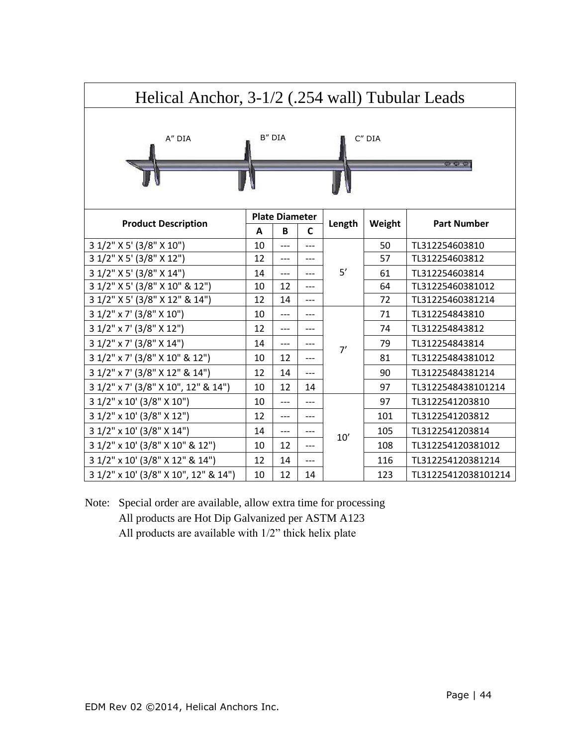# Helical Anchor, 3-1/2 (.254 wall) Tubular Leads

A" DIA B" DIA C" DIA

| Product Description | Plate Diameter | | | Length | Weight | Part Number |
|---|---|---|---|---|---|---|
| | A | B | C | | | |
| 3 1/2" X 5' (3/8" X 10") | 10 | --- | --- | 5' | 50 | TL312254603810 |
| 3 1/2" X 5' (3/8" X 12") | 12 | --- | --- | | 57 | TL312254603812 |
| 3 1/2" X 5' (3/8" X 14") | 14 | --- | --- | | 61 | TL312254603814 |
| 3 1/2" X 5' (3/8" X 10" & 12") | 10 | 12 | --- | | 64 | TL31225460381012 |
| 3 1/2" X 5' (3/8" X 12" & 14") | 12 | 14 | --- | | 72 | TL31225460381214 |
| 3 1/2" x 7' (3/8" X 10") | 10 | --- | --- | 7' | 71 | TL312254843810 |
| 3 1/2" x 7' (3/8" X 12") | 12 | --- | --- | | 74 | TL312254843812 |
| 3 1/2" x 7' (3/8" X 14") | 14 | --- | --- | | 79 | TL312254843814 |
| 3 1/2" x 7' (3/8" X 10" & 12") | 10 | 12 | --- | | 81 | TL31225484381012 |
| 3 1/2" x 7' (3/8" X 12" & 14") | 12 | 14 | --- | | 90 | TL31225484381214 |
| 3 1/2" x 7' (3/8" X 10", 12" & 14") | 10 | 12 | 14 | | 97 | TL3122548438101214 |
| 3 1/2" x 10' (3/8" X 10") | 10 | --- | --- | 10' | 97 | TL3122541203810 |
| 3 1/2" x 10' (3/8" X 12") | 12 | --- | --- | | 101 | TL3122541203812 |
| 3 1/2" x 10' (3/8" X 14") | 14 | --- | --- | | 105 | TL3122541203814 |
| 3 1/2" x 10' (3/8" X 10" & 12") | 10 | 12 | --- | | 108 | TL312254120381012 |
| 3 1/2" x 10' (3/8" X 12" & 14") | 12 | 14 | --- | | 116 | TL312254120381214 |
| 3 1/2" x 10' (3/8" X 10", 12" & 14") | 10 | 12 | 14 | | 123 | TL31225412038101214 |

Note: Special order are available, allow extra time for processing
All products are Hot Dip Galvanized per ASTM A123
All products are available with 1/2" thick helix plate

EDM Rev 02 ©2014, Helical Anchors Inc.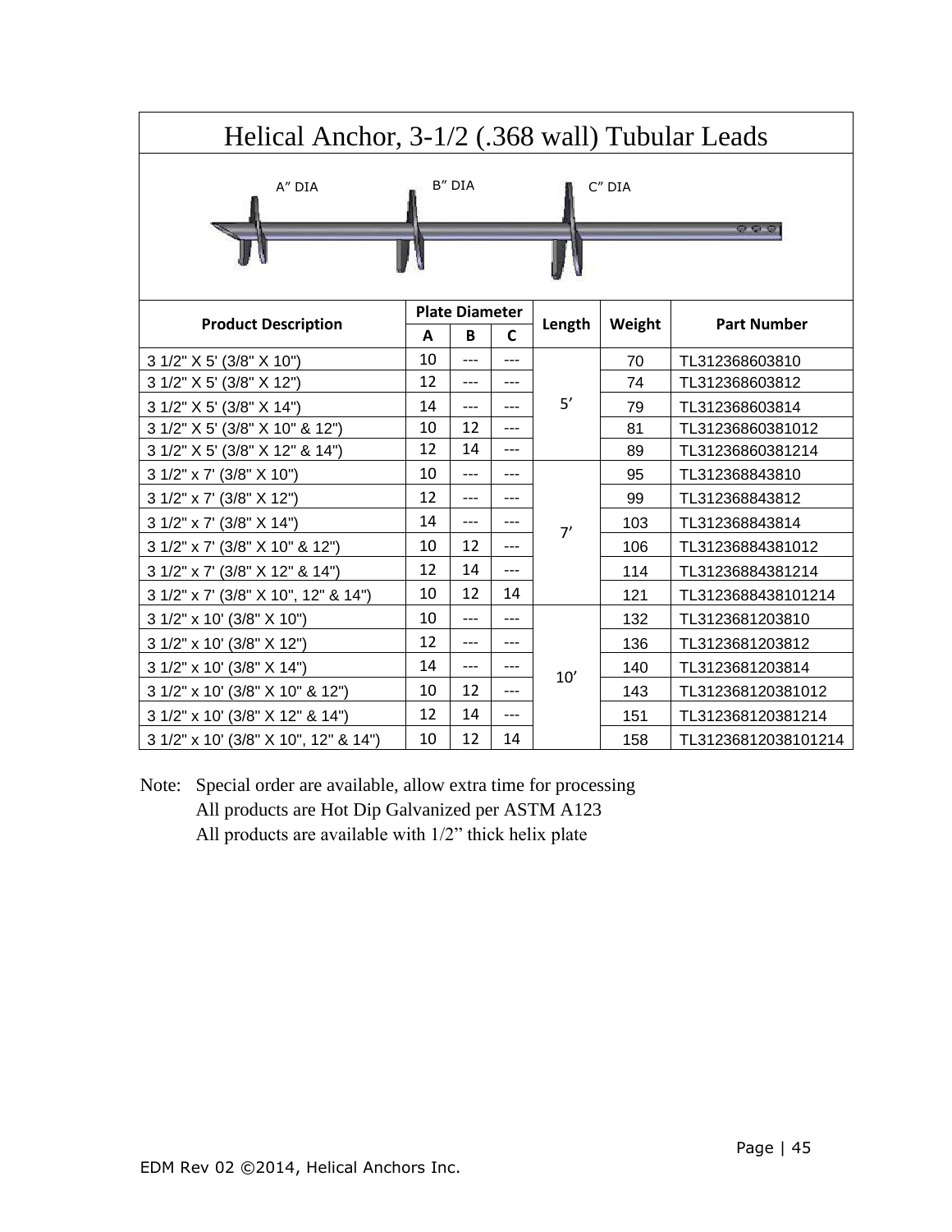# Helical Anchor, 3-1/2 (.368 wall) Tubular Leads

A" DIA B" DIA C" DIA

| Product Description | Plate Diameter | | | Length | Weight | Part Number |
|---|---|---|---|---|---|---|
| | A | B | C | | | |
| 3 1/2" X 5' (3/8" X 10") | 10 | --- | --- | 5' | 70 | TL312368603810 |
| 3 1/2" X 5' (3/8" X 12") | 12 | --- | --- | | 74 | TL312368603812 |
| 3 1/2" X 5' (3/8" X 14") | 14 | --- | --- | | 79 | TL312368603814 |
| 3 1/2" X 5' (3/8" X 10" & 12") | 10 | 12 | --- | | 81 | TL31236860381012 |
| 3 1/2" X 5' (3/8" X 12" & 14") | 12 | 14 | --- | | 89 | TL31236860381214 |
| 3 1/2" x 7' (3/8" X 10") | 10 | --- | --- | 7' | 95 | TL312368843810 |
| 3 1/2" x 7' (3/8" X 12") | 12 | --- | --- | | 99 | TL312368843812 |
| 3 1/2" x 7' (3/8" X 14") | 14 | --- | --- | | 103 | TL312368843814 |
| 3 1/2" x 7' (3/8" X 10" & 12") | 10 | 12 | --- | | 106 | TL31236884381012 |
| 3 1/2" x 7' (3/8" X 12" & 14") | 12 | 14 | --- | | 114 | TL31236884381214 |
| 3 1/2" x 7' (3/8" X 10", 12" & 14") | 10 | 12 | 14 | | 121 | TL3123688438101214 |
| 3 1/2" x 10' (3/8" X 10") | 10 | --- | --- | 10' | 132 | TL3123681203810 |
| 3 1/2" x 10' (3/8" X 12") | 12 | --- | --- | | 136 | TL3123681203812 |
| 3 1/2" x 10' (3/8" X 14") | 14 | --- | --- | | 140 | TL3123681203814 |
| 3 1/2" x 10' (3/8" X 10" & 12") | 10 | 12 | --- | | 143 | TL312368120381012 |
| 3 1/2" x 10' (3/8" X 12" & 14") | 12 | 14 | --- | | 151 | TL312368120381214 |
| 3 1/2" x 10' (3/8" X 10", 12" & 14") | 10 | 12 | 14 | | 158 | TL31236812038101214 |

Note: Special order are available, allow extra time for processing
All products are Hot Dip Galvanized per ASTM A123
All products are available with 1/2" thick helix plate

EDM Rev 02 ©2014, Helical Anchors Inc.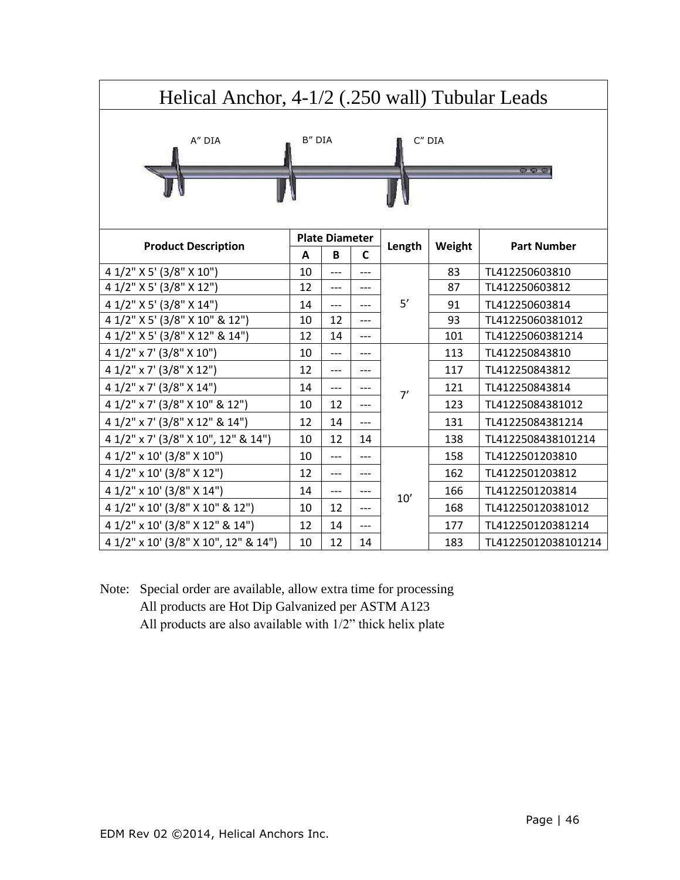# Helical Anchor, 4-1/2 (.250 wall) Tubular Leads

A" DIA

B" DIA

C" DIA

| Product Description | Plate Diameter | | | Length | Weight | Part Number |
|---|---|---|---|---|---|---|
| | A | B | C | | | |
| 4 1/2" X 5' (3/8" X 10") | 10 | --- | --- | 5' | 83 | TL412250603810 |
| 4 1/2" X 5' (3/8" X 12") | 12 | --- | --- | | 87 | TL412250603812 |
| 4 1/2" X 5' (3/8" X 14") | 14 | --- | --- | | 91 | TL412250603814 |
| 4 1/2" X 5' (3/8" X 10" & 12") | 10 | 12 | --- | | 93 | TL41225060381012 |
| 4 1/2" X 5' (3/8" X 12" & 14") | 12 | 14 | --- | | 101 | TL41225060381214 |
| 4 1/2" x 7' (3/8" X 10") | 10 | --- | --- | 7' | 113 | TL412250843810 |
| 4 1/2" x 7' (3/8" X 12") | 12 | --- | --- | | 117 | TL412250843812 |
| 4 1/2" x 7' (3/8" X 14") | 14 | --- | --- | | 121 | TL412250843814 |
| 4 1/2" x 7' (3/8" X 10" & 12") | 10 | 12 | --- | | 123 | TL41225084381012 |
| 4 1/2" x 7' (3/8" X 12" & 14") | 12 | 14 | --- | | 131 | TL41225084381214 |
| 4 1/2" x 7' (3/8" X 10", 12" & 14") | 10 | 12 | 14 | | 138 | TL4122508438101214 |
| 4 1/2" x 10' (3/8" X 10") | 10 | --- | --- | 10' | 158 | TL4122501203810 |
| 4 1/2" x 10' (3/8" X 12") | 12 | --- | --- | | 162 | TL4122501203812 |
| 4 1/2" x 10' (3/8" X 14") | 14 | --- | --- | | 166 | TL4122501203814 |
| 4 1/2" x 10' (3/8" X 10" & 12") | 10 | 12 | --- | | 168 | TL412250120381012 |
| 4 1/2" x 10' (3/8" X 12" & 14") | 12 | 14 | --- | | 177 | TL412250120381214 |
| 4 1/2" x 10' (3/8" X 10", 12" & 14") | 10 | 12 | 14 | | 183 | TL41225012038101214 |

Note: Special order are available, allow extra time for processing
All products are Hot Dip Galvanized per ASTM A123
All products are also available with 1/2" thick helix plate

EDM Rev 02 ©2014, Helical Anchors Inc.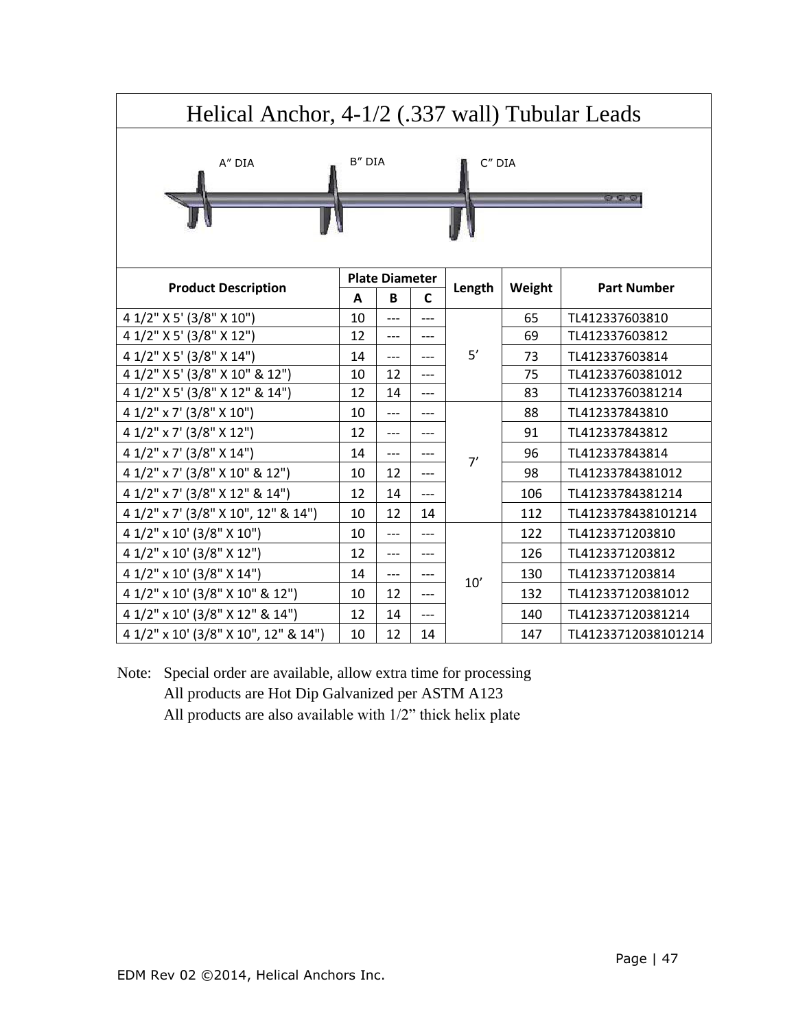# Helical Anchor, 4-1/2 (.337 wall) Tubular Leads

A" DIA B" DIA C" DIA

| Product Description | Plate Diameter | | | Length | Weight | Part Number |
|---|---|---|---|---|---|---|
| | A | B | C | | | |
| 4 1/2" X 5' (3/8" X 10") | 10 | --- | --- | 5' | 65 | TL412337603810 |
| 4 1/2" X 5' (3/8" X 12") | 12 | --- | --- | | 69 | TL412337603812 |
| 4 1/2" X 5' (3/8" X 14") | 14 | --- | --- | | 73 | TL412337603814 |
| 4 1/2" X 5' (3/8" X 10" & 12") | 10 | 12 | --- | | 75 | TL41233760381012 |
| 4 1/2" X 5' (3/8" X 12" & 14") | 12 | 14 | --- | | 83 | TL41233760381214 |
| 4 1/2" x 7' (3/8" X 10") | 10 | --- | --- | 7' | 88 | TL412337843810 |
| 4 1/2" x 7' (3/8" X 12") | 12 | --- | --- | | 91 | TL412337843812 |
| 4 1/2" x 7' (3/8" X 14") | 14 | --- | --- | | 96 | TL412337843814 |
| 4 1/2" x 7' (3/8" X 10" & 12") | 10 | 12 | --- | | 98 | TL41233784381012 |
| 4 1/2" x 7' (3/8" X 12" & 14") | 12 | 14 | --- | | 106 | TL41233784381214 |
| 4 1/2" x 7' (3/8" X 10", 12" & 14") | 10 | 12 | 14 | | 112 | TL4123378438101214 |
| 4 1/2" x 10' (3/8" X 10") | 10 | --- | --- | 10' | 122 | TL4123371203810 |
| 4 1/2" x 10' (3/8" X 12") | 12 | --- | --- | | 126 | TL4123371203812 |
| 4 1/2" x 10' (3/8" X 14") | 14 | --- | --- | | 130 | TL4123371203814 |
| 4 1/2" x 10' (3/8" X 10" & 12") | 10 | 12 | --- | | 132 | TL412337120381012 |
| 4 1/2" x 10' (3/8" X 12" & 14") | 12 | 14 | --- | | 140 | TL412337120381214 |
| 4 1/2" x 10' (3/8" X 10", 12" & 14") | 10 | 12 | 14 | | 147 | TL41233712038101214 |

Note: Special order are available, allow extra time for processing
All products are Hot Dip Galvanized per ASTM A123
All products are also available with 1/2" thick helix plate

EDM Rev 02 ©2014, Helical Anchors Inc.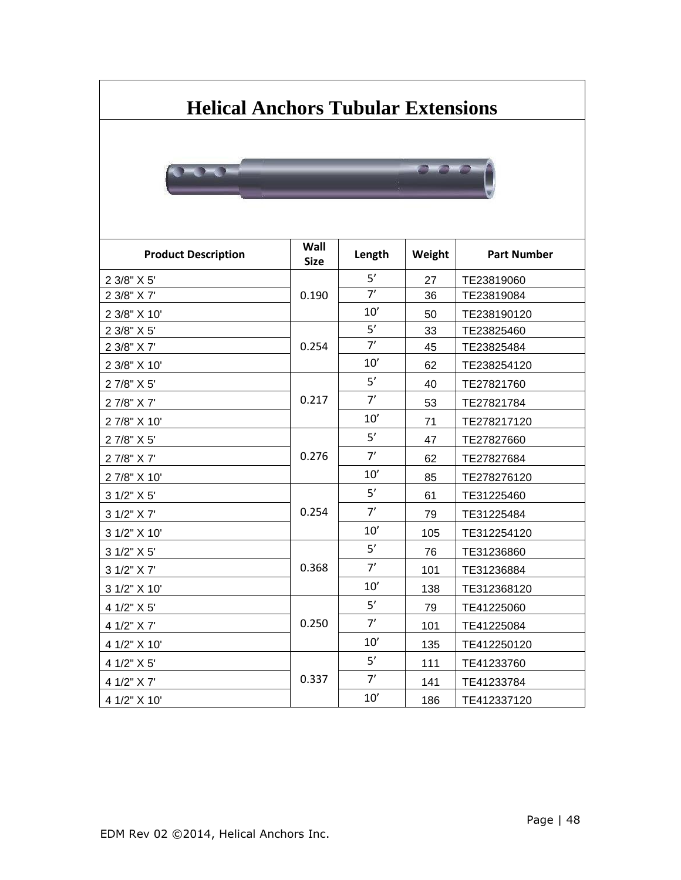# Helical Anchors Tubular Extensions

| Product Description | Wall Size | Length | Weight | Part Number |
|---|---|---|---|---|
| 2 3/8" X 5' | 0.190 | 5’ | 27 | TE23819060 |
| 2 3/8" X 7' | | 7’ | 36 | TE23819084 |
| 2 3/8" X 10' | | 10’ | 50 | TE238190120 |
| 2 3/8" X 5' | 0.254 | 5’ | 33 | TE23825460 |
| 2 3/8" X 7' | | 7’ | 45 | TE23825484 |
| 2 3/8" X 10' | | 10’ | 62 | TE238254120 |
| 2 7/8" X 5' | 0.217 | 5’ | 40 | TE27821760 |
| 2 7/8" X 7' | | 7’ | 53 | TE27821784 |
| 2 7/8" X 10' | | 10’ | 71 | TE278217120 |
| 2 7/8" X 5' | 0.276 | 5’ | 47 | TE27827660 |
| 2 7/8" X 7' | | 7’ | 62 | TE27827684 |
| 2 7/8" X 10' | | 10’ | 85 | TE278276120 |
| 3 1/2" X 5' | 0.254 | 5’ | 61 | TE31225460 |
| 3 1/2" X 7' | | 7’ | 79 | TE31225484 |
| 3 1/2" X 10' | | 10’ | 105 | TE312254120 |
| 3 1/2" X 5' | 0.368 | 5’ | 76 | TE31236860 |
| 3 1/2" X 7' | | 7’ | 101 | TE31236884 |
| 3 1/2" X 10' | | 10’ | 138 | TE312368120 |
| 4 1/2" X 5' | 0.250 | 5’ | 79 | TE41225060 |
| 4 1/2" X 7' | | 7’ | 101 | TE41225084 |
| 4 1/2" X 10' | | 10’ | 135 | TE412250120 |
| 4 1/2" X 5' | 0.337 | 5’ | 111 | TE41233760 |
| 4 1/2" X 7' | | 7’ | 141 | TE41233784 |
| 4 1/2" X 10' | | 10’ | 186 | TE412337120 |

EDM Rev 02 ©2014, Helical Anchors Inc.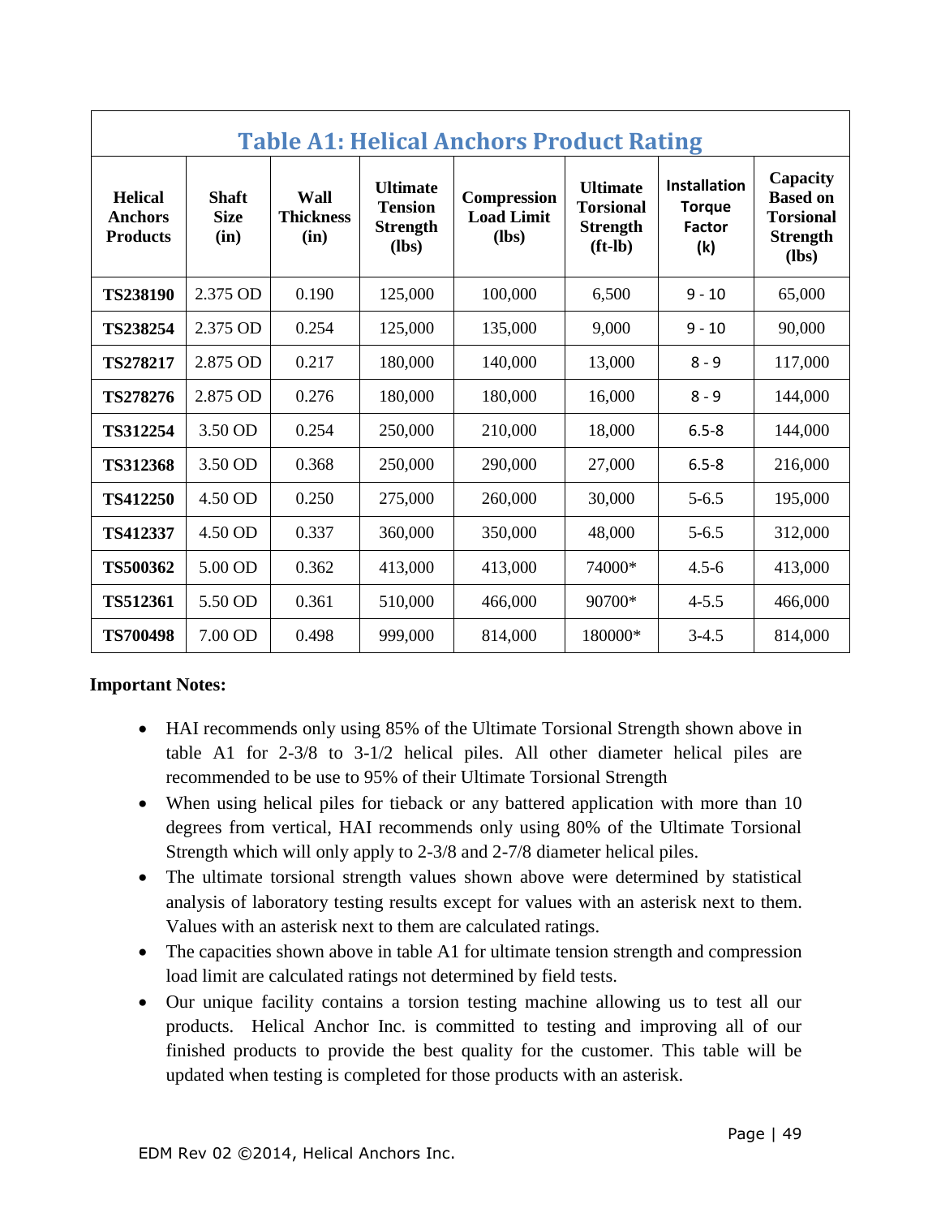## Table A1: Helical Anchors Product Rating

| Helical Anchors Products | Shaft Size (in) | Wall Thickness (in) | Ultimate Tension Strength (lbs) | Compression Load Limit (lbs) | Ultimate Torsional Strength (ft-lb) | Installation Torque Factor (k) | Capacity Based on Torsional Strength (lbs) |
|---|---|---|---|---|---|---|---|
| **TS238190** | 2.375 OD | 0.190 | 125,000 | 100,000 | 6,500 | 9 - 10 | 65,000 |
| **TS238254** | 2.375 OD | 0.254 | 125,000 | 135,000 | 9,000 | 9 - 10 | 90,000 |
| **TS278217** | 2.875 OD | 0.217 | 180,000 | 140,000 | 13,000 | 8 - 9 | 117,000 |
| **TS278276** | 2.875 OD | 0.276 | 180,000 | 180,000 | 16,000 | 8 - 9 | 144,000 |
| **TS312254** | 3.50 OD | 0.254 | 250,000 | 210,000 | 18,000 | 6.5-8 | 144,000 |
| **TS312368** | 3.50 OD | 0.368 | 250,000 | 290,000 | 27,000 | 6.5-8 | 216,000 |
| **TS412250** | 4.50 OD | 0.250 | 275,000 | 260,000 | 30,000 | 5-6.5 | 195,000 |
| **TS412337** | 4.50 OD | 0.337 | 360,000 | 350,000 | 48,000 | 5-6.5 | 312,000 |
| **TS500362** | 5.00 OD | 0.362 | 413,000 | 413,000 | 74000* | 4.5-6 | 413,000 |
| **TS512361** | 5.50 OD | 0.361 | 510,000 | 466,000 | 90700* | 4-5.5 | 466,000 |
| **TS700498** | 7.00 OD | 0.498 | 999,000 | 814,000 | 180000* | 3-4.5 | 814,000 |

**Important Notes:**

- HAI recommends only using 85% of the Ultimate Torsional Strength shown above in table A1 for 2-3/8 to 3-1/2 helical piles. All other diameter helical piles are recommended to be use to 95% of their Ultimate Torsional Strength
- When using helical piles for tieback or any battered application with more than 10 degrees from vertical, HAI recommends only using 80% of the Ultimate Torsional Strength which will only apply to 2-3/8 and 2-7/8 diameter helical piles.
- The ultimate torsional strength values shown above were determined by statistical analysis of laboratory testing results except for values with an asterisk next to them. Values with an asterisk next to them are calculated ratings.
- The capacities shown above in table A1 for ultimate tension strength and compression load limit are calculated ratings not determined by field tests.
- Our unique facility contains a torsion testing machine allowing us to test all our products. Helical Anchor Inc. is committed to testing and improving all of our finished products to provide the best quality for the customer. This table will be updated when testing is completed for those products with an asterisk.

EDM Rev 02 ©2014, Helical Anchors Inc.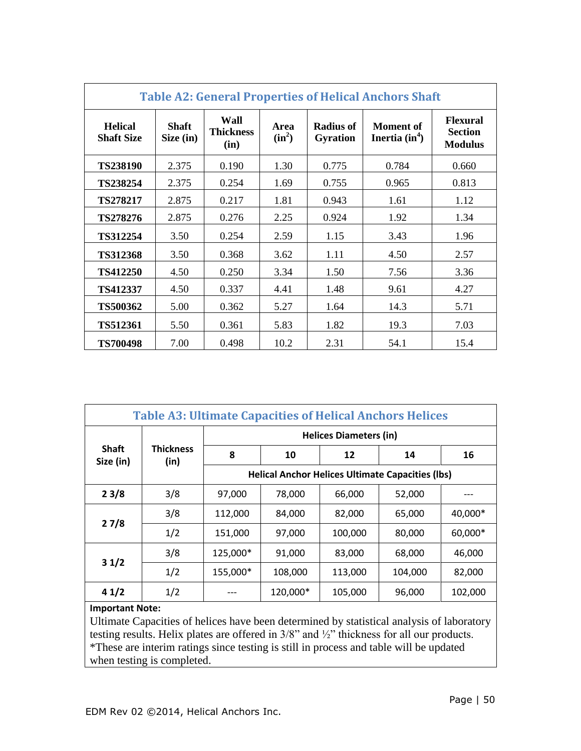**Table A2: General Properties of Helical Anchors Shaft**

| Helical Shaft Size | Shaft Size (in) | Wall Thickness (in) | Area ($in^2$) | Radius of Gyration | Moment of Inertia ($in^4$) | Flexural Section Modulus |
|---|---|---|---|---|---|---|
| **TS238190** | 2.375 | 0.190 | 1.30 | 0.775 | 0.784 | 0.660 |
| **TS238254** | 2.375 | 0.254 | 1.69 | 0.755 | 0.965 | 0.813 |
| **TS278217** | 2.875 | 0.217 | 1.81 | 0.943 | 1.61 | 1.12 |
| **TS278276** | 2.875 | 0.276 | 2.25 | 0.924 | 1.92 | 1.34 |
| **TS312254** | 3.50 | 0.254 | 2.59 | 1.15 | 3.43 | 1.96 |
| **TS312368** | 3.50 | 0.368 | 3.62 | 1.11 | 4.50 | 2.57 |
| **TS412250** | 4.50 | 0.250 | 3.34 | 1.50 | 7.56 | 3.36 |
| **TS412337** | 4.50 | 0.337 | 4.41 | 1.48 | 9.61 | 4.27 |
| **TS500362** | 5.00 | 0.362 | 5.27 | 1.64 | 14.3 | 5.71 |
| **TS512361** | 5.50 | 0.361 | 5.83 | 1.82 | 19.3 | 7.03 |
| **TS700498** | 7.00 | 0.498 | 10.2 | 2.31 | 54.1 | 15.4 |

**Table A3: Ultimate Capacities of Helical Anchors Helices**

| Shaft Size (in) | Thickness (in) | Helices Diameters (in) | | | | |
|---|---|---|---|---|---|---|
| | | 8 | 10 | 12 | 14 | 16 |
| | | Helical Anchor Helices Ultimate Capacities (lbs) | | | | |
| **2 3/8** | 3/8 | 97,000 | 78,000 | 66,000 | 52,000 | --- |
| **2 7/8** | 3/8 | 112,000 | 84,000 | 82,000 | 65,000 | 40,000* |
| | 1/2 | 151,000 | 97,000 | 100,000 | 80,000 | 60,000* |
| **3 1/2** | 3/8 | 125,000* | 91,000 | 83,000 | 68,000 | 46,000 |
| | 1/2 | 155,000* | 108,000 | 113,000 | 104,000 | 82,000 |
| **4 1/2** | 1/2 | --- | 120,000* | 105,000 | 96,000 | 102,000 |

**Important Note:**
Ultimate Capacities of helices have been determined by statistical analysis of laboratory testing results. Helix plates are offered in 3/8" and ½" thickness for all our products.
*These are interim ratings since testing is still in process and table will be updated when testing is completed.

EDM Rev 02 ©2014, Helical Anchors Inc.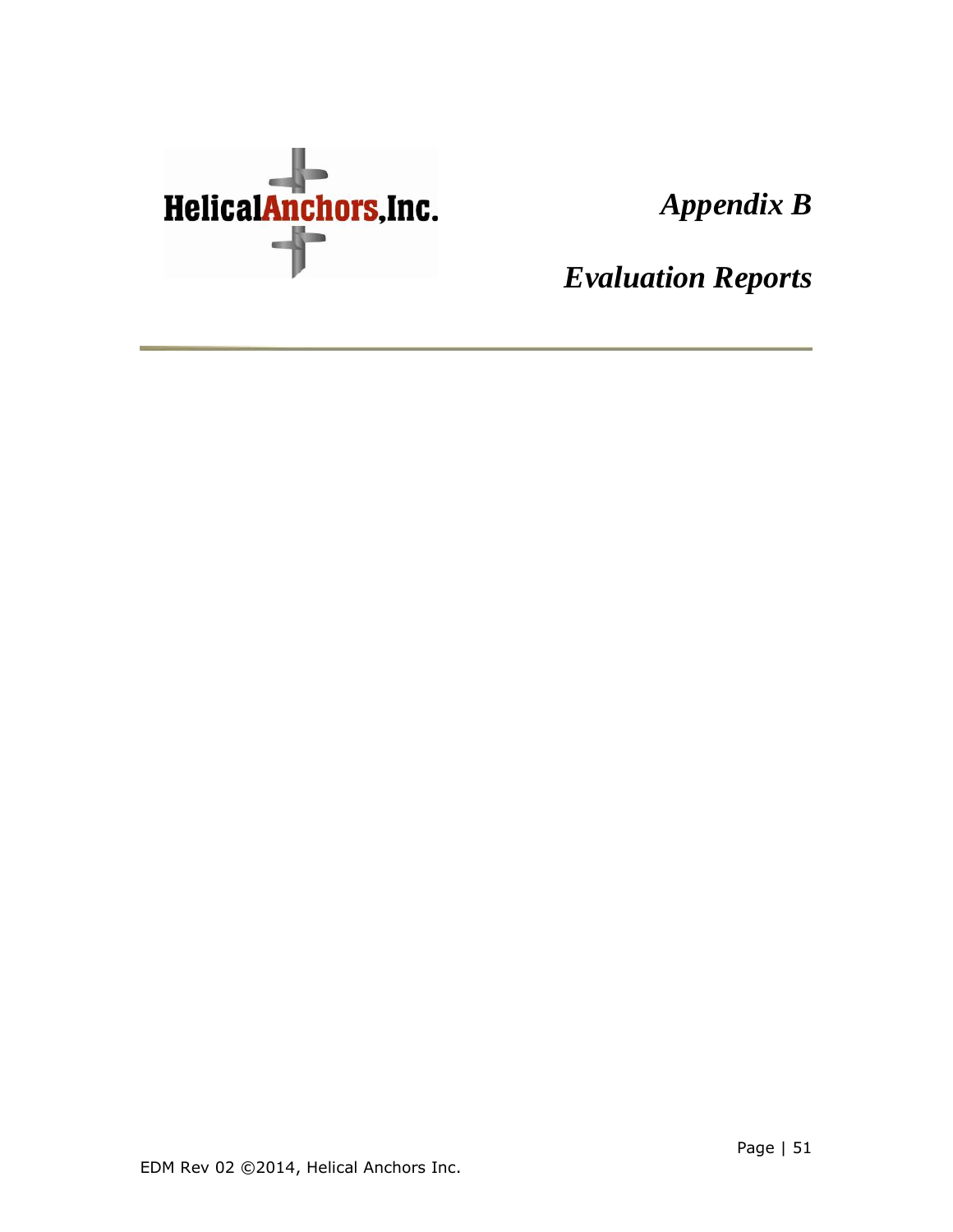HelicalAnchors,Inc.

# *Appendix B*

# *Evaluation Reports*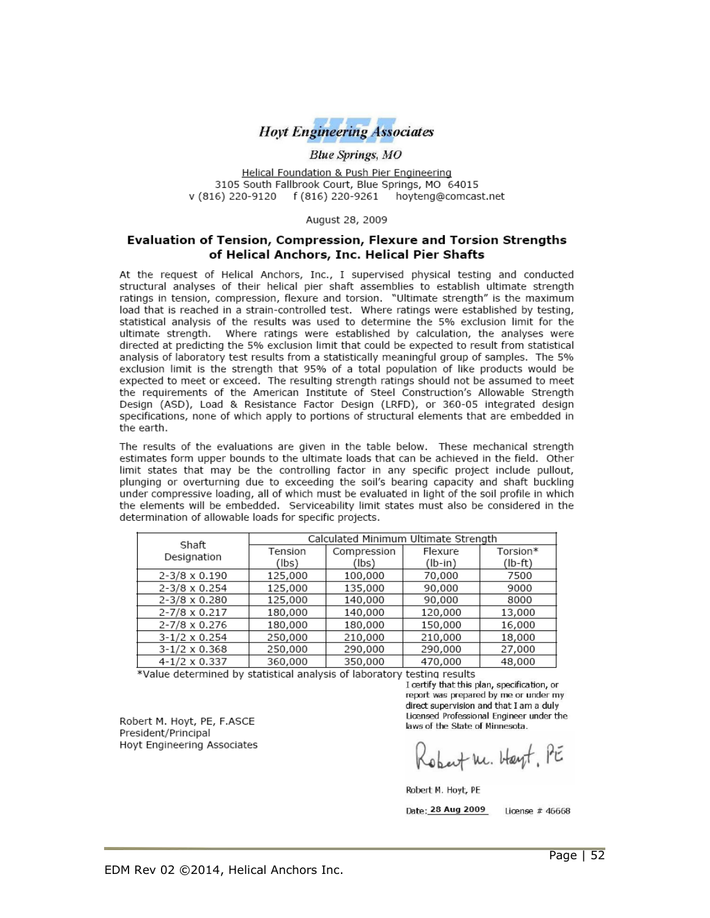*Hoyt Engineering Associates*

*Blue Springs, MO*

Helical Foundation & Push Pier Engineering
3105 South Fallbrook Court, Blue Springs, MO 64015
v (816) 220-9120 f (816) 220-9261 hoyteng@comcast.net

August 28, 2009

## Evaluation of Tension, Compression, Flexure and Torsion Strengths of Helical Anchors, Inc. Helical Pier Shafts

At the request of Helical Anchors, Inc., I supervised physical testing and conducted structural analyses of their helical pier shaft assemblies to establish ultimate strength ratings in tension, compression, flexure and torsion. "Ultimate strength" is the maximum load that is reached in a strain-controlled test. Where ratings were established by testing, statistical analysis of the results was used to determine the 5% exclusion limit for the ultimate strength. Where ratings were established by calculation, the analyses were directed at predicting the 5% exclusion limit that could be expected to result from statistical analysis of laboratory test results from a statistically meaningful group of samples. The 5% exclusion limit is the strength that 95% of a total population of like products would be expected to meet or exceed. The resulting strength ratings should not be assumed to meet the requirements of the American Institute of Steel Construction's Allowable Strength Design (ASD), Load & Resistance Factor Design (LRFD), or 360-05 integrated design specifications, none of which apply to portions of structural elements that are embedded in the earth.

The results of the evaluations are given in the table below. These mechanical strength estimates form upper bounds to the ultimate loads that can be achieved in the field. Other limit states that may be the controlling factor in any specific project include pullout, plunging or overturning due to exceeding the soil's bearing capacity and shaft buckling under compressive loading, all of which must be evaluated in light of the soil profile in which the elements will be embedded. Serviceability limit states must also be considered in the determination of allowable loads for specific projects.

| Shaft Designation | Calculated Minimum Ultimate Strength | | | |
|---|---|---|---|---|
| | Tension (lbs) | Compression (lbs) | Flexure (lb-in) | Torsion* (lb-ft) |
| 2-3/8 x 0.190 | 125,000 | 100,000 | 70,000 | 7500 |
| 2-3/8 x 0.254 | 125,000 | 135,000 | 90,000 | 9000 |
| 2-3/8 x 0.280 | 125,000 | 140,000 | 90,000 | 8000 |
| 2-7/8 x 0.217 | 180,000 | 140,000 | 120,000 | 13,000 |
| 2-7/8 x 0.276 | 180,000 | 180,000 | 150,000 | 16,000 |
| 3-1/2 x 0.254 | 250,000 | 210,000 | 210,000 | 18,000 |
| 3-1/2 x 0.368 | 250,000 | 290,000 | 290,000 | 27,000 |
| 4-1/2 x 0.337 | 360,000 | 350,000 | 470,000 | 48,000 |

*Value determined by statistical analysis of laboratory testing results

Robert M. Hoyt, PE, F.ASCE
President/Principal
Hoyt Engineering Associates

I certify that this plan, specification, or report was prepared by me or under my direct supervision and that I am a duly Licensed Professional Engineer under the laws of the State of Minnesota.

Robert M. Hoyt, PE

Robert M. Hoyt, PE

Date: 28 Aug 2009 License # 46668

EDM Rev 02 ©2014, Helical Anchors Inc.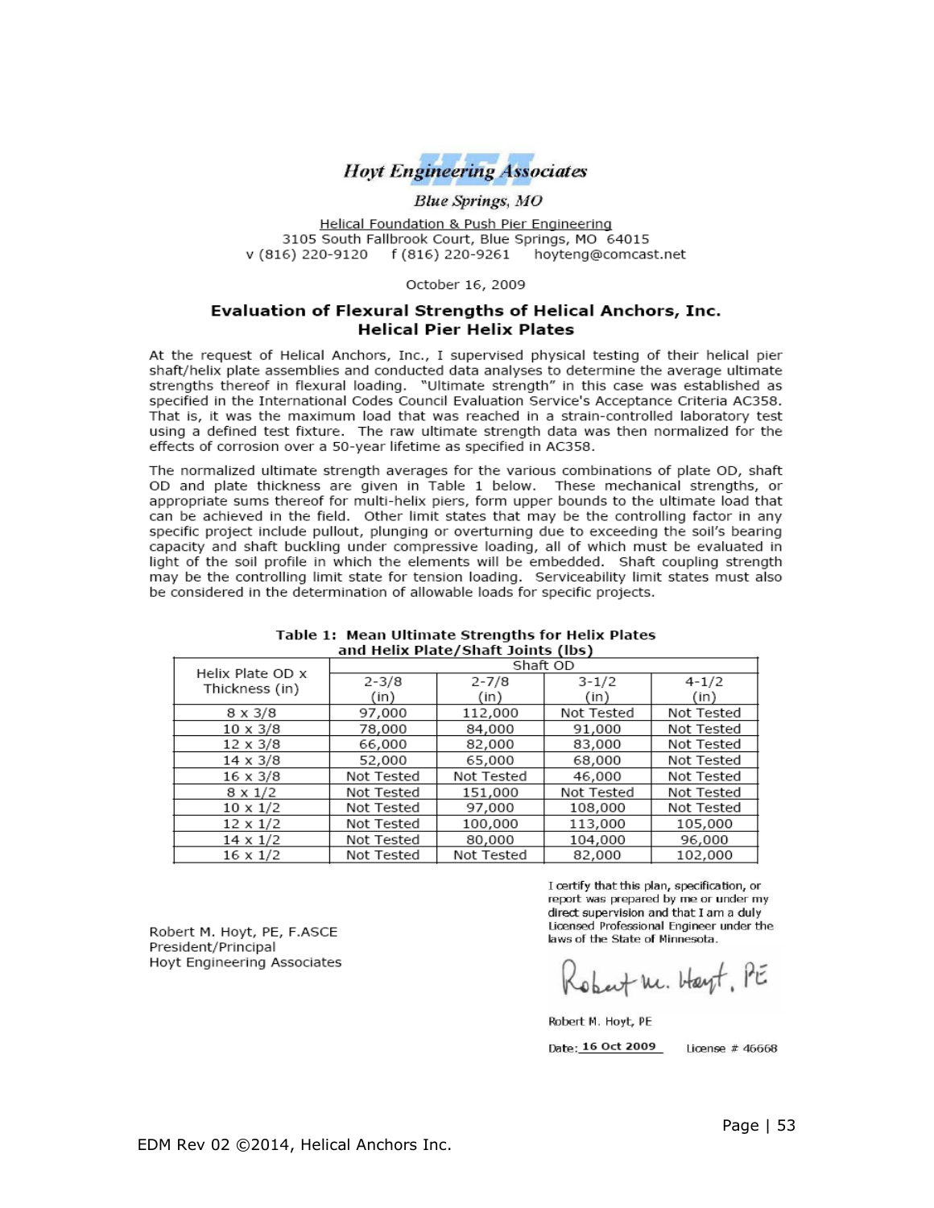**Hoyt Engineering Associates**

*Blue Springs, MO*

Helical Foundation & Push Pier Engineering
3105 South Fallbrook Court, Blue Springs, MO 64015
v (816) 220-9120 f (816) 220-9261 hoyteng@comcast.net

October 16, 2009

## Evaluation of Flexural Strengths of Helical Anchors, Inc. Helical Pier Helix Plates

At the request of Helical Anchors, Inc., I supervised physical testing of their helical pier shaft/helix plate assemblies and conducted data analyses to determine the average ultimate strengths thereof in flexural loading. "Ultimate strength" in this case was established as specified in the International Codes Council Evaluation Service's Acceptance Criteria AC358. That is, it was the maximum load that was reached in a strain-controlled laboratory test using a defined test fixture. The raw ultimate strength data was then normalized for the effects of corrosion over a 50-year lifetime as specified in AC358.

The normalized ultimate strength averages for the various combinations of plate OD, shaft OD and plate thickness are given in Table 1 below. These mechanical strengths, or appropriate sums thereof for multi-helix piers, form upper bounds to the ultimate load that can be achieved in the field. Other limit states that may be the controlling factor in any specific project include pullout, plunging or overturning due to exceeding the soil's bearing capacity and shaft buckling under compressive loading, all of which must be evaluated in light of the soil profile in which the elements will be embedded. Shaft coupling strength may be the controlling limit state for tension loading. Serviceability limit states must also be considered in the determination of allowable loads for specific projects.

**Table 1: Mean Ultimate Strengths for Helix Plates and Helix Plate/Shaft Joints (lbs)**

| Helix Plate OD x Thickness (in) | Shaft OD | | | |
|---|---|---|---|---|
| | 2-3/8 (in) | 2-7/8 (in) | 3-1/2 (in) | 4-1/2 (in) |
| 8 x 3/8 | 97,000 | 112,000 | Not Tested | Not Tested |
| 10 x 3/8 | 78,000 | 84,000 | 91,000 | Not Tested |
| 12 x 3/8 | 66,000 | 82,000 | 83,000 | Not Tested |
| 14 x 3/8 | 52,000 | 65,000 | 68,000 | Not Tested |
| 16 x 3/8 | Not Tested | Not Tested | 46,000 | Not Tested |
| 8 x 1/2 | Not Tested | 151,000 | Not Tested | Not Tested |
| 10 x 1/2 | Not Tested | 97,000 | 108,000 | Not Tested |
| 12 x 1/2 | Not Tested | 100,000 | 113,000 | 105,000 |
| 14 x 1/2 | Not Tested | 80,000 | 104,000 | 96,000 |
| 16 x 1/2 | Not Tested | Not Tested | 82,000 | 102,000 |

Robert M. Hoyt, PE, F.ASCE
President/Principal
Hoyt Engineering Associates

I certify that this plan, specification, or report was prepared by me or under my direct supervision and that I am a duly Licensed Professional Engineer under the laws of the State of Minnesota.

Robert M. Hoyt, PE

Robert M. Hoyt, PE

Date: 16 Oct 2009 License # 46668

EDM Rev 02 ©2014, Helical Anchors Inc.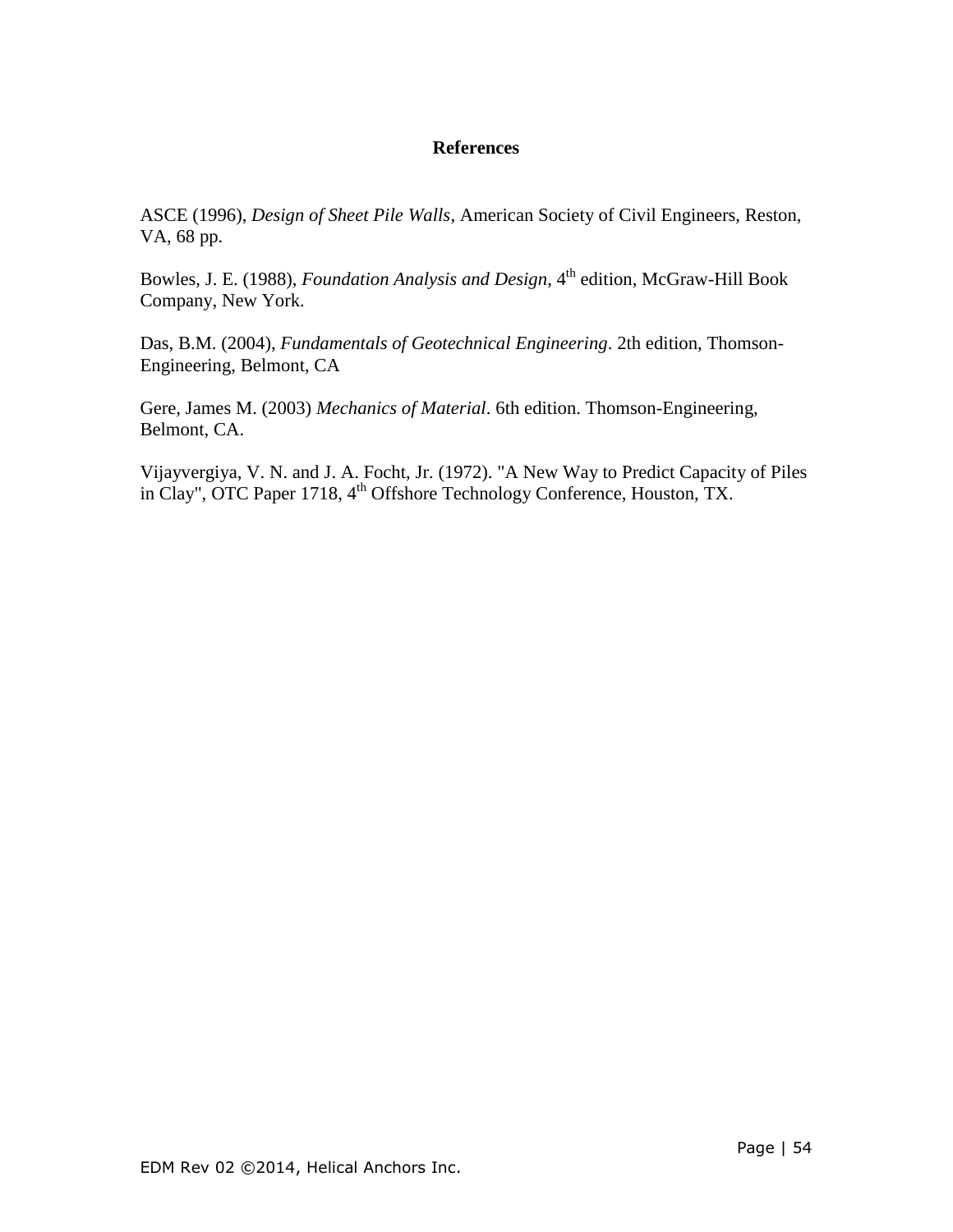## References

ASCE (1996), *Design of Sheet Pile Walls*, American Society of Civil Engineers, Reston, VA, 68 pp.

Bowles, J. E. (1988), *Foundation Analysis and Design*, 4th edition, McGraw-Hill Book Company, New York.

Das, B.M. (2004), *Fundamentals of Geotechnical Engineering*. 2th edition, Thomson-Engineering, Belmont, CA

Gere, James M. (2003) *Mechanics of Material*. 6th edition. Thomson-Engineering, Belmont, CA.

Vijayvergiya, V. N. and J. A. Focht, Jr. (1972). "A New Way to Predict Capacity of Piles in Clay", OTC Paper 1718, 4th Offshore Technology Conference, Houston, TX.